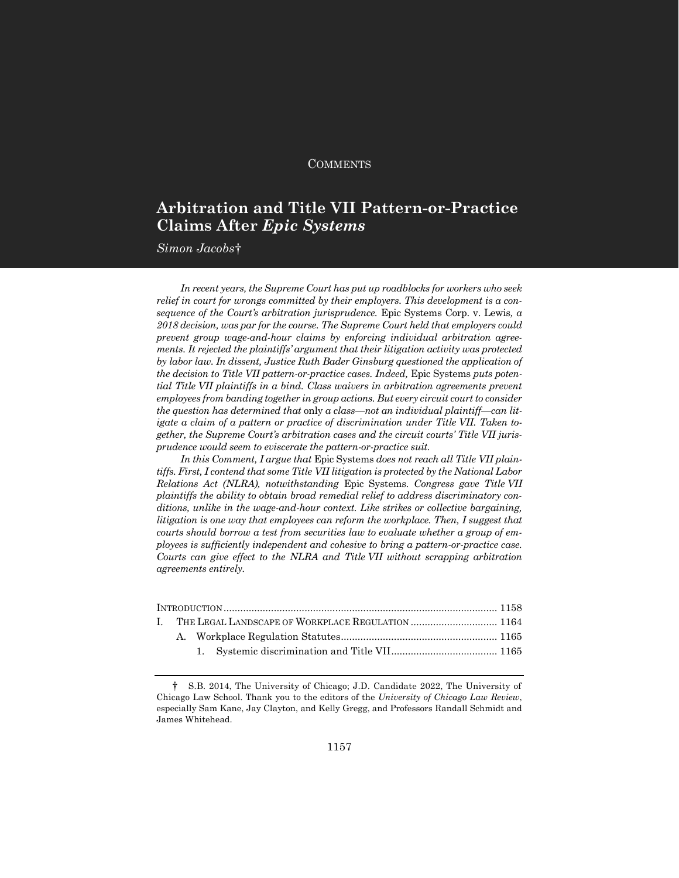COMMENTS

# Arbitration and Title VII Pattern-or-Practice Claims After *Epic Systems*

*Simon Jacobs*†

*In recent years, the Supreme Court has put up roadblocks for workers who seek relief in court for wrongs committed by their employers. This development is a consequence of the Court's arbitration jurisprudence.* Epic Systems Corp. v. Lewis*, a 2018 decision, was par for the course. The Supreme Court held that employers could prevent group wage-and-hour claims by enforcing individual arbitration agreements. It rejected the plaintiffs' argument that their litigation activity was protected by labor law. In dissent, Justice Ruth Bader Ginsburg questioned the application of the decision to Title VII pattern-or-practice cases. Indeed,* Epic Systems *puts potential Title VII plaintiffs in a bind. Class waivers in arbitration agreements prevent employees from banding together in group actions. But every circuit court to consider the question has determined that* only *a class—not an individual plaintiff—can litigate a claim of a pattern or practice of discrimination under Title VII. Taken together, the Supreme Court's arbitration cases and the circuit courts' Title VII jurisprudence would seem to eviscerate the pattern-or-practice suit.*

*In this Comment, I argue that* Epic Systems *does not reach all Title VII plaintiffs. First, I contend that some Title VII litigation is protected by the National Labor Relations Act (NLRA), notwithstanding* Epic Systems*. Congress gave Title VII plaintiffs the ability to obtain broad remedial relief to address discriminatory conditions, unlike in the wage-and-hour context. Like strikes or collective bargaining, litigation is one way that employees can reform the workplace. Then, I suggest that courts should borrow a test from securities law to evaluate whether a group of employees is sufficiently independent and cohesive to bring a pattern-or-practice case. Courts can give effect to the NLRA and Title VII without scrapping arbitration agreements entirely.*

INTRODUCTION .................................................................................................. 1158
I. THE LEGAL LANDSCAPE OF WORKPLACE REGULATION ............................... 1164
  A. Workplace Regulation Statutes ........................................................ 1165
    1. Systemic discrimination and Title VII ...................................... 1165

† S.B. 2014, The University of Chicago; J.D. Candidate 2022, The University of Chicago Law School. Thank you to the editors of the *University of Chicago Law Review*, especially Sam Kane, Jay Clayton, and Kelly Gregg, and Professors Randall Schmidt and James Whitehead.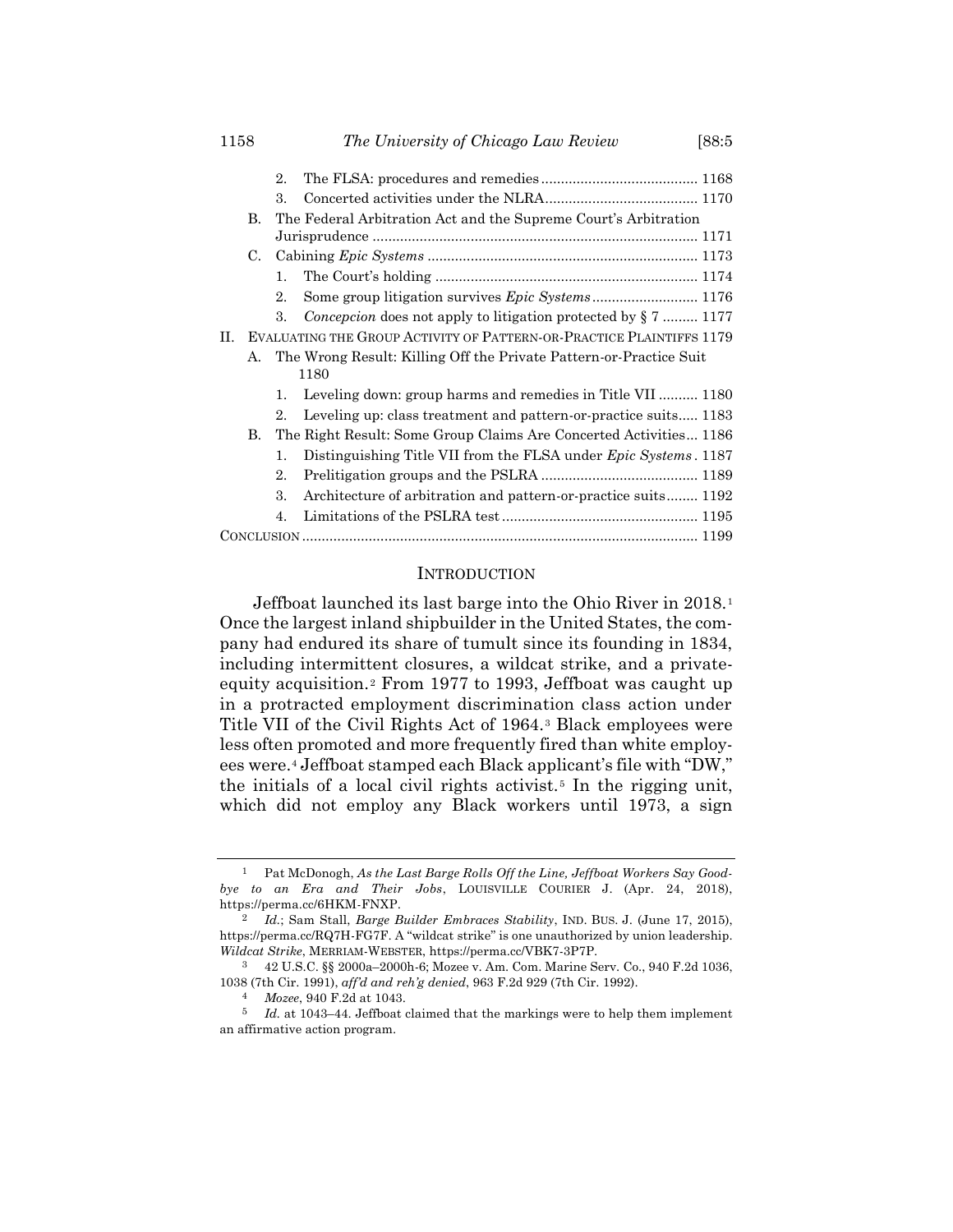2. The FLSA: procedures and remedies ........................................ 1168
3. Concerted activities under the NLRA ....................................... 1170

B. The Federal Arbitration Act and the Supreme Court's Arbitration Jurisprudence .................................................................................. 1171

C. Cabining *Epic Systems* ..................................................................... 1173
1. The Court's holding ................................................................... 1174
2. Some group litigation survives *Epic Systems* ........................... 1176
3. *Concepcion* does not apply to litigation protected by § 7 ......... 1177

II. EVALUATING THE GROUP ACTIVITY OF PATTERN-OR-PRACTICE PLAINTIFFS 1179

A. The Wrong Result: Killing Off the Private Pattern-or-Practice Suit 1180
1. Leveling down: group harms and remedies in Title VII .......... 1180
2. Leveling up: class treatment and pattern-or-practice suits..... 1183

B. The Right Result: Some Group Claims Are Concerted Activities... 1186
1. Distinguishing Title VII from the FLSA under *Epic Systems* . 1187
2. Prelitigation groups and the PSLRA ........................................ 1189
3. Architecture of arbitration and pattern-or-practice suits........ 1192
4. Limitations of the PSLRA test ................................................. 1195

CONCLUSION .................................................................................................... 1199

## INTRODUCTION

Jeffboat launched its last barge into the Ohio River in 2018.[1] Once the largest inland shipbuilder in the United States, the company had endured its share of tumult since its founding in 1834, including intermittent closures, a wildcat strike, and a private-equity acquisition.[2] From 1977 to 1993, Jeffboat was caught up in a protracted employment discrimination class action under Title VII of the Civil Rights Act of 1964.[3] Black employees were less often promoted and more frequently fired than white employees were.[4] Jeffboat stamped each Black applicant's file with "DW," the initials of a local civil rights activist.[5] In the rigging unit, which did not employ any Black workers until 1973, a sign

---

[1] Pat McDonogh, *As the Last Barge Rolls Off the Line, Jeffboat Workers Say Goodbye to an Era and Their Jobs*, LOUISVILLE COURIER J. (Apr. 24, 2018), https://perma.cc/6HKM-FNXP.

[2] *Id.*; Sam Stall, *Barge Builder Embraces Stability*, IND. BUS. J. (June 17, 2015), https://perma.cc/RQ7H-FG7F. A "wildcat strike" is one unauthorized by union leadership. *Wildcat Strike*, MERRIAM-WEBSTER, https://perma.cc/VBK7-3P7P.

[3] 42 U.S.C. §§ 2000a–2000h-6; Mozee v. Am. Com. Marine Serv. Co., 940 F.2d 1036, 1038 (7th Cir. 1991), *aff'd and reh'g denied*, 963 F.2d 929 (7th Cir. 1992).

[4] *Mozee*, 940 F.2d at 1043.

[5] *Id.* at 1043–44. Jeffboat claimed that the markings were to help them implement an affirmative action program.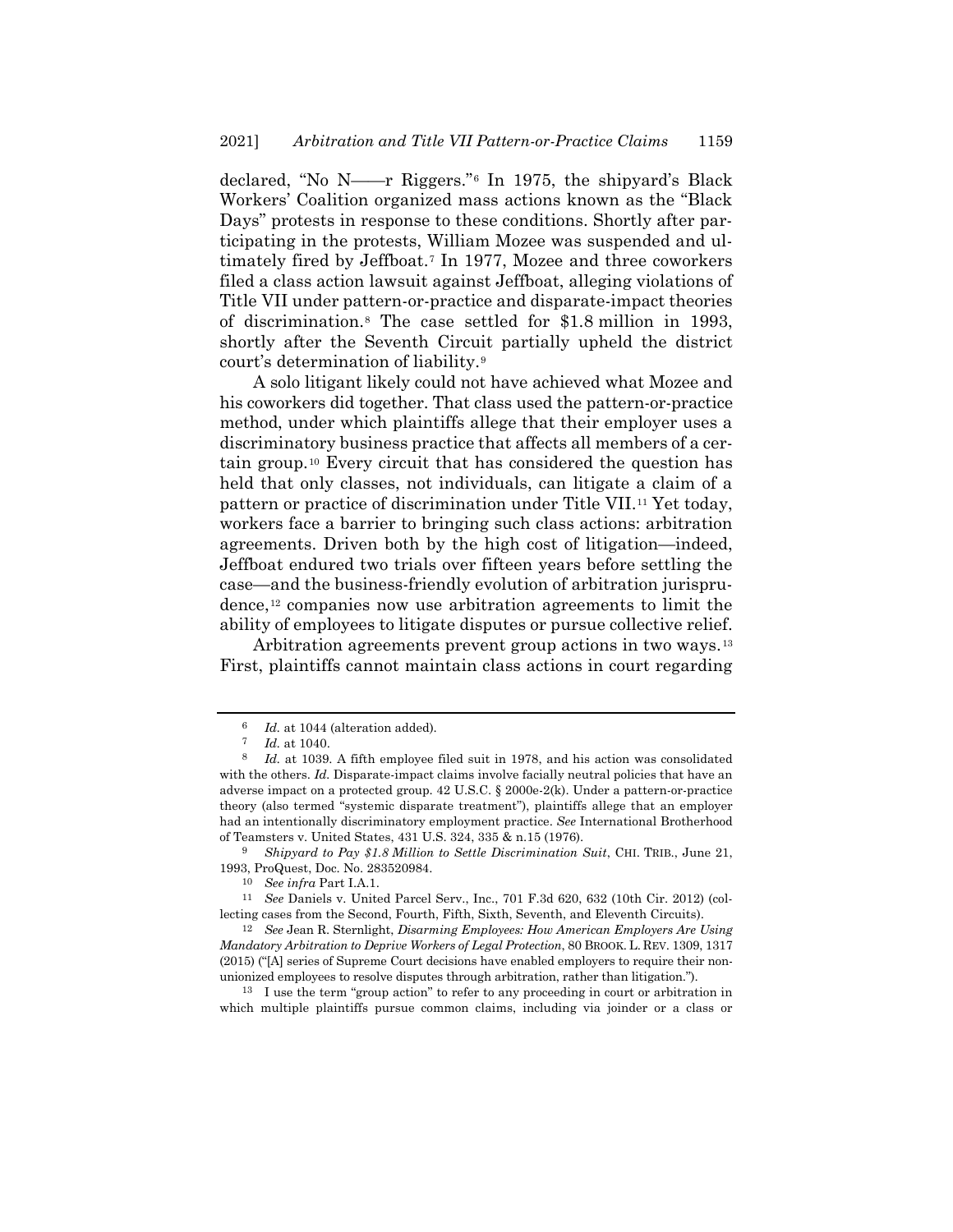declared, "No N——r Riggers."[6] In 1975, the shipyard's Black Workers' Coalition organized mass actions known as the "Black Days" protests in response to these conditions. Shortly after participating in the protests, William Mozee was suspended and ultimately fired by Jeffboat.[7] In 1977, Mozee and three coworkers filed a class action lawsuit against Jeffboat, alleging violations of Title VII under pattern-or-practice and disparate-impact theories of discrimination.[8] The case settled for $1.8 million in 1993, shortly after the Seventh Circuit partially upheld the district court's determination of liability.[9]

A solo litigant likely could not have achieved what Mozee and his coworkers did together. That class used the pattern-or-practice method, under which plaintiffs allege that their employer uses a discriminatory business practice that affects all members of a certain group.[10] Every circuit that has considered the question has held that only classes, not individuals, can litigate a claim of a pattern or practice of discrimination under Title VII.[11] Yet today, workers face a barrier to bringing such class actions: arbitration agreements. Driven both by the high cost of litigation—indeed, Jeffboat endured two trials over fifteen years before settling the case—and the business-friendly evolution of arbitration jurisprudence,[12] companies now use arbitration agreements to limit the ability of employees to litigate disputes or pursue collective relief.

Arbitration agreements prevent group actions in two ways.[13] First, plaintiffs cannot maintain class actions in court regarding

---

[6] *Id.* at 1044 (alteration added).

[7] *Id.* at 1040.

[8] *Id.* at 1039. A fifth employee filed suit in 1978, and his action was consolidated with the others. *Id.* Disparate-impact claims involve facially neutral policies that have an adverse impact on a protected group. 42 U.S.C. § 2000e-2(k). Under a pattern-or-practice theory (also termed "systemic disparate treatment"), plaintiffs allege that an employer had an intentionally discriminatory employment practice. *See* International Brotherhood of Teamsters v. United States, 431 U.S. 324, 335 & n.15 (1976).

[9] *Shipyard to Pay $1.8 Million to Settle Discrimination Suit*, CHI. TRIB., June 21, 1993, ProQuest, Doc. No. 283520984.

[10] *See infra* Part I.A.1.

[11] *See* Daniels v. United Parcel Serv., Inc., 701 F.3d 620, 632 (10th Cir. 2012) (collecting cases from the Second, Fourth, Fifth, Sixth, Seventh, and Eleventh Circuits).

[12] *See* Jean R. Sternlight, *Disarming Employees: How American Employers Are Using Mandatory Arbitration to Deprive Workers of Legal Protection*, 80 BROOK. L. REV. 1309, 1317 (2015) ("[A] series of Supreme Court decisions have enabled employers to require their nonunionized employees to resolve disputes through arbitration, rather than litigation.").

[13] I use the term "group action" to refer to any proceeding in court or arbitration in which multiple plaintiffs pursue common claims, including via joinder or a class or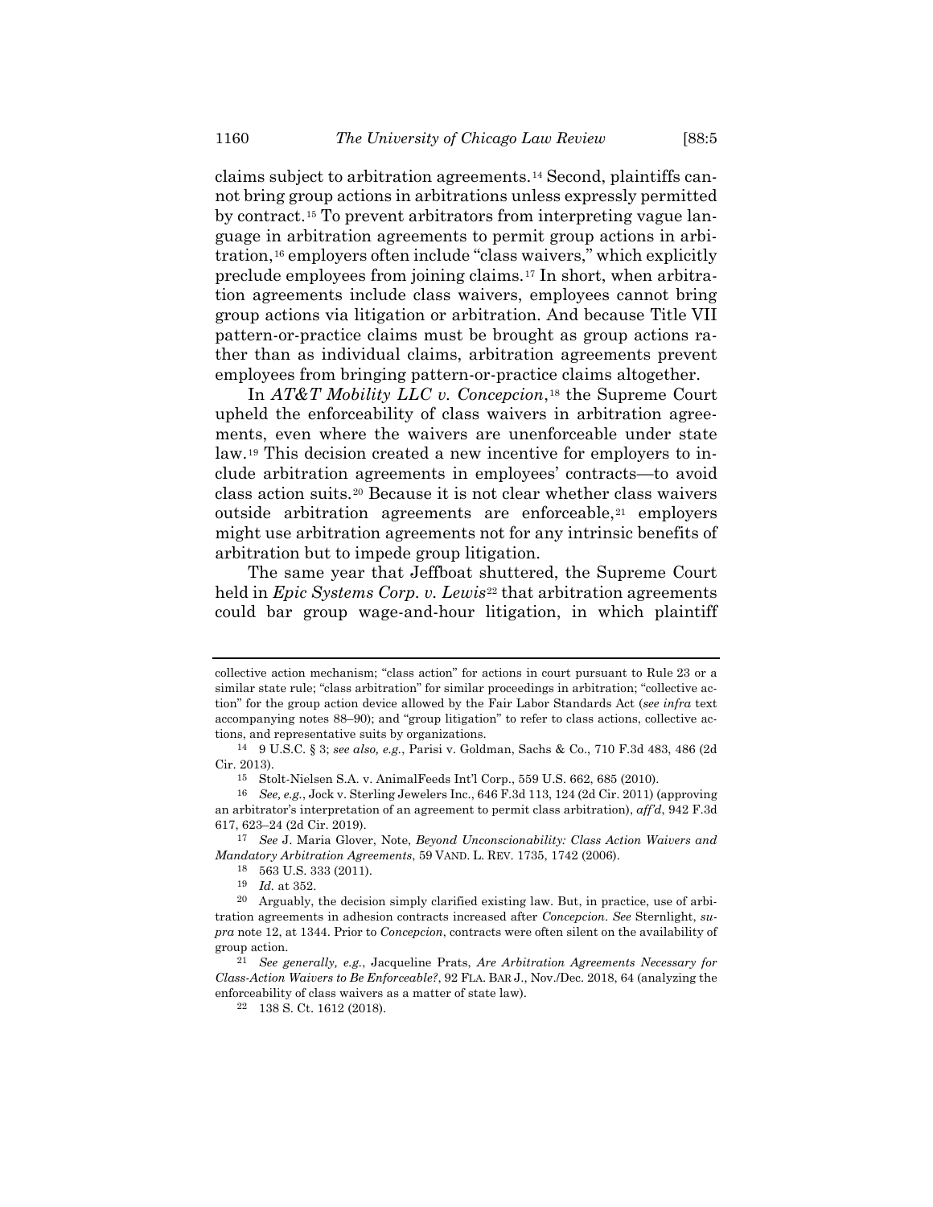claims subject to arbitration agreements.[14] Second, plaintiffs cannot bring group actions in arbitrations unless expressly permitted by contract.[15] To prevent arbitrators from interpreting vague language in arbitration agreements to permit group actions in arbitration,[16] employers often include "class waivers," which explicitly preclude employees from joining claims.[17] In short, when arbitration agreements include class waivers, employees cannot bring group actions via litigation or arbitration. And because Title VII pattern-or-practice claims must be brought as group actions rather than as individual claims, arbitration agreements prevent employees from bringing pattern-or-practice claims altogether.

In *AT&T Mobility LLC v. Concepcion*,[18] the Supreme Court upheld the enforceability of class waivers in arbitration agreements, even where the waivers are unenforceable under state law.[19] This decision created a new incentive for employers to include arbitration agreements in employees' contracts—to avoid class action suits.[20] Because it is not clear whether class waivers outside arbitration agreements are enforceable,[21] employers might use arbitration agreements not for any intrinsic benefits of arbitration but to impede group litigation.

The same year that Jeffboat shuttered, the Supreme Court held in *Epic Systems Corp. v. Lewis*[22] that arbitration agreements could bar group wage-and-hour litigation, in which plaintiff

---

collective action mechanism; "class action" for actions in court pursuant to Rule 23 or a similar state rule; "class arbitration" for similar proceedings in arbitration; "collective action" for the group action device allowed by the Fair Labor Standards Act (*see infra* text accompanying notes 88–90); and "group litigation" to refer to class actions, collective actions, and representative suits by organizations.

[14] 9 U.S.C. § 3; *see also, e.g.*, Parisi v. Goldman, Sachs & Co., 710 F.3d 483, 486 (2d Cir. 2013).

[15] Stolt-Nielsen S.A. v. AnimalFeeds Int'l Corp., 559 U.S. 662, 685 (2010).

[16] *See, e.g.*, Jock v. Sterling Jewelers Inc., 646 F.3d 113, 124 (2d Cir. 2011) (approving an arbitrator's interpretation of an agreement to permit class arbitration), *aff'd*, 942 F.3d 617, 623–24 (2d Cir. 2019).

[17] *See* J. Maria Glover, Note, *Beyond Unconscionability: Class Action Waivers and Mandatory Arbitration Agreements*, 59 VAND. L. REV. 1735, 1742 (2006).

[18] 563 U.S. 333 (2011).

[19] *Id.* at 352.

[20] Arguably, the decision simply clarified existing law. But, in practice, use of arbitration agreements in adhesion contracts increased after *Concepcion*. *See* Sternlight, *supra* note 12, at 1344. Prior to *Concepcion*, contracts were often silent on the availability of group action.

[21] *See generally, e.g.*, Jacqueline Prats, *Are Arbitration Agreements Necessary for Class-Action Waivers to Be Enforceable?*, 92 FLA. BAR J., Nov./Dec. 2018, 64 (analyzing the enforceability of class waivers as a matter of state law).

[22] 138 S. Ct. 1612 (2018).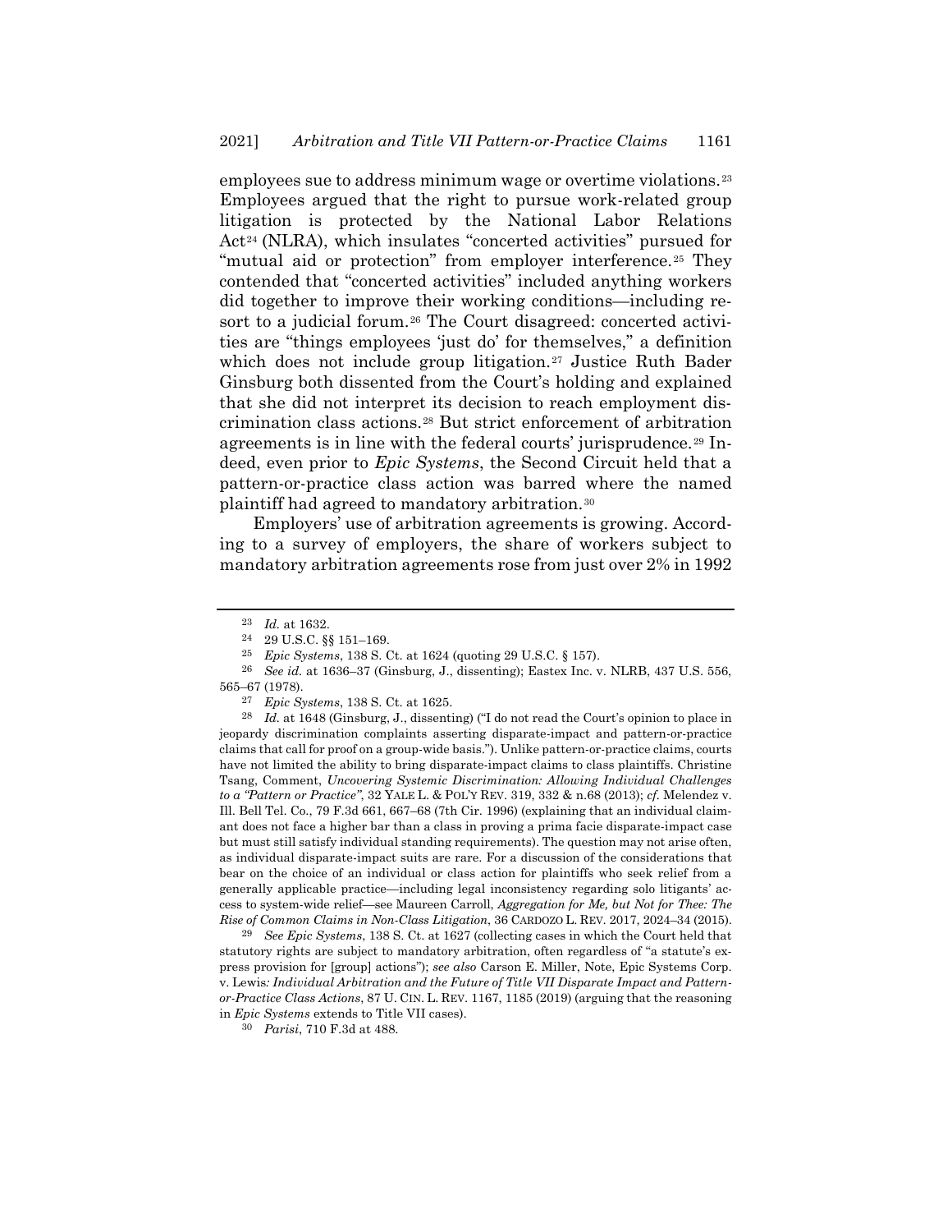employees sue to address minimum wage or overtime violations.[23] Employees argued that the right to pursue work-related group litigation is protected by the National Labor Relations Act[24] (NLRA), which insulates "concerted activities" pursued for "mutual aid or protection" from employer interference.[25] They contended that "concerted activities" included anything workers did together to improve their working conditions—including resort to a judicial forum.[26] The Court disagreed: concerted activities are "things employees 'just do' for themselves," a definition which does not include group litigation.[27] Justice Ruth Bader Ginsburg both dissented from the Court's holding and explained that she did not interpret its decision to reach employment discrimination class actions.[28] But strict enforcement of arbitration agreements is in line with the federal courts' jurisprudence.[29] Indeed, even prior to *Epic Systems*, the Second Circuit held that a pattern-or-practice class action was barred where the named plaintiff had agreed to mandatory arbitration.[30]

Employers' use of arbitration agreements is growing. According to a survey of employers, the share of workers subject to mandatory arbitration agreements rose from just over 2% in 1992

---

[23] *Id.* at 1632.

[24] 29 U.S.C. §§ 151–169.

[25] *Epic Systems*, 138 S. Ct. at 1624 (quoting 29 U.S.C. § 157).

[26] *See id.* at 1636–37 (Ginsburg, J., dissenting); Eastex Inc. v. NLRB, 437 U.S. 556, 565–67 (1978).

[27] *Epic Systems*, 138 S. Ct. at 1625.

[28] *Id.* at 1648 (Ginsburg, J., dissenting) ("I do not read the Court's opinion to place in jeopardy discrimination complaints asserting disparate-impact and pattern-or-practice claims that call for proof on a group-wide basis."). Unlike pattern-or-practice claims, courts have not limited the ability to bring disparate-impact claims to class plaintiffs. Christine Tsang, Comment, *Uncovering Systemic Discrimination: Allowing Individual Challenges to a "Pattern or Practice"*, 32 YALE L. & POL'Y REV. 319, 332 & n.68 (2013); *cf.* Melendez v. Ill. Bell Tel. Co., 79 F.3d 661, 667–68 (7th Cir. 1996) (explaining that an individual claimant does not face a higher bar than a class in proving a prima facie disparate-impact case but must still satisfy individual standing requirements). The question may not arise often, as individual disparate-impact suits are rare. For a discussion of the considerations that bear on the choice of an individual or class action for plaintiffs who seek relief from a generally applicable practice—including legal inconsistency regarding solo litigants' access to system-wide relief—see Maureen Carroll, *Aggregation for Me, but Not for Thee: The Rise of Common Claims in Non-Class Litigation*, 36 CARDOZO L. REV. 2017, 2024–34 (2015).

[29] *See Epic Systems*, 138 S. Ct. at 1627 (collecting cases in which the Court held that statutory rights are subject to mandatory arbitration, often regardless of "a statute's express provision for [group] actions"); *see also* Carson E. Miller, Note, Epic Systems Corp. v. Lewis*: Individual Arbitration and the Future of Title VII Disparate Impact and Pattern-or-Practice Class Actions*, 87 U. CIN. L. REV. 1167, 1185 (2019) (arguing that the reasoning in *Epic Systems* extends to Title VII cases).

[30] *Parisi*, 710 F.3d at 488.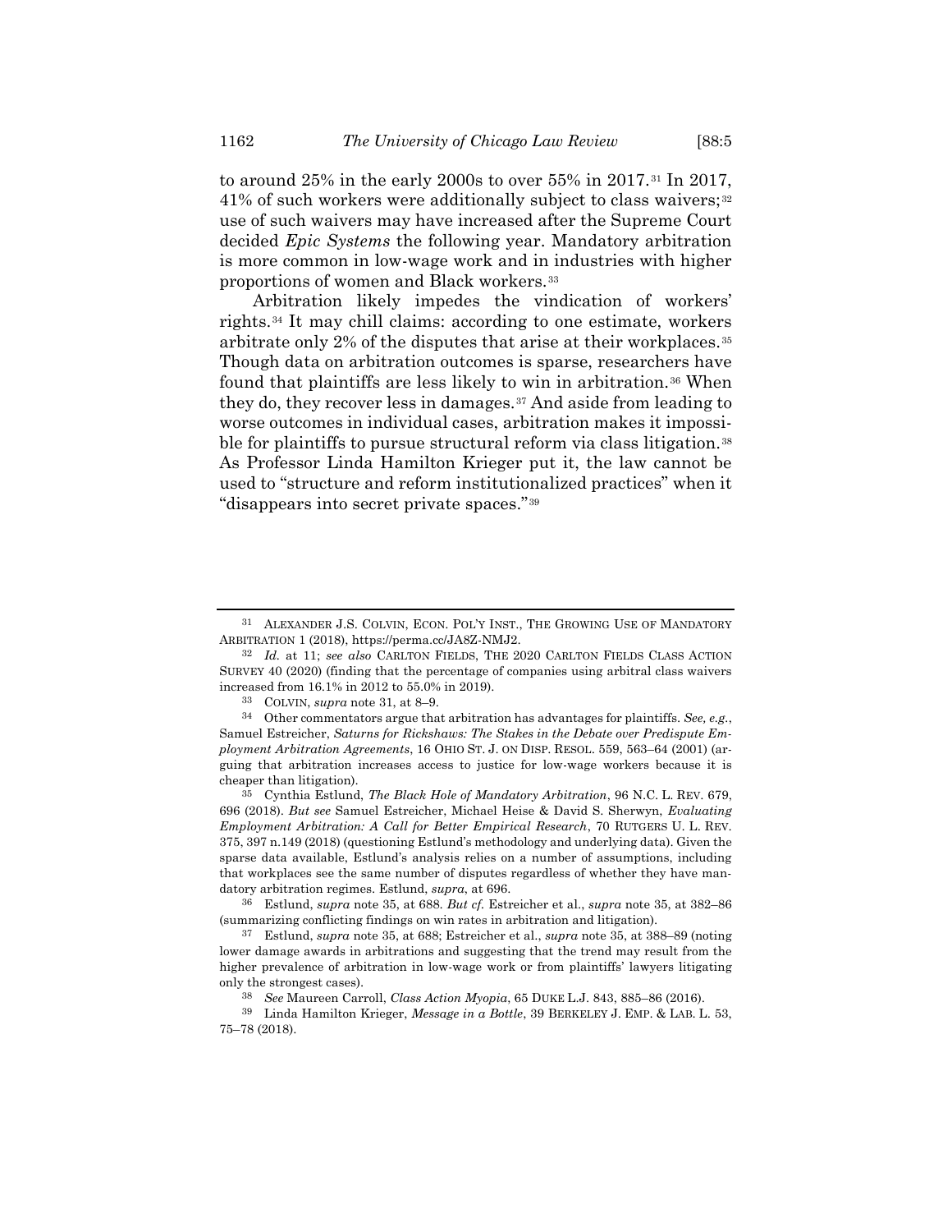to around 25% in the early 2000s to over 55% in 2017.[31] In 2017, 41% of such workers were additionally subject to class waivers;[32] use of such waivers may have increased after the Supreme Court decided *Epic Systems* the following year. Mandatory arbitration is more common in low-wage work and in industries with higher proportions of women and Black workers.[33]

Arbitration likely impedes the vindication of workers' rights.[34] It may chill claims: according to one estimate, workers arbitrate only 2% of the disputes that arise at their workplaces.[35] Though data on arbitration outcomes is sparse, researchers have found that plaintiffs are less likely to win in arbitration.[36] When they do, they recover less in damages.[37] And aside from leading to worse outcomes in individual cases, arbitration makes it impossible for plaintiffs to pursue structural reform via class litigation.[38] As Professor Linda Hamilton Krieger put it, the law cannot be used to "structure and reform institutionalized practices" when it "disappears into secret private spaces."[39]

---

[31] ALEXANDER J.S. COLVIN, ECON. POL'Y INST., THE GROWING USE OF MANDATORY ARBITRATION 1 (2018), https://perma.cc/JA8Z-NMJ2.

[32] *Id.* at 11; *see also* CARLTON FIELDS, THE 2020 CARLTON FIELDS CLASS ACTION SURVEY 40 (2020) (finding that the percentage of companies using arbitral class waivers increased from 16.1% in 2012 to 55.0% in 2019).

[33] COLVIN, *supra* note 31, at 8–9.

[34] Other commentators argue that arbitration has advantages for plaintiffs. *See, e.g.*, Samuel Estreicher, *Saturns for Rickshaws: The Stakes in the Debate over Predispute Employment Arbitration Agreements*, 16 OHIO ST. J. ON DISP. RESOL. 559, 563–64 (2001) (arguing that arbitration increases access to justice for low-wage workers because it is cheaper than litigation).

[35] Cynthia Estlund, *The Black Hole of Mandatory Arbitration*, 96 N.C. L. REV. 679, 696 (2018). *But see* Samuel Estreicher, Michael Heise & David S. Sherwyn, *Evaluating Employment Arbitration: A Call for Better Empirical Research*, 70 RUTGERS U. L. REV. 375, 397 n.149 (2018) (questioning Estlund's methodology and underlying data). Given the sparse data available, Estlund's analysis relies on a number of assumptions, including that workplaces see the same number of disputes regardless of whether they have mandatory arbitration regimes. Estlund, *supra*, at 696.

[36] Estlund, *supra* note 35, at 688. *But cf.* Estreicher et al., *supra* note 35, at 382–86 (summarizing conflicting findings on win rates in arbitration and litigation).

[37] Estlund, *supra* note 35, at 688; Estreicher et al., *supra* note 35, at 388–89 (noting lower damage awards in arbitrations and suggesting that the trend may result from the higher prevalence of arbitration in low-wage work or from plaintiffs' lawyers litigating only the strongest cases).

[38] *See* Maureen Carroll, *Class Action Myopia*, 65 DUKE L.J. 843, 885–86 (2016).

[39] Linda Hamilton Krieger, *Message in a Bottle*, 39 BERKELEY J. EMP. & LAB. L. 53, 75–78 (2018).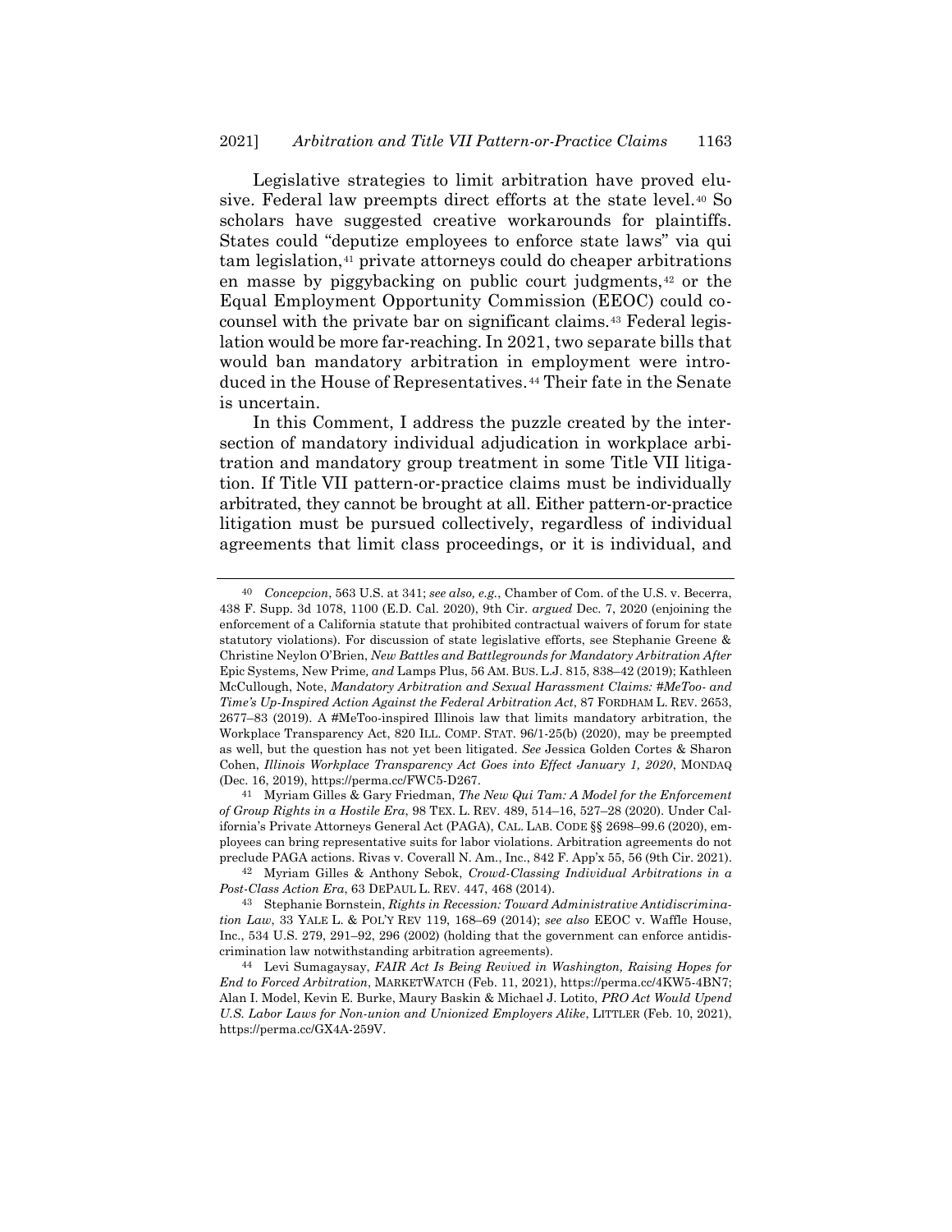Legislative strategies to limit arbitration have proved elusive. Federal law preempts direct efforts at the state level.[40] So scholars have suggested creative workarounds for plaintiffs. States could "deputize employees to enforce state laws" via qui tam legislation,[41] private attorneys could do cheaper arbitrations en masse by piggybacking on public court judgments,[42] or the Equal Employment Opportunity Commission (EEOC) could co-counsel with the private bar on significant claims.[43] Federal legislation would be more far-reaching. In 2021, two separate bills that would ban mandatory arbitration in employment were introduced in the House of Representatives.[44] Their fate in the Senate is uncertain.

In this Comment, I address the puzzle created by the intersection of mandatory individual adjudication in workplace arbitration and mandatory group treatment in some Title VII litigation. If Title VII pattern-or-practice claims must be individually arbitrated, they cannot be brought at all. Either pattern-or-practice litigation must be pursued collectively, regardless of individual agreements that limit class proceedings, or it is individual, and

---

[40] *Concepcion*, 563 U.S. at 341; *see also, e.g.*, Chamber of Com. of the U.S. v. Becerra, 438 F. Supp. 3d 1078, 1100 (E.D. Cal. 2020), 9th Cir. *argued* Dec. 7, 2020 (enjoining the enforcement of a California statute that prohibited contractual waivers of forum for state statutory violations). For discussion of state legislative efforts, see Stephanie Greene & Christine Neylon O'Brien, *New Battles and Battlegrounds for Mandatory Arbitration After* Epic Systems*,* New Prime*, and* Lamps Plus, 56 AM. BUS. L.J. 815, 838–42 (2019); Kathleen McCullough, Note, *Mandatory Arbitration and Sexual Harassment Claims: #MeToo- and Time's Up-Inspired Action Against the Federal Arbitration Act*, 87 FORDHAM L. REV. 2653, 2677–83 (2019). A #MeToo-inspired Illinois law that limits mandatory arbitration, the Workplace Transparency Act, 820 ILL. COMP. STAT. 96/1-25(b) (2020), may be preempted as well, but the question has not yet been litigated. *See* Jessica Golden Cortes & Sharon Cohen, *Illinois Workplace Transparency Act Goes into Effect January 1, 2020*, MONDAQ (Dec. 16, 2019), https://perma.cc/FWC5-D267.

[41] Myriam Gilles & Gary Friedman, *The New Qui Tam: A Model for the Enforcement of Group Rights in a Hostile Era*, 98 TEX. L. REV. 489, 514–16, 527–28 (2020). Under California's Private Attorneys General Act (PAGA), CAL. LAB. CODE §§ 2698–99.6 (2020), employees can bring representative suits for labor violations. Arbitration agreements do not preclude PAGA actions. Rivas v. Coverall N. Am., Inc., 842 F. App'x 55, 56 (9th Cir. 2021).

[42] Myriam Gilles & Anthony Sebok, *Crowd-Classing Individual Arbitrations in a Post-Class Action Era*, 63 DEPAUL L. REV. 447, 468 (2014).

[43] Stephanie Bornstein, *Rights in Recession: Toward Administrative Antidiscrimination Law*, 33 YALE L. & POL'Y REV 119, 168–69 (2014); *see also* EEOC v. Waffle House, Inc., 534 U.S. 279, 291–92, 296 (2002) (holding that the government can enforce antidiscrimination law notwithstanding arbitration agreements).

[44] Levi Sumagaysay, *FAIR Act Is Being Revived in Washington, Raising Hopes for End to Forced Arbitration*, MARKETWATCH (Feb. 11, 2021), https://perma.cc/4KW5-4BN7; Alan I. Model, Kevin E. Burke, Maury Baskin & Michael J. Lotito, *PRO Act Would Upend U.S. Labor Laws for Non-union and Unionized Employers Alike*, LITTLER (Feb. 10, 2021), https://perma.cc/GX4A-259V.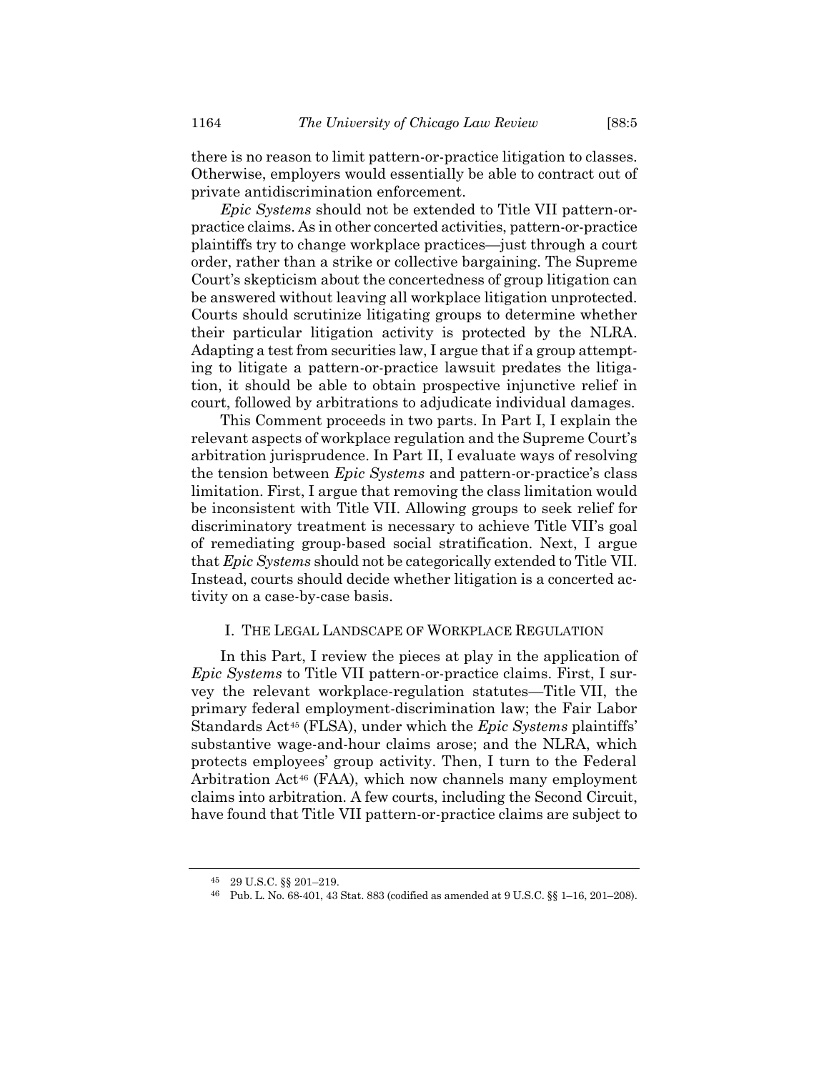there is no reason to limit pattern-or-practice litigation to classes. Otherwise, employers would essentially be able to contract out of private antidiscrimination enforcement.

*Epic Systems* should not be extended to Title VII pattern-or-practice claims. As in other concerted activities, pattern-or-practice plaintiffs try to change workplace practices—just through a court order, rather than a strike or collective bargaining. The Supreme Court's skepticism about the concertedness of group litigation can be answered without leaving all workplace litigation unprotected. Courts should scrutinize litigating groups to determine whether their particular litigation activity is protected by the NLRA. Adapting a test from securities law, I argue that if a group attempting to litigate a pattern-or-practice lawsuit predates the litigation, it should be able to obtain prospective injunctive relief in court, followed by arbitrations to adjudicate individual damages.

This Comment proceeds in two parts. In Part I, I explain the relevant aspects of workplace regulation and the Supreme Court's arbitration jurisprudence. In Part II, I evaluate ways of resolving the tension between *Epic Systems* and pattern-or-practice's class limitation. First, I argue that removing the class limitation would be inconsistent with Title VII. Allowing groups to seek relief for discriminatory treatment is necessary to achieve Title VII's goal of remediating group-based social stratification. Next, I argue that *Epic Systems* should not be categorically extended to Title VII. Instead, courts should decide whether litigation is a concerted activity on a case-by-case basis.

## I. The Legal Landscape of Workplace Regulation

In this Part, I review the pieces at play in the application of *Epic Systems* to Title VII pattern-or-practice claims. First, I survey the relevant workplace-regulation statutes—Title VII, the primary federal employment-discrimination law; the Fair Labor Standards Act[45] (FLSA), under which the *Epic Systems* plaintiffs' substantive wage-and-hour claims arose; and the NLRA, which protects employees' group activity. Then, I turn to the Federal Arbitration Act[46] (FAA), which now channels many employment claims into arbitration. A few courts, including the Second Circuit, have found that Title VII pattern-or-practice claims are subject to

---

[45] 29 U.S.C. §§ 201–219.

[46] Pub. L. No. 68-401, 43 Stat. 883 (codified as amended at 9 U.S.C. §§ 1–16, 201–208).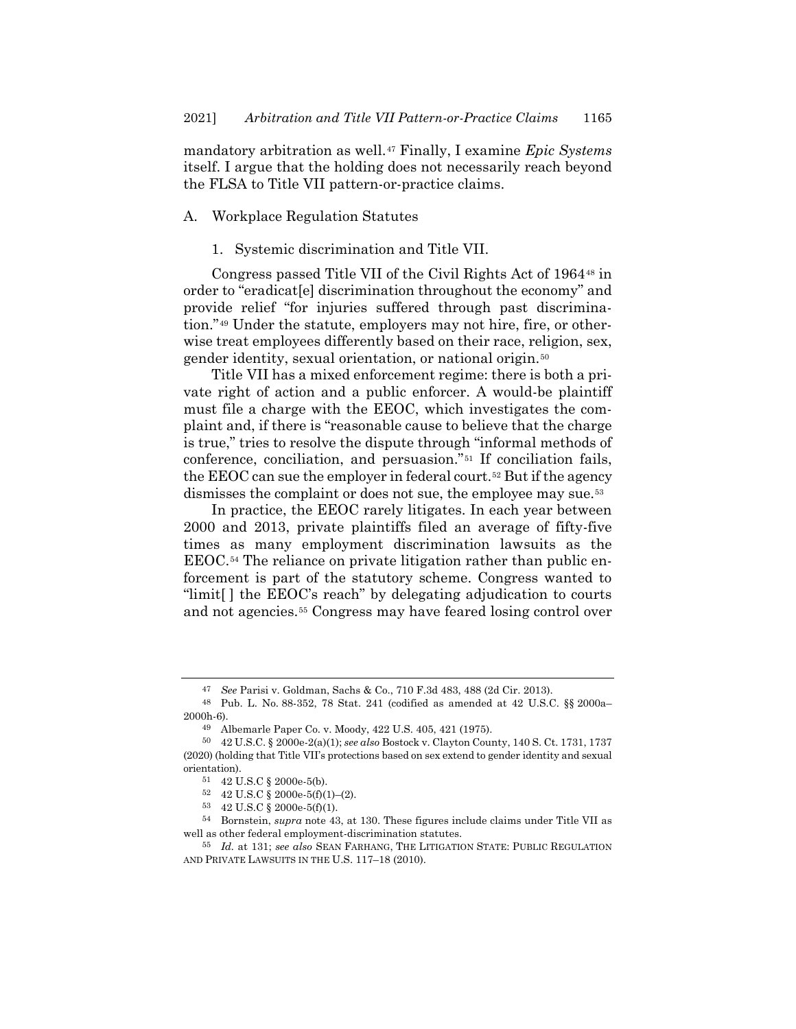mandatory arbitration as well.[47] Finally, I examine *Epic Systems* itself. I argue that the holding does not necessarily reach beyond the FLSA to Title VII pattern-or-practice claims.

## A. Workplace Regulation Statutes

### 1. Systemic discrimination and Title VII.

Congress passed Title VII of the Civil Rights Act of 1964[48] in order to "eradicat[e] discrimination throughout the economy" and provide relief "for injuries suffered through past discrimination."[49] Under the statute, employers may not hire, fire, or otherwise treat employees differently based on their race, religion, sex, gender identity, sexual orientation, or national origin.[50]

Title VII has a mixed enforcement regime: there is both a private right of action and a public enforcer. A would-be plaintiff must file a charge with the EEOC, which investigates the complaint and, if there is "reasonable cause to believe that the charge is true," tries to resolve the dispute through "informal methods of conference, conciliation, and persuasion."[51] If conciliation fails, the EEOC can sue the employer in federal court.[52] But if the agency dismisses the complaint or does not sue, the employee may sue.[53]

In practice, the EEOC rarely litigates. In each year between 2000 and 2013, private plaintiffs filed an average of fifty-five times as many employment discrimination lawsuits as the EEOC.[54] The reliance on private litigation rather than public enforcement is part of the statutory scheme. Congress wanted to "limit[ ] the EEOC's reach" by delegating adjudication to courts and not agencies.[55] Congress may have feared losing control over

---

[47] *See* Parisi v. Goldman, Sachs & Co., 710 F.3d 483, 488 (2d Cir. 2013).

[48] Pub. L. No. 88-352, 78 Stat. 241 (codified as amended at 42 U.S.C. §§ 2000a–2000h-6).

[49] Albemarle Paper Co. v. Moody, 422 U.S. 405, 421 (1975).

[50] 42 U.S.C. § 2000e-2(a)(1); *see also* Bostock v. Clayton County, 140 S. Ct. 1731, 1737 (2020) (holding that Title VII's protections based on sex extend to gender identity and sexual orientation).

[51] 42 U.S.C § 2000e-5(b).

[52] 42 U.S.C § 2000e-5(f)(1)–(2).

[53] 42 U.S.C § 2000e-5(f)(1).

[54] Bornstein, *supra* note 43, at 130. These figures include claims under Title VII as well as other federal employment-discrimination statutes.

[55] *Id.* at 131; *see also* SEAN FARHANG, THE LITIGATION STATE: PUBLIC REGULATION AND PRIVATE LAWSUITS IN THE U.S. 117–18 (2010).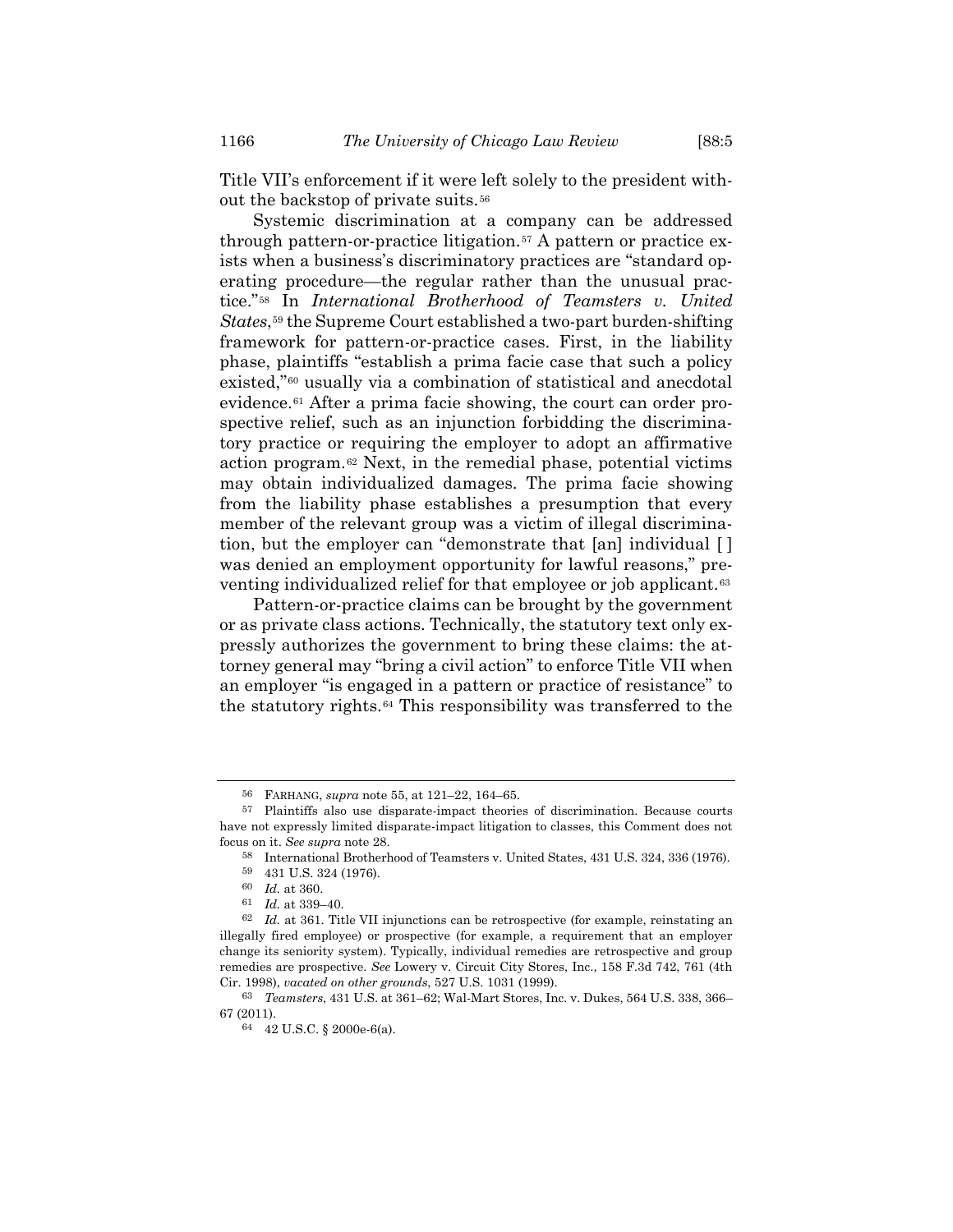Title VII's enforcement if it were left solely to the president without the backstop of private suits.[56]

Systemic discrimination at a company can be addressed through pattern-or-practice litigation.[57] A pattern or practice exists when a business's discriminatory practices are "standard operating procedure—the regular rather than the unusual practice."[58] In *International Brotherhood of Teamsters v. United States*,[59] the Supreme Court established a two-part burden-shifting framework for pattern-or-practice cases. First, in the liability phase, plaintiffs "establish a prima facie case that such a policy existed,"[60] usually via a combination of statistical and anecdotal evidence.[61] After a prima facie showing, the court can order prospective relief, such as an injunction forbidding the discriminatory practice or requiring the employer to adopt an affirmative action program.[62] Next, in the remedial phase, potential victims may obtain individualized damages. The prima facie showing from the liability phase establishes a presumption that every member of the relevant group was a victim of illegal discrimination, but the employer can "demonstrate that [an] individual [ ] was denied an employment opportunity for lawful reasons," preventing individualized relief for that employee or job applicant.[63]

Pattern-or-practice claims can be brought by the government or as private class actions. Technically, the statutory text only expressly authorizes the government to bring these claims: the attorney general may "bring a civil action" to enforce Title VII when an employer "is engaged in a pattern or practice of resistance" to the statutory rights.[64] This responsibility was transferred to the

---

56 FARHANG, *supra* note 55, at 121–22, 164–65.

57 Plaintiffs also use disparate-impact theories of discrimination. Because courts have not expressly limited disparate-impact litigation to classes, this Comment does not focus on it. *See supra* note 28.

58 International Brotherhood of Teamsters v. United States, 431 U.S. 324, 336 (1976).

59 431 U.S. 324 (1976).

60 *Id.* at 360.

61 *Id.* at 339–40.

62 *Id.* at 361. Title VII injunctions can be retrospective (for example, reinstating an illegally fired employee) or prospective (for example, a requirement that an employer change its seniority system). Typically, individual remedies are retrospective and group remedies are prospective. *See* Lowery v. Circuit City Stores, Inc., 158 F.3d 742, 761 (4th Cir. 1998), *vacated on other grounds*, 527 U.S. 1031 (1999).

63 *Teamsters*, 431 U.S. at 361–62; Wal-Mart Stores, Inc. v. Dukes, 564 U.S. 338, 366–67 (2011).

64 42 U.S.C. § 2000e-6(a).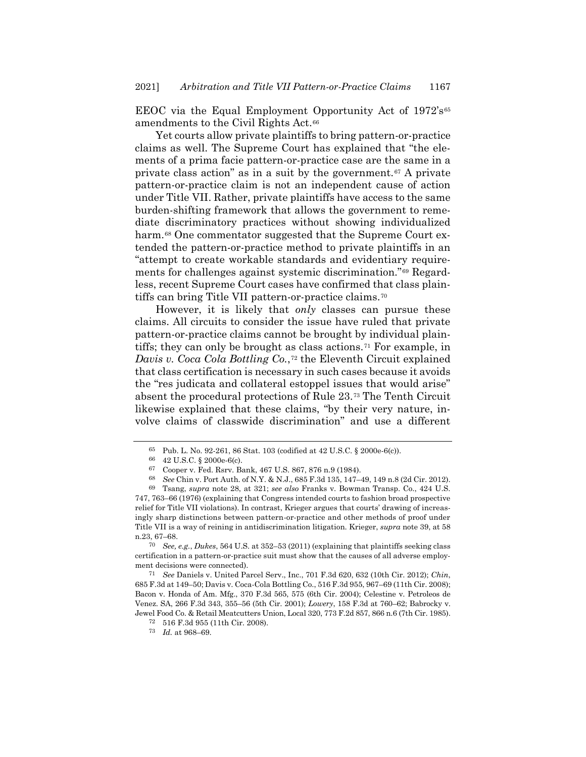EEOC via the Equal Employment Opportunity Act of 1972's[65] amendments to the Civil Rights Act.[66]

Yet courts allow private plaintiffs to bring pattern-or-practice claims as well. The Supreme Court has explained that "the elements of a prima facie pattern-or-practice case are the same in a private class action" as in a suit by the government.[67] A private pattern-or-practice claim is not an independent cause of action under Title VII. Rather, private plaintiffs have access to the same burden-shifting framework that allows the government to remediate discriminatory practices without showing individualized harm.[68] One commentator suggested that the Supreme Court extended the pattern-or-practice method to private plaintiffs in an "attempt to create workable standards and evidentiary requirements for challenges against systemic discrimination."[69] Regardless, recent Supreme Court cases have confirmed that class plaintiffs can bring Title VII pattern-or-practice claims.[70]

However, it is likely that *only* classes can pursue these claims. All circuits to consider the issue have ruled that private pattern-or-practice claims cannot be brought by individual plaintiffs; they can only be brought as class actions.[71] For example, in *Davis v. Coca Cola Bottling Co.*,[72] the Eleventh Circuit explained that class certification is necessary in such cases because it avoids the "res judicata and collateral estoppel issues that would arise" absent the procedural protections of Rule 23.[73] The Tenth Circuit likewise explained that these claims, "by their very nature, involve claims of classwide discrimination" and use a different

---

65 Pub. L. No. 92-261, 86 Stat. 103 (codified at 42 U.S.C. § 2000e-6(c)).

66 42 U.S.C. § 2000e-6(c).

67 Cooper v. Fed. Rsrv. Bank, 467 U.S. 867, 876 n.9 (1984).

68 *See* Chin v. Port Auth. of N.Y. & N.J., 685 F.3d 135, 147–49, 149 n.8 (2d Cir. 2012).

69 Tsang, *supra* note 28, at 321; *see also* Franks v. Bowman Transp. Co., 424 U.S. 747, 763–66 (1976) (explaining that Congress intended courts to fashion broad prospective relief for Title VII violations). In contrast, Krieger argues that courts' drawing of increasingly sharp distinctions between pattern-or-practice and other methods of proof under Title VII is a way of reining in antidiscrimination litigation. Krieger, *supra* note 39, at 58 n.23, 67–68.

70 *See, e.g.*, *Dukes*, 564 U.S. at 352–53 (2011) (explaining that plaintiffs seeking class certification in a pattern-or-practice suit must show that the causes of all adverse employment decisions were connected).

71 *See* Daniels v. United Parcel Serv., Inc., 701 F.3d 620, 632 (10th Cir. 2012); *Chin*, 685 F.3d at 149–50; Davis v. Coca-Cola Bottling Co., 516 F.3d 955, 967–69 (11th Cir. 2008); Bacon v. Honda of Am. Mfg., 370 F.3d 565, 575 (6th Cir. 2004); Celestine v. Petroleos de Venez. SA, 266 F.3d 343, 355–56 (5th Cir. 2001); *Lowery*, 158 F.3d at 760–62; Babrocky v. Jewel Food Co. & Retail Meatcutters Union, Local 320, 773 F.2d 857, 866 n.6 (7th Cir. 1985).

72 516 F.3d 955 (11th Cir. 2008).

73 *Id.* at 968–69.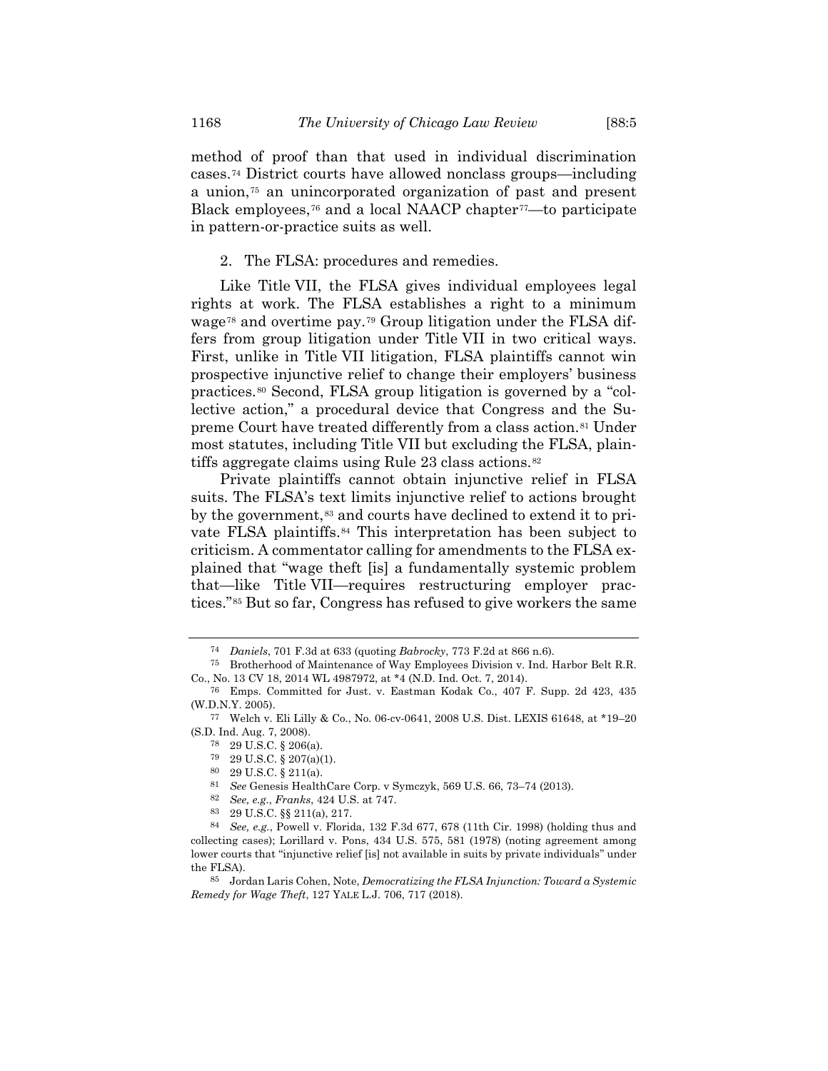method of proof than that used in individual discrimination cases.[74] District courts have allowed nonclass groups—including a union,[75] an unincorporated organization of past and present Black employees,[76] and a local NAACP chapter[77]—to participate in pattern-or-practice suits as well.

2. The FLSA: procedures and remedies.

Like Title VII, the FLSA gives individual employees legal rights at work. The FLSA establishes a right to a minimum wage[78] and overtime pay.[79] Group litigation under the FLSA differs from group litigation under Title VII in two critical ways. First, unlike in Title VII litigation, FLSA plaintiffs cannot win prospective injunctive relief to change their employers' business practices.[80] Second, FLSA group litigation is governed by a "collective action," a procedural device that Congress and the Supreme Court have treated differently from a class action.[81] Under most statutes, including Title VII but excluding the FLSA, plaintiffs aggregate claims using Rule 23 class actions.[82]

Private plaintiffs cannot obtain injunctive relief in FLSA suits. The FLSA's text limits injunctive relief to actions brought by the government,[83] and courts have declined to extend it to private FLSA plaintiffs.[84] This interpretation has been subject to criticism. A commentator calling for amendments to the FLSA explained that "wage theft [is] a fundamentally systemic problem that—like Title VII—requires restructuring employer practices."[85] But so far, Congress has refused to give workers the same

---

[74] *Daniels*, 701 F.3d at 633 (quoting *Babrocky*, 773 F.2d at 866 n.6).

[75] Brotherhood of Maintenance of Way Employees Division v. Ind. Harbor Belt R.R. Co., No. 13 CV 18, 2014 WL 4987972, at *4 (N.D. Ind. Oct. 7, 2014).

[76] Emps. Committed for Just. v. Eastman Kodak Co., 407 F. Supp. 2d 423, 435 (W.D.N.Y. 2005).

[77] Welch v. Eli Lilly & Co., No. 06-cv-0641, 2008 U.S. Dist. LEXIS 61648, at *19–20 (S.D. Ind. Aug. 7, 2008).

[78] 29 U.S.C. § 206(a).

[79] 29 U.S.C. § 207(a)(1).

[80] 29 U.S.C. § 211(a).

[81] *See* Genesis HealthCare Corp. v Symczyk, 569 U.S. 66, 73–74 (2013).

[82] *See, e.g.*, *Franks*, 424 U.S. at 747.

[83] 29 U.S.C. §§ 211(a), 217.

[84] *See, e.g.*, Powell v. Florida, 132 F.3d 677, 678 (11th Cir. 1998) (holding thus and collecting cases); Lorillard v. Pons, 434 U.S. 575, 581 (1978) (noting agreement among lower courts that "injunctive relief [is] not available in suits by private individuals" under the FLSA).

[85] Jordan Laris Cohen, Note, *Democratizing the FLSA Injunction: Toward a Systemic Remedy for Wage Theft*, 127 YALE L.J. 706, 717 (2018).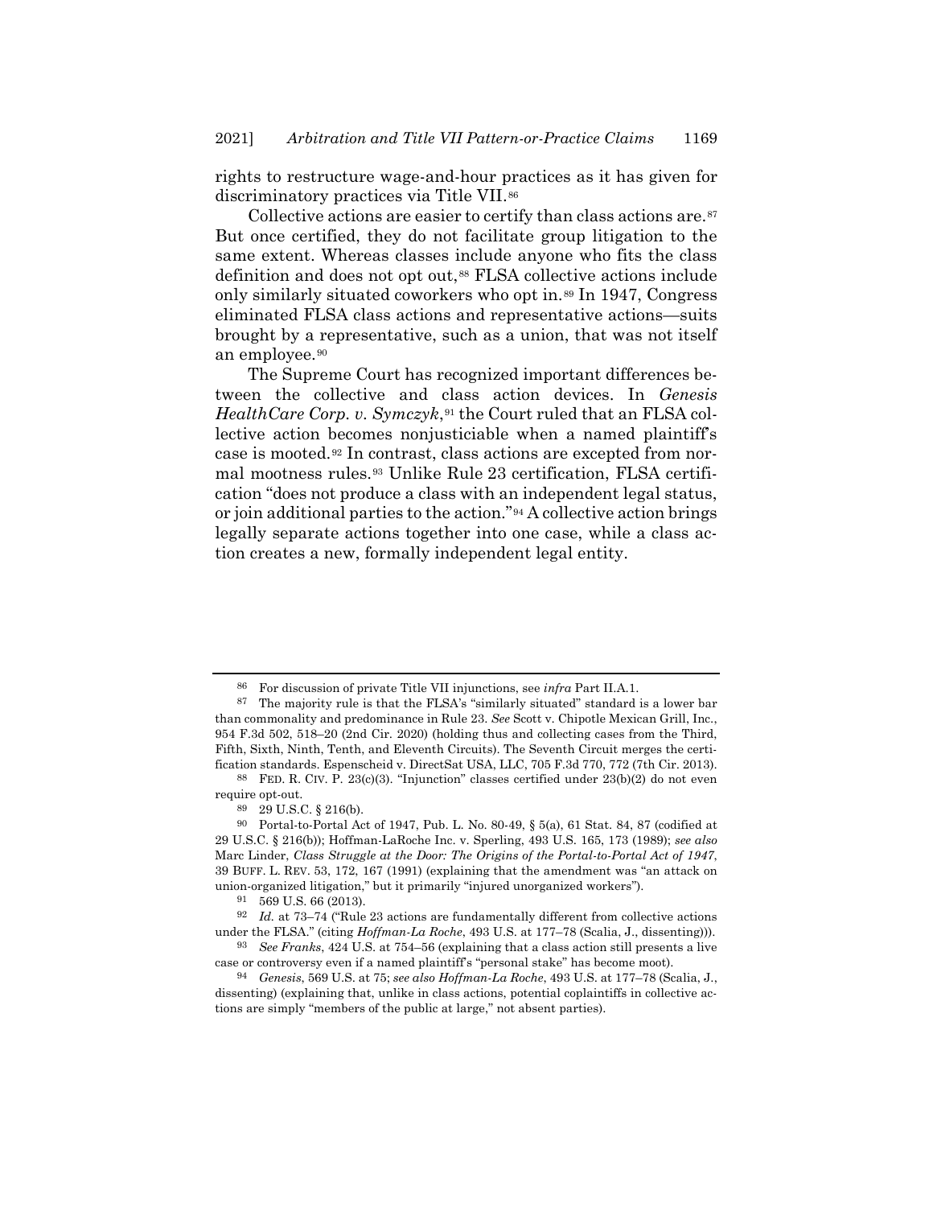rights to restructure wage-and-hour practices as it has given for discriminatory practices via Title VII.[86]

Collective actions are easier to certify than class actions are.[87] But once certified, they do not facilitate group litigation to the same extent. Whereas classes include anyone who fits the class definition and does not opt out,[88] FLSA collective actions include only similarly situated coworkers who opt in.[89] In 1947, Congress eliminated FLSA class actions and representative actions—suits brought by a representative, such as a union, that was not itself an employee.[90]

The Supreme Court has recognized important differences between the collective and class action devices. In *Genesis HealthCare Corp. v. Symczyk*,[91] the Court ruled that an FLSA collective action becomes nonjusticiable when a named plaintiff's case is mooted.[92] In contrast, class actions are excepted from normal mootness rules.[93] Unlike Rule 23 certification, FLSA certification "does not produce a class with an independent legal status, or join additional parties to the action."[94] A collective action brings legally separate actions together into one case, while a class action creates a new, formally independent legal entity.

---

[86] For discussion of private Title VII injunctions, see *infra* Part II.A.1.

[87] The majority rule is that the FLSA's "similarly situated" standard is a lower bar than commonality and predominance in Rule 23. *See* Scott v. Chipotle Mexican Grill, Inc., 954 F.3d 502, 518–20 (2nd Cir. 2020) (holding thus and collecting cases from the Third, Fifth, Sixth, Ninth, Tenth, and Eleventh Circuits). The Seventh Circuit merges the certification standards. Espenscheid v. DirectSat USA, LLC, 705 F.3d 770, 772 (7th Cir. 2013).

[88] FED. R. CIV. P. 23(c)(3). "Injunction" classes certified under 23(b)(2) do not even require opt-out.

[89] 29 U.S.C. § 216(b).

[90] Portal-to-Portal Act of 1947, Pub. L. No. 80-49, § 5(a), 61 Stat. 84, 87 (codified at 29 U.S.C. § 216(b)); Hoffman-LaRoche Inc. v. Sperling, 493 U.S. 165, 173 (1989); *see also* Marc Linder, *Class Struggle at the Door: The Origins of the Portal-to-Portal Act of 1947*, 39 BUFF. L. REV. 53, 172, 167 (1991) (explaining that the amendment was "an attack on union-organized litigation," but it primarily "injured unorganized workers").

[91] 569 U.S. 66 (2013).

[92] *Id.* at 73–74 ("Rule 23 actions are fundamentally different from collective actions under the FLSA." (citing *Hoffman-La Roche*, 493 U.S. at 177–78 (Scalia, J., dissenting))).

[93] *See Franks*, 424 U.S. at 754–56 (explaining that a class action still presents a live case or controversy even if a named plaintiff's "personal stake" has become moot).

[94] *Genesis*, 569 U.S. at 75; *see also Hoffman-La Roche*, 493 U.S. at 177–78 (Scalia, J., dissenting) (explaining that, unlike in class actions, potential coplaintiffs in collective actions are simply "members of the public at large," not absent parties).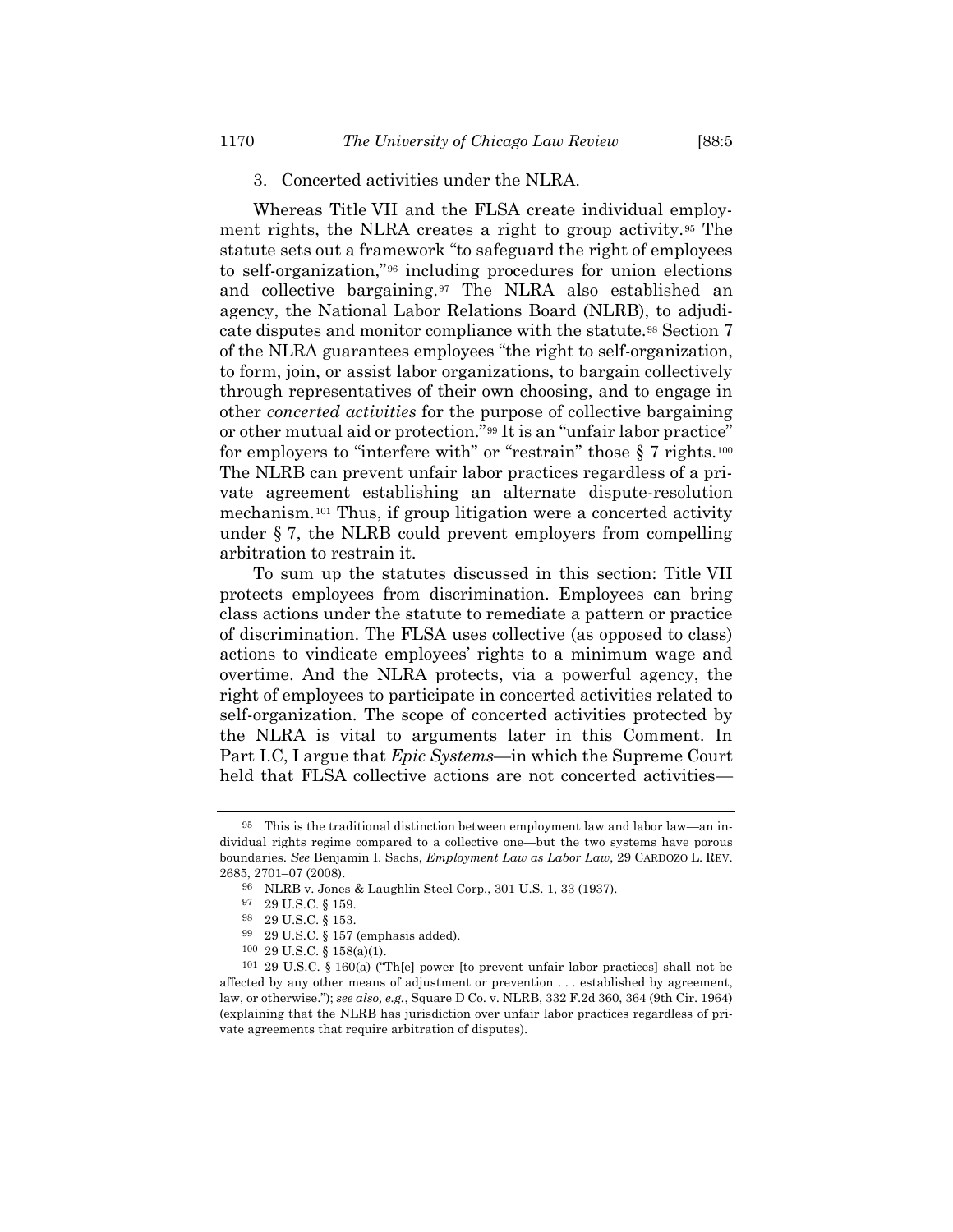3. Concerted activities under the NLRA.

Whereas Title VII and the FLSA create individual employment rights, the NLRA creates a right to group activity.[95] The statute sets out a framework "to safeguard the right of employees to self-organization,"[96] including procedures for union elections and collective bargaining.[97] The NLRA also established an agency, the National Labor Relations Board (NLRB), to adjudicate disputes and monitor compliance with the statute.[98] Section 7 of the NLRA guarantees employees "the right to self-organization, to form, join, or assist labor organizations, to bargain collectively through representatives of their own choosing, and to engage in other *concerted activities* for the purpose of collective bargaining or other mutual aid or protection."[99] It is an "unfair labor practice" for employers to "interfere with" or "restrain" those § 7 rights.[100] The NLRB can prevent unfair labor practices regardless of a private agreement establishing an alternate dispute-resolution mechanism.[101] Thus, if group litigation were a concerted activity under § 7, the NLRB could prevent employers from compelling arbitration to restrain it.

To sum up the statutes discussed in this section: Title VII protects employees from discrimination. Employees can bring class actions under the statute to remediate a pattern or practice of discrimination. The FLSA uses collective (as opposed to class) actions to vindicate employees' rights to a minimum wage and overtime. And the NLRA protects, via a powerful agency, the right of employees to participate in concerted activities related to self-organization. The scope of concerted activities protected by the NLRA is vital to arguments later in this Comment. In Part I.C, I argue that *Epic Systems*—in which the Supreme Court held that FLSA collective actions are not concerted activities—

---

[95] This is the traditional distinction between employment law and labor law—an individual rights regime compared to a collective one—but the two systems have porous boundaries. *See* Benjamin I. Sachs, *Employment Law as Labor Law*, 29 CARDOZO L. REV. 2685, 2701–07 (2008).

[96] NLRB v. Jones & Laughlin Steel Corp., 301 U.S. 1, 33 (1937).

[97] 29 U.S.C. § 159.

[98] 29 U.S.C. § 153.

[99] 29 U.S.C. § 157 (emphasis added).

[100] 29 U.S.C. § 158(a)(1).

[101] 29 U.S.C. § 160(a) ("Th[e] power [to prevent unfair labor practices] shall not be affected by any other means of adjustment or prevention . . . established by agreement, law, or otherwise."); *see also, e.g.*, Square D Co. v. NLRB, 332 F.2d 360, 364 (9th Cir. 1964) (explaining that the NLRB has jurisdiction over unfair labor practices regardless of private agreements that require arbitration of disputes).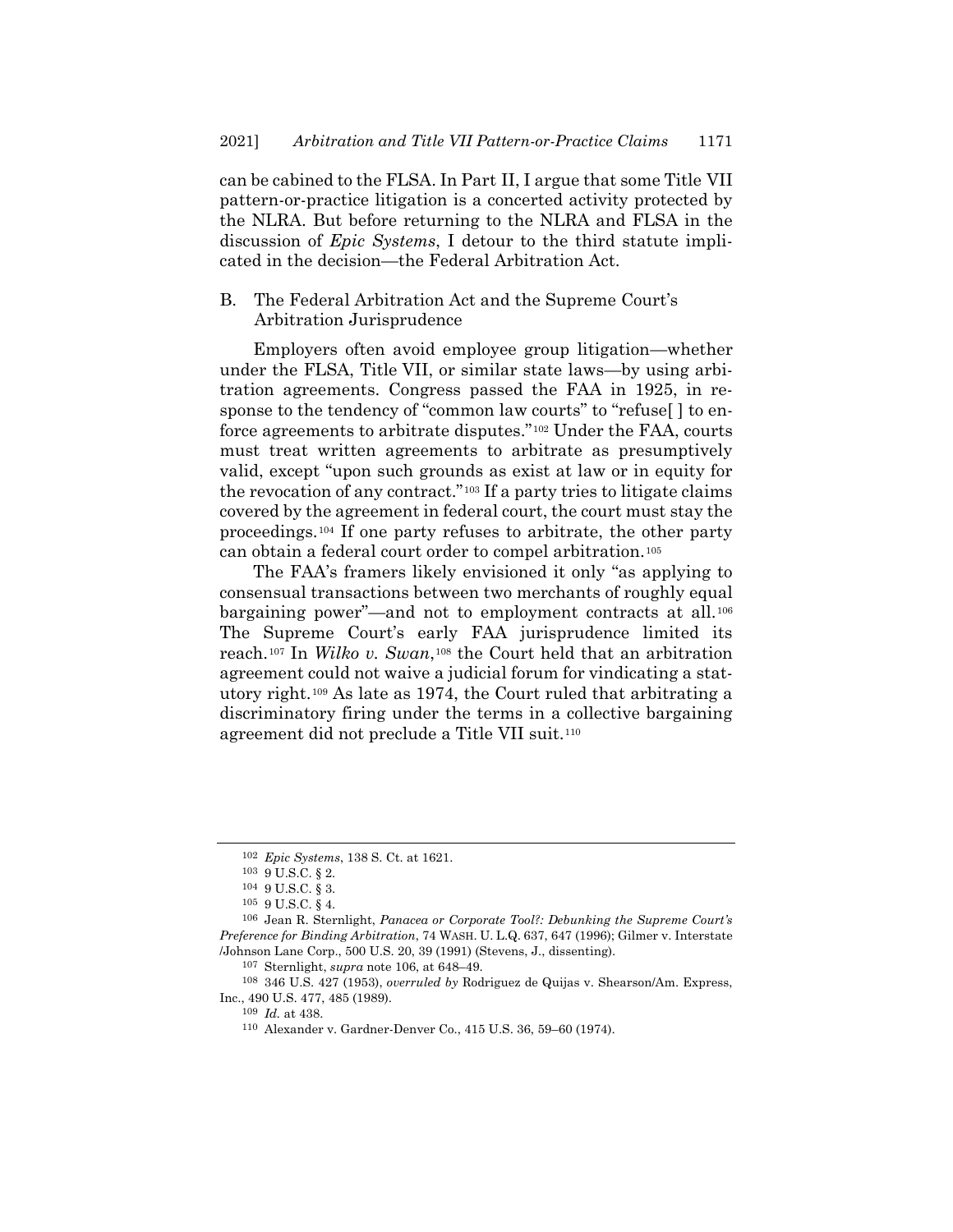can be cabined to the FLSA. In Part II, I argue that some Title VII pattern-or-practice litigation is a concerted activity protected by the NLRA. But before returning to the NLRA and FLSA in the discussion of *Epic Systems*, I detour to the third statute implicated in the decision—the Federal Arbitration Act.

### B. The Federal Arbitration Act and the Supreme Court's Arbitration Jurisprudence

Employers often avoid employee group litigation—whether under the FLSA, Title VII, or similar state laws—by using arbitration agreements. Congress passed the FAA in 1925, in response to the tendency of "common law courts" to "refuse[ ] to enforce agreements to arbitrate disputes."[102] Under the FAA, courts must treat written agreements to arbitrate as presumptively valid, except "upon such grounds as exist at law or in equity for the revocation of any contract."[103] If a party tries to litigate claims covered by the agreement in federal court, the court must stay the proceedings.[104] If one party refuses to arbitrate, the other party can obtain a federal court order to compel arbitration.[105]

The FAA's framers likely envisioned it only "as applying to consensual transactions between two merchants of roughly equal bargaining power"—and not to employment contracts at all.[106] The Supreme Court's early FAA jurisprudence limited its reach.[107] In *Wilko v. Swan*,[108] the Court held that an arbitration agreement could not waive a judicial forum for vindicating a statutory right.[109] As late as 1974, the Court ruled that arbitrating a discriminatory firing under the terms in a collective bargaining agreement did not preclude a Title VII suit.[110]

---

[102] *Epic Systems*, 138 S. Ct. at 1621.

[103] 9 U.S.C. § 2.

[104] 9 U.S.C. § 3.

[105] 9 U.S.C. § 4.

[106] Jean R. Sternlight, *Panacea or Corporate Tool?: Debunking the Supreme Court's Preference for Binding Arbitration*, 74 WASH. U. L.Q. 637, 647 (1996); Gilmer v. Interstate /Johnson Lane Corp., 500 U.S. 20, 39 (1991) (Stevens, J., dissenting).

[107] Sternlight, *supra* note 106, at 648–49.

[108] 346 U.S. 427 (1953), *overruled by* Rodriguez de Quijas v. Shearson/Am. Express, Inc., 490 U.S. 477, 485 (1989).

[109] *Id.* at 438.

[110] Alexander v. Gardner-Denver Co., 415 U.S. 36, 59–60 (1974).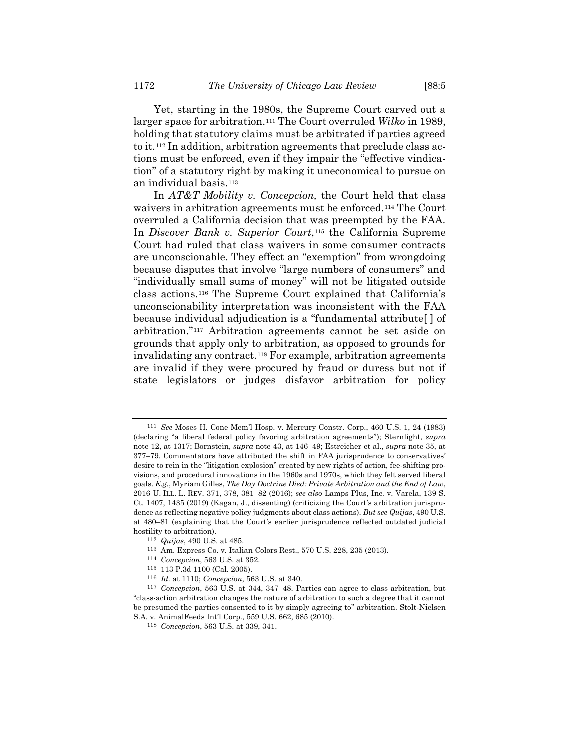Yet, starting in the 1980s, the Supreme Court carved out a larger space for arbitration.[111] The Court overruled *Wilko* in 1989, holding that statutory claims must be arbitrated if parties agreed to it.[112] In addition, arbitration agreements that preclude class actions must be enforced, even if they impair the "effective vindication" of a statutory right by making it uneconomical to pursue on an individual basis.[113]

In *AT&T Mobility v. Concepcion,* the Court held that class waivers in arbitration agreements must be enforced.[114] The Court overruled a California decision that was preempted by the FAA. In *Discover Bank v. Superior Court*,[115] the California Supreme Court had ruled that class waivers in some consumer contracts are unconscionable. They effect an "exemption" from wrongdoing because disputes that involve "large numbers of consumers" and "individually small sums of money" will not be litigated outside class actions.[116] The Supreme Court explained that California's unconscionability interpretation was inconsistent with the FAA because individual adjudication is a "fundamental attribute[ ] of arbitration."[117] Arbitration agreements cannot be set aside on grounds that apply only to arbitration, as opposed to grounds for invalidating any contract.[118] For example, arbitration agreements are invalid if they were procured by fraud or duress but not if state legislators or judges disfavor arbitration for policy

---

[111] *See* Moses H. Cone Mem'l Hosp. v. Mercury Constr. Corp., 460 U.S. 1, 24 (1983) (declaring "a liberal federal policy favoring arbitration agreements"); Sternlight, *supra* note 12, at 1317; Bornstein, *supra* note 43, at 146–49; Estreicher et al., *supra* note 35, at 377–79. Commentators have attributed the shift in FAA jurisprudence to conservatives' desire to rein in the "litigation explosion" created by new rights of action, fee-shifting provisions, and procedural innovations in the 1960s and 1970s, which they felt served liberal goals. *E.g.*, Myriam Gilles, *The Day Doctrine Died: Private Arbitration and the End of Law*, 2016 U. ILL. L. REV. 371, 378, 381–82 (2016); *see also* Lamps Plus, Inc. v. Varela, 139 S. Ct. 1407, 1435 (2019) (Kagan, J., dissenting) (criticizing the Court's arbitration jurisprudence as reflecting negative policy judgments about class actions). *But see Quijas*, 490 U.S. at 480–81 (explaining that the Court's earlier jurisprudence reflected outdated judicial hostility to arbitration).

[112] *Quijas*, 490 U.S. at 485.

[113] Am. Express Co. v. Italian Colors Rest., 570 U.S. 228, 235 (2013).

[114] *Concepcion*, 563 U.S. at 352.

[115] 113 P.3d 1100 (Cal. 2005).

[116] *Id.* at 1110; *Concepcion*, 563 U.S. at 340.

[117] *Concepcion*, 563 U.S. at 344, 347–48. Parties can agree to class arbitration, but "class-action arbitration changes the nature of arbitration to such a degree that it cannot be presumed the parties consented to it by simply agreeing to" arbitration. Stolt-Nielsen S.A. v. AnimalFeeds Int'l Corp., 559 U.S. 662, 685 (2010).

[118] *Concepcion*, 563 U.S. at 339, 341.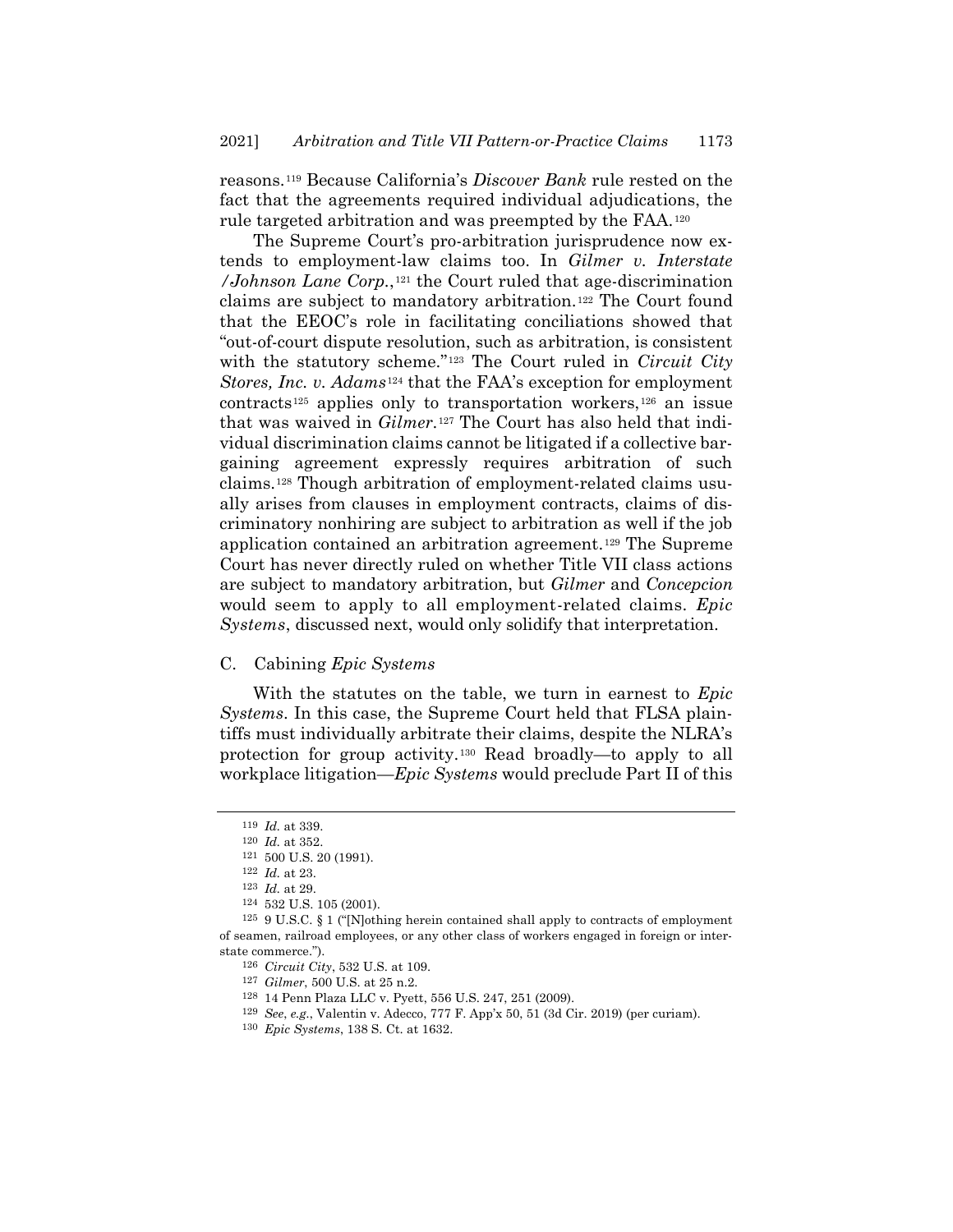reasons.[119] Because California's *Discover Bank* rule rested on the fact that the agreements required individual adjudications, the rule targeted arbitration and was preempted by the FAA.[120]

The Supreme Court's pro-arbitration jurisprudence now extends to employment-law claims too. In *Gilmer v. Interstate /Johnson Lane Corp.*,[121] the Court ruled that age-discrimination claims are subject to mandatory arbitration.[122] The Court found that the EEOC's role in facilitating conciliations showed that "out-of-court dispute resolution, such as arbitration, is consistent with the statutory scheme."[123] The Court ruled in *Circuit City Stores, Inc. v. Adams*[124] that the FAA's exception for employment contracts[125] applies only to transportation workers,[126] an issue that was waived in *Gilmer*.[127] The Court has also held that individual discrimination claims cannot be litigated if a collective bargaining agreement expressly requires arbitration of such claims.[128] Though arbitration of employment-related claims usually arises from clauses in employment contracts, claims of discriminatory nonhiring are subject to arbitration as well if the job application contained an arbitration agreement.[129] The Supreme Court has never directly ruled on whether Title VII class actions are subject to mandatory arbitration, but *Gilmer* and *Concepcion* would seem to apply to all employment-related claims. *Epic Systems*, discussed next, would only solidify that interpretation.

### C. Cabining *Epic Systems*

With the statutes on the table, we turn in earnest to *Epic Systems*. In this case, the Supreme Court held that FLSA plaintiffs must individually arbitrate their claims, despite the NLRA's protection for group activity.[130] Read broadly—to apply to all workplace litigation—*Epic Systems* would preclude Part II of this

---

119 *Id.* at 339.

120 *Id.* at 352.

121 500 U.S. 20 (1991).

122 *Id.* at 23.

123 *Id.* at 29.

124 532 U.S. 105 (2001).

125 9 U.S.C. § 1 ("[N]othing herein contained shall apply to contracts of employment of seamen, railroad employees, or any other class of workers engaged in foreign or interstate commerce.").

126 *Circuit City*, 532 U.S. at 109.

127 *Gilmer*, 500 U.S. at 25 n.2.

128 14 Penn Plaza LLC v. Pyett, 556 U.S. 247, 251 (2009).

129 *See, e.g.*, Valentin v. Adecco, 777 F. App'x 50, 51 (3d Cir. 2019) (per curiam).

130 *Epic Systems*, 138 S. Ct. at 1632.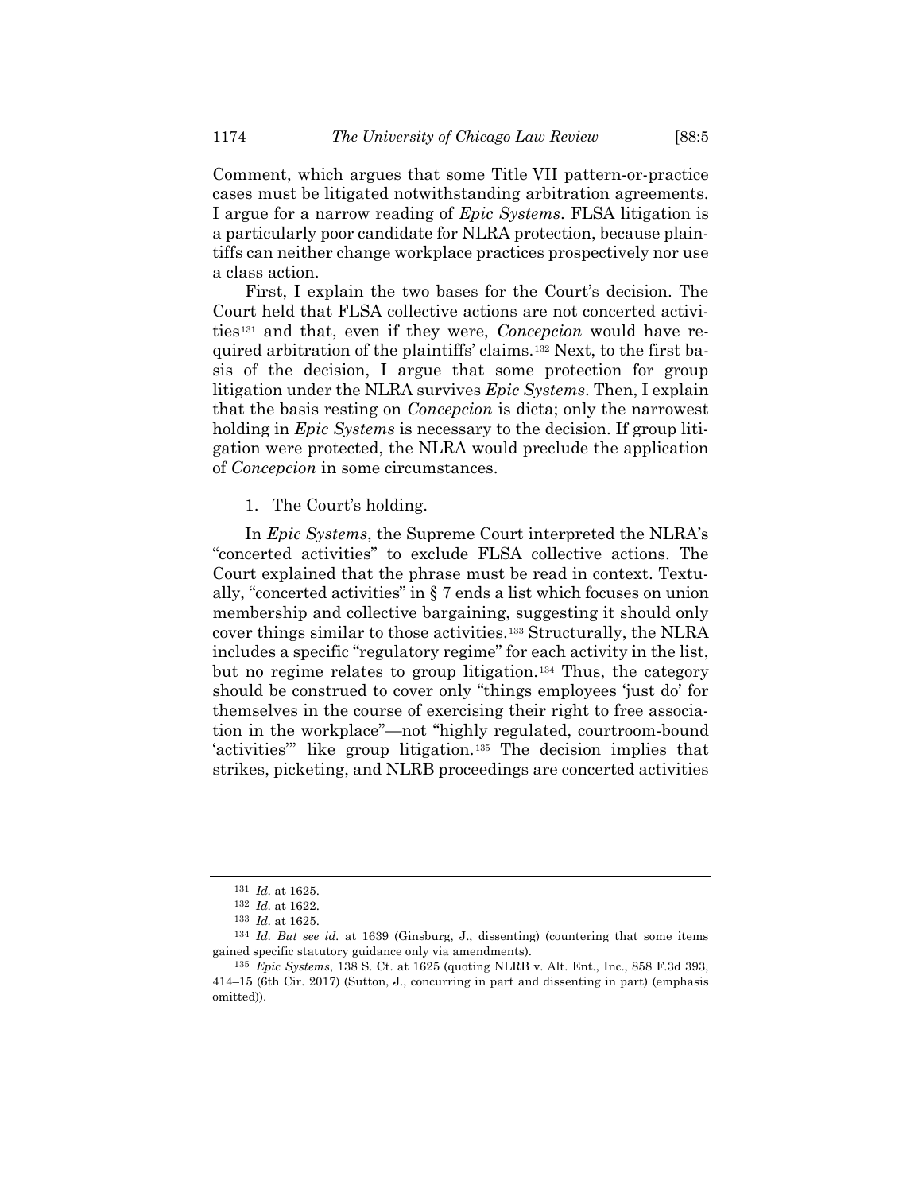Comment, which argues that some Title VII pattern-or-practice cases must be litigated notwithstanding arbitration agreements. I argue for a narrow reading of *Epic Systems*. FLSA litigation is a particularly poor candidate for NLRA protection, because plaintiffs can neither change workplace practices prospectively nor use a class action.

First, I explain the two bases for the Court's decision. The Court held that FLSA collective actions are not concerted activities[131] and that, even if they were, *Concepcion* would have required arbitration of the plaintiffs' claims.[132] Next, to the first basis of the decision, I argue that some protection for group litigation under the NLRA survives *Epic Systems*. Then, I explain that the basis resting on *Concepcion* is dicta; only the narrowest holding in *Epic Systems* is necessary to the decision. If group litigation were protected, the NLRA would preclude the application of *Concepcion* in some circumstances.

1. The Court's holding.

In *Epic Systems*, the Supreme Court interpreted the NLRA's "concerted activities" to exclude FLSA collective actions. The Court explained that the phrase must be read in context. Textually, "concerted activities" in § 7 ends a list which focuses on union membership and collective bargaining, suggesting it should only cover things similar to those activities.[133] Structurally, the NLRA includes a specific "regulatory regime" for each activity in the list, but no regime relates to group litigation.[134] Thus, the category should be construed to cover only "things employees 'just do' for themselves in the course of exercising their right to free association in the workplace"—not "highly regulated, courtroom-bound 'activities'" like group litigation.[135] The decision implies that strikes, picketing, and NLRB proceedings are concerted activities

---

[131] *Id.* at 1625.

[132] *Id.* at 1622.

[133] *Id.* at 1625.

[134] *Id. But see id.* at 1639 (Ginsburg, J., dissenting) (countering that some items gained specific statutory guidance only via amendments).

[135] *Epic Systems*, 138 S. Ct. at 1625 (quoting NLRB v. Alt. Ent., Inc., 858 F.3d 393, 414–15 (6th Cir. 2017) (Sutton, J., concurring in part and dissenting in part) (emphasis omitted)).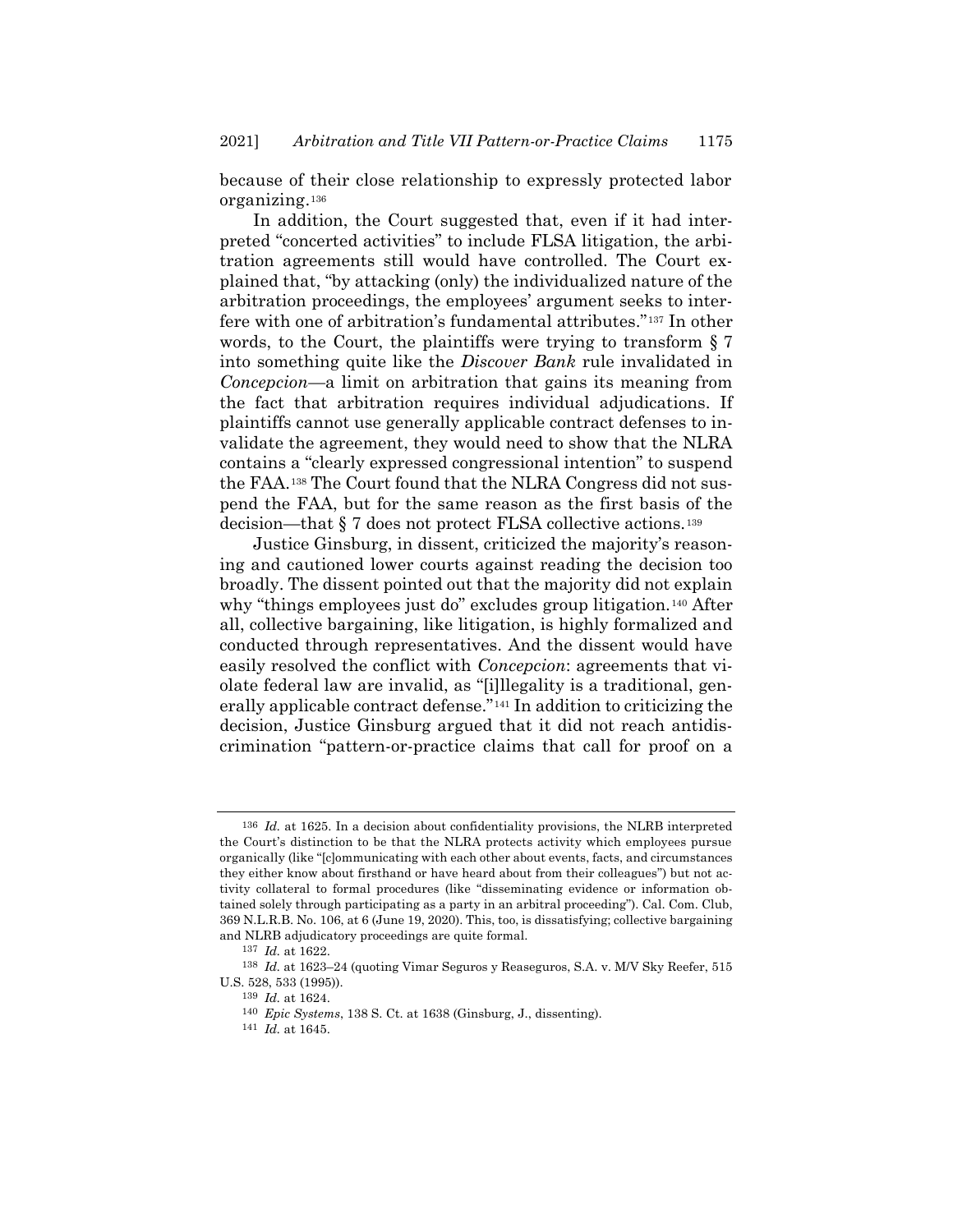because of their close relationship to expressly protected labor organizing.[136]

In addition, the Court suggested that, even if it had interpreted "concerted activities" to include FLSA litigation, the arbitration agreements still would have controlled. The Court explained that, "by attacking (only) the individualized nature of the arbitration proceedings, the employees' argument seeks to interfere with one of arbitration's fundamental attributes."[137] In other words, to the Court, the plaintiffs were trying to transform § 7 into something quite like the *Discover Bank* rule invalidated in *Concepcion*—a limit on arbitration that gains its meaning from the fact that arbitration requires individual adjudications. If plaintiffs cannot use generally applicable contract defenses to invalidate the agreement, they would need to show that the NLRA contains a "clearly expressed congressional intention" to suspend the FAA.[138] The Court found that the NLRA Congress did not suspend the FAA, but for the same reason as the first basis of the decision—that § 7 does not protect FLSA collective actions.[139]

Justice Ginsburg, in dissent, criticized the majority's reasoning and cautioned lower courts against reading the decision too broadly. The dissent pointed out that the majority did not explain why "things employees just do" excludes group litigation.[140] After all, collective bargaining, like litigation, is highly formalized and conducted through representatives. And the dissent would have easily resolved the conflict with *Concepcion*: agreements that violate federal law are invalid, as "[i]llegality is a traditional, generally applicable contract defense."[141] In addition to criticizing the decision, Justice Ginsburg argued that it did not reach antidiscrimination "pattern-or-practice claims that call for proof on a

---

[136] *Id.* at 1625. In a decision about confidentiality provisions, the NLRB interpreted the Court's distinction to be that the NLRA protects activity which employees pursue organically (like "[c]ommunicating with each other about events, facts, and circumstances they either know about firsthand or have heard about from their colleagues") but not activity collateral to formal procedures (like "disseminating evidence or information obtained solely through participating as a party in an arbitral proceeding"). Cal. Com. Club, 369 N.L.R.B. No. 106, at 6 (June 19, 2020). This, too, is dissatisfying; collective bargaining and NLRB adjudicatory proceedings are quite formal.

[137] *Id.* at 1622.

[138] *Id.* at 1623–24 (quoting Vimar Seguros y Reaseguros, S.A. v. M/V Sky Reefer, 515 U.S. 528, 533 (1995)).

[139] *Id.* at 1624.

[140] *Epic Systems*, 138 S. Ct. at 1638 (Ginsburg, J., dissenting).

[141] *Id.* at 1645.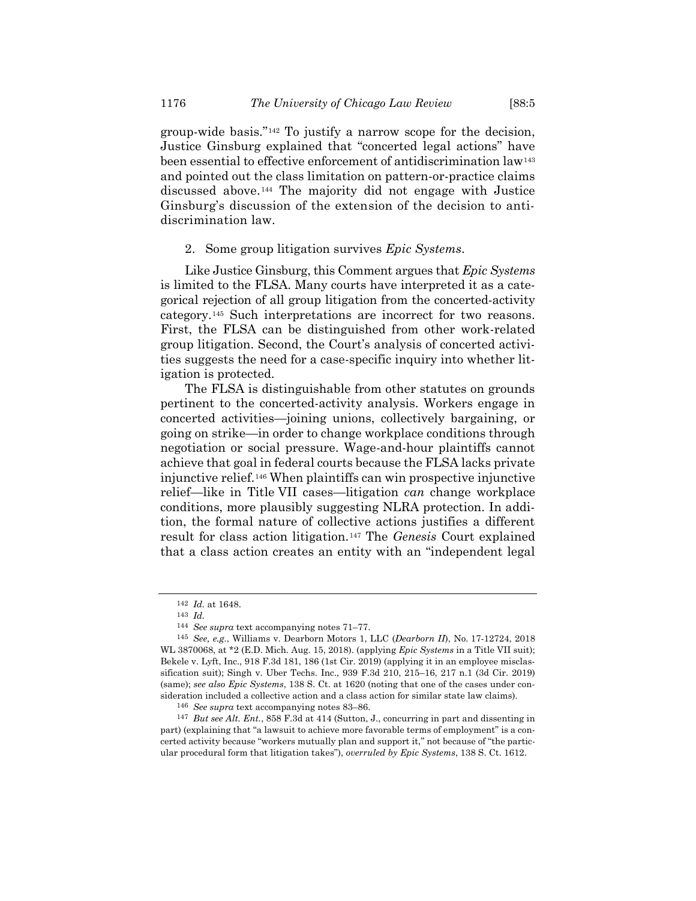group-wide basis."[142] To justify a narrow scope for the decision, Justice Ginsburg explained that "concerted legal actions" have been essential to effective enforcement of antidiscrimination law[143] and pointed out the class limitation on pattern-or-practice claims discussed above.[144] The majority did not engage with Justice Ginsburg's discussion of the extension of the decision to antidiscrimination law.

2. Some group litigation survives *Epic Systems*.

Like Justice Ginsburg, this Comment argues that *Epic Systems* is limited to the FLSA. Many courts have interpreted it as a categorical rejection of all group litigation from the concerted-activity category.[145] Such interpretations are incorrect for two reasons. First, the FLSA can be distinguished from other work-related group litigation. Second, the Court's analysis of concerted activities suggests the need for a case-specific inquiry into whether litigation is protected.

The FLSA is distinguishable from other statutes on grounds pertinent to the concerted-activity analysis. Workers engage in concerted activities—joining unions, collectively bargaining, or going on strike—in order to change workplace conditions through negotiation or social pressure. Wage-and-hour plaintiffs cannot achieve that goal in federal courts because the FLSA lacks private injunctive relief.[146] When plaintiffs can win prospective injunctive relief—like in Title VII cases—litigation *can* change workplace conditions, more plausibly suggesting NLRA protection. In addition, the formal nature of collective actions justifies a different result for class action litigation.[147] The *Genesis* Court explained that a class action creates an entity with an "independent legal

---

[142] *Id.* at 1648.

[143] *Id.*

[144] *See supra* text accompanying notes 71–77.

[145] *See, e.g.*, Williams v. Dearborn Motors 1, LLC (*Dearborn II*), No. 17-12724, 2018 WL 3870068, at *2 (E.D. Mich. Aug. 15, 2018). (applying *Epic Systems* in a Title VII suit); Bekele v. Lyft, Inc., 918 F.3d 181, 186 (1st Cir. 2019) (applying it in an employee misclassification suit); Singh v. Uber Techs. Inc., 939 F.3d 210, 215–16, 217 n.1 (3d Cir. 2019) (same); *see also Epic Systems*, 138 S. Ct. at 1620 (noting that one of the cases under consideration included a collective action and a class action for similar state law claims).

[146] *See supra* text accompanying notes 83–86.

[147] *But see Alt. Ent.*, 858 F.3d at 414 (Sutton, J., concurring in part and dissenting in part) (explaining that "a lawsuit to achieve more favorable terms of employment" is a concerted activity because "workers mutually plan and support it," not because of "the particular procedural form that litigation takes"), *overruled by Epic Systems*, 138 S. Ct. 1612.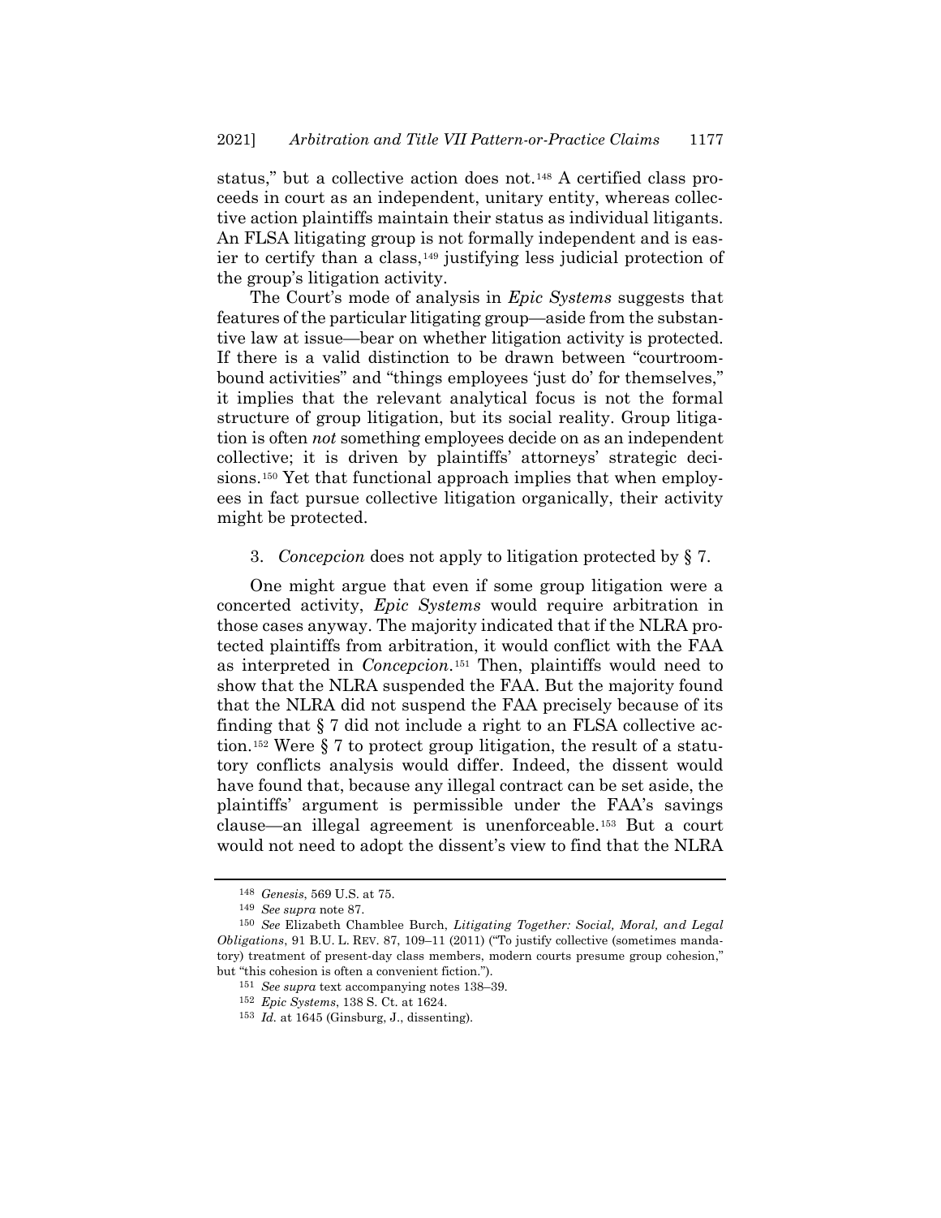status," but a collective action does not.[148] A certified class proceeds in court as an independent, unitary entity, whereas collective action plaintiffs maintain their status as individual litigants. An FLSA litigating group is not formally independent and is easier to certify than a class,[149] justifying less judicial protection of the group's litigation activity.

The Court's mode of analysis in *Epic Systems* suggests that features of the particular litigating group—aside from the substantive law at issue—bear on whether litigation activity is protected. If there is a valid distinction to be drawn between "courtroom-bound activities" and "things employees 'just do' for themselves," it implies that the relevant analytical focus is not the formal structure of group litigation, but its social reality. Group litigation is often *not* something employees decide on as an independent collective; it is driven by plaintiffs' attorneys' strategic decisions.[150] Yet that functional approach implies that when employees in fact pursue collective litigation organically, their activity might be protected.

### 3. *Concepcion* does not apply to litigation protected by § 7.

One might argue that even if some group litigation were a concerted activity, *Epic Systems* would require arbitration in those cases anyway. The majority indicated that if the NLRA protected plaintiffs from arbitration, it would conflict with the FAA as interpreted in *Concepcion*.[151] Then, plaintiffs would need to show that the NLRA suspended the FAA. But the majority found that the NLRA did not suspend the FAA precisely because of its finding that § 7 did not include a right to an FLSA collective action.[152] Were § 7 to protect group litigation, the result of a statutory conflicts analysis would differ. Indeed, the dissent would have found that, because any illegal contract can be set aside, the plaintiffs' argument is permissible under the FAA's savings clause—an illegal agreement is unenforceable.[153] But a court would not need to adopt the dissent's view to find that the NLRA

---

148 *Genesis*, 569 U.S. at 75.

149 *See supra* note 87.

150 *See* Elizabeth Chamblee Burch, *Litigating Together: Social, Moral, and Legal Obligations*, 91 B.U. L. REV. 87, 109–11 (2011) ("To justify collective (sometimes mandatory) treatment of present-day class members, modern courts presume group cohesion," but "this cohesion is often a convenient fiction.").

151 *See supra* text accompanying notes 138–39.

152 *Epic Systems*, 138 S. Ct. at 1624.

153 *Id.* at 1645 (Ginsburg, J., dissenting).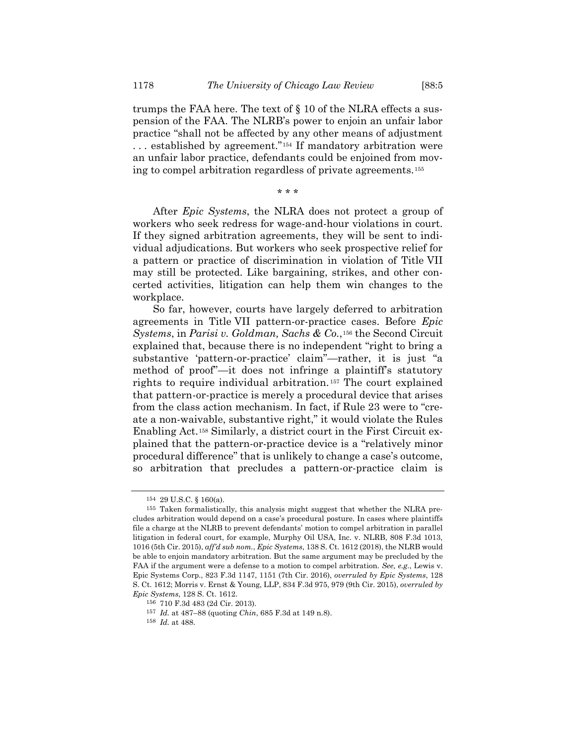trumps the FAA here. The text of § 10 of the NLRA effects a suspension of the FAA. The NLRB's power to enjoin an unfair labor practice "shall not be affected by any other means of adjustment . . . established by agreement."[154] If mandatory arbitration were an unfair labor practice, defendants could be enjoined from moving to compel arbitration regardless of private agreements.[155]

\* \* \*

After *Epic Systems*, the NLRA does not protect a group of workers who seek redress for wage-and-hour violations in court. If they signed arbitration agreements, they will be sent to individual adjudications. But workers who seek prospective relief for a pattern or practice of discrimination in violation of Title VII may still be protected. Like bargaining, strikes, and other concerted activities, litigation can help them win changes to the workplace.

So far, however, courts have largely deferred to arbitration agreements in Title VII pattern-or-practice cases. Before *Epic Systems*, in *Parisi v. Goldman, Sachs & Co.*,[156] the Second Circuit explained that, because there is no independent "right to bring a substantive 'pattern-or-practice' claim"—rather, it is just "a method of proof"—it does not infringe a plaintiff's statutory rights to require individual arbitration.[157] The court explained that pattern-or-practice is merely a procedural device that arises from the class action mechanism. In fact, if Rule 23 were to "create a non-waivable, substantive right," it would violate the Rules Enabling Act.[158] Similarly, a district court in the First Circuit explained that the pattern-or-practice device is a "relatively minor procedural difference" that is unlikely to change a case's outcome, so arbitration that precludes a pattern-or-practice claim is

---

[154] 29 U.S.C. § 160(a).

[155] Taken formalistically, this analysis might suggest that whether the NLRA precludes arbitration would depend on a case's procedural posture. In cases where plaintiffs file a charge at the NLRB to prevent defendants' motion to compel arbitration in parallel litigation in federal court, for example, Murphy Oil USA, Inc. v. NLRB, 808 F.3d 1013, 1016 (5th Cir. 2015), *aff'd sub nom.*, *Epic Systems*, 138 S. Ct. 1612 (2018), the NLRB would be able to enjoin mandatory arbitration. But the same argument may be precluded by the FAA if the argument were a defense to a motion to compel arbitration. *See, e.g.*, Lewis v. Epic Systems Corp., 823 F.3d 1147, 1151 (7th Cir. 2016), *overruled by Epic Systems*, 128 S. Ct. 1612; Morris v. Ernst & Young, LLP, 834 F.3d 975, 979 (9th Cir. 2015), *overruled by Epic Systems*, 128 S. Ct. 1612.

[156] 710 F.3d 483 (2d Cir. 2013).

[157] *Id.* at 487–88 (quoting *Chin*, 685 F.3d at 149 n.8).

[158] *Id.* at 488.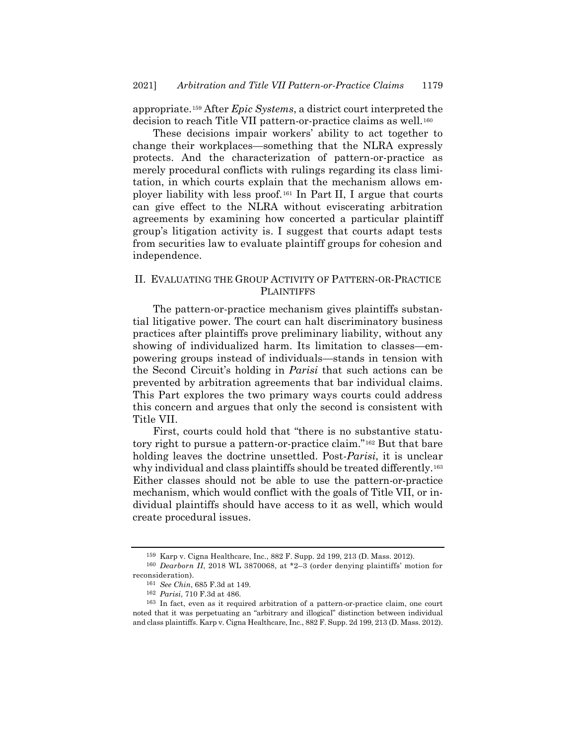appropriate.[159] After *Epic Systems*, a district court interpreted the decision to reach Title VII pattern-or-practice claims as well.[160]

These decisions impair workers' ability to act together to change their workplaces—something that the NLRA expressly protects. And the characterization of pattern-or-practice as merely procedural conflicts with rulings regarding its class limitation, in which courts explain that the mechanism allows employer liability with less proof.[161] In Part II, I argue that courts can give effect to the NLRA without eviscerating arbitration agreements by examining how concerted a particular plaintiff group's litigation activity is. I suggest that courts adapt tests from securities law to evaluate plaintiff groups for cohesion and independence.

## II. EVALUATING THE GROUP ACTIVITY OF PATTERN-OR-PRACTICE PLAINTIFFS

The pattern-or-practice mechanism gives plaintiffs substantial litigative power. The court can halt discriminatory business practices after plaintiffs prove preliminary liability, without any showing of individualized harm. Its limitation to classes—empowering groups instead of individuals—stands in tension with the Second Circuit's holding in *Parisi* that such actions can be prevented by arbitration agreements that bar individual claims. This Part explores the two primary ways courts could address this concern and argues that only the second is consistent with Title VII.

First, courts could hold that "there is no substantive statutory right to pursue a pattern-or-practice claim."[162] But that bare holding leaves the doctrine unsettled. Post-*Parisi*, it is unclear why individual and class plaintiffs should be treated differently.[163] Either classes should not be able to use the pattern-or-practice mechanism, which would conflict with the goals of Title VII, or individual plaintiffs should have access to it as well, which would create procedural issues.

---

[159] Karp v. Cigna Healthcare, Inc., 882 F. Supp. 2d 199, 213 (D. Mass. 2012).

[160] *Dearborn II*, 2018 WL 3870068, at *2–3 (order denying plaintiffs' motion for reconsideration).

[161] *See Chin*, 685 F.3d at 149.

[162] *Parisi*, 710 F.3d at 486.

[163] In fact, even as it required arbitration of a pattern-or-practice claim, one court noted that it was perpetuating an "arbitrary and illogical" distinction between individual and class plaintiffs. Karp v. Cigna Healthcare, Inc., 882 F. Supp. 2d 199, 213 (D. Mass. 2012).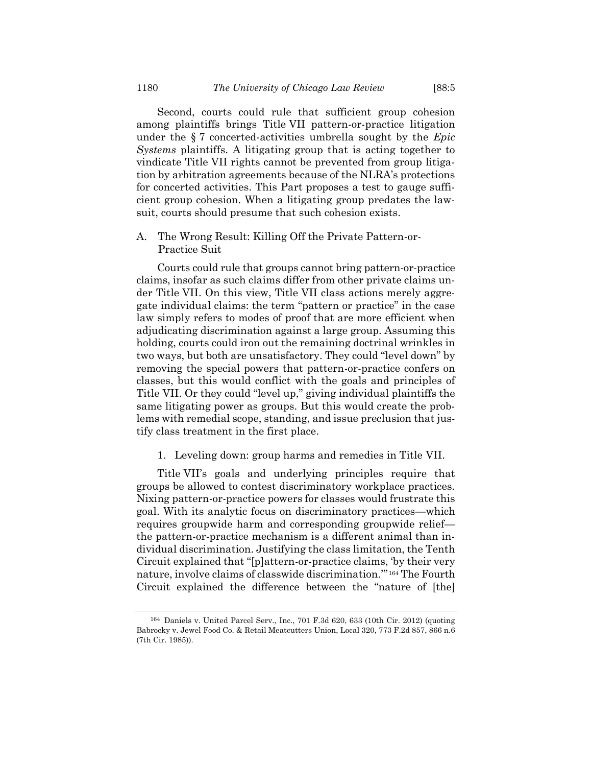Second, courts could rule that sufficient group cohesion among plaintiffs brings Title VII pattern-or-practice litigation under the § 7 concerted-activities umbrella sought by the *Epic Systems* plaintiffs. A litigating group that is acting together to vindicate Title VII rights cannot be prevented from group litigation by arbitration agreements because of the NLRA's protections for concerted activities. This Part proposes a test to gauge sufficient group cohesion. When a litigating group predates the lawsuit, courts should presume that such cohesion exists.

## A. The Wrong Result: Killing Off the Private Pattern-or-Practice Suit

Courts could rule that groups cannot bring pattern-or-practice claims, insofar as such claims differ from other private claims under Title VII. On this view, Title VII class actions merely aggregate individual claims: the term "pattern or practice" in the case law simply refers to modes of proof that are more efficient when adjudicating discrimination against a large group. Assuming this holding, courts could iron out the remaining doctrinal wrinkles in two ways, but both are unsatisfactory. They could "level down" by removing the special powers that pattern-or-practice confers on classes, but this would conflict with the goals and principles of Title VII. Or they could "level up," giving individual plaintiffs the same litigating power as groups. But this would create the problems with remedial scope, standing, and issue preclusion that justify class treatment in the first place.

### 1. Leveling down: group harms and remedies in Title VII.

Title VII's goals and underlying principles require that groups be allowed to contest discriminatory workplace practices. Nixing pattern-or-practice powers for classes would frustrate this goal. With its analytic focus on discriminatory practices—which requires groupwide harm and corresponding groupwide relief—the pattern-or-practice mechanism is a different animal than individual discrimination. Justifying the class limitation, the Tenth Circuit explained that "[p]attern-or-practice claims, 'by their very nature, involve claims of classwide discrimination.'"[164] The Fourth Circuit explained the difference between the "nature of [the]

[164] Daniels v. United Parcel Serv., Inc., 701 F.3d 620, 633 (10th Cir. 2012) (quoting Babrocky v. Jewel Food Co. & Retail Meatcutters Union, Local 320, 773 F.2d 857, 866 n.6 (7th Cir. 1985)).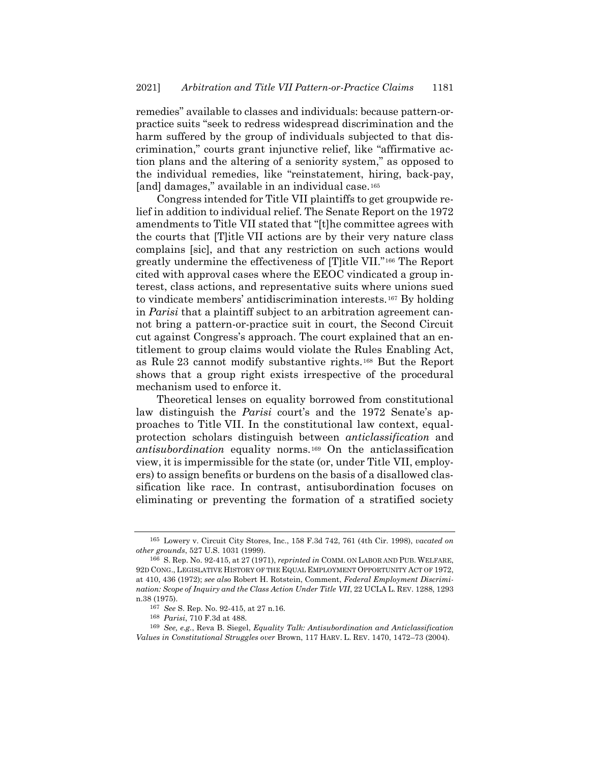remedies" available to classes and individuals: because pattern-or-practice suits "seek to redress widespread discrimination and the harm suffered by the group of individuals subjected to that discrimination," courts grant injunctive relief, like "affirmative action plans and the altering of a seniority system," as opposed to the individual remedies, like "reinstatement, hiring, back-pay, [and] damages," available in an individual case.[165]

Congress intended for Title VII plaintiffs to get groupwide relief in addition to individual relief. The Senate Report on the 1972 amendments to Title VII stated that "[t]he committee agrees with the courts that [T]itle VII actions are by their very nature class complains [sic], and that any restriction on such actions would greatly undermine the effectiveness of [T]itle VII."[166] The Report cited with approval cases where the EEOC vindicated a group interest, class actions, and representative suits where unions sued to vindicate members' antidiscrimination interests.[167] By holding in *Parisi* that a plaintiff subject to an arbitration agreement cannot bring a pattern-or-practice suit in court, the Second Circuit cut against Congress's approach. The court explained that an entitlement to group claims would violate the Rules Enabling Act, as Rule 23 cannot modify substantive rights.[168] But the Report shows that a group right exists irrespective of the procedural mechanism used to enforce it.

Theoretical lenses on equality borrowed from constitutional law distinguish the *Parisi* court's and the 1972 Senate's approaches to Title VII. In the constitutional law context, equal-protection scholars distinguish between *anticlassification* and *antisubordination* equality norms.[169] On the anticlassification view, it is impermissible for the state (or, under Title VII, employers) to assign benefits or burdens on the basis of a disallowed classification like race. In contrast, antisubordination focuses on eliminating or preventing the formation of a stratified society

---

165 Lowery v. Circuit City Stores, Inc., 158 F.3d 742, 761 (4th Cir. 1998), *vacated on other grounds*, 527 U.S. 1031 (1999).

166 S. Rep. No. 92-415, at 27 (1971), *reprinted in* COMM. ON LABOR AND PUB. WELFARE, 92D CONG., LEGISLATIVE HISTORY OF THE EQUAL EMPLOYMENT OPPORTUNITY ACT OF 1972, at 410, 436 (1972); *see also* Robert H. Rotstein, Comment, *Federal Employment Discrimination: Scope of Inquiry and the Class Action Under Title VII*, 22 UCLA L. REV. 1288, 1293 n.38 (1975).

167 *See* S. Rep. No. 92-415, at 27 n.16.

168 *Parisi*, 710 F.3d at 488.

169 *See, e.g.*, Reva B. Siegel, *Equality Talk: Antisubordination and Anticlassification Values in Constitutional Struggles over* Brown, 117 HARV. L. REV. 1470, 1472–73 (2004).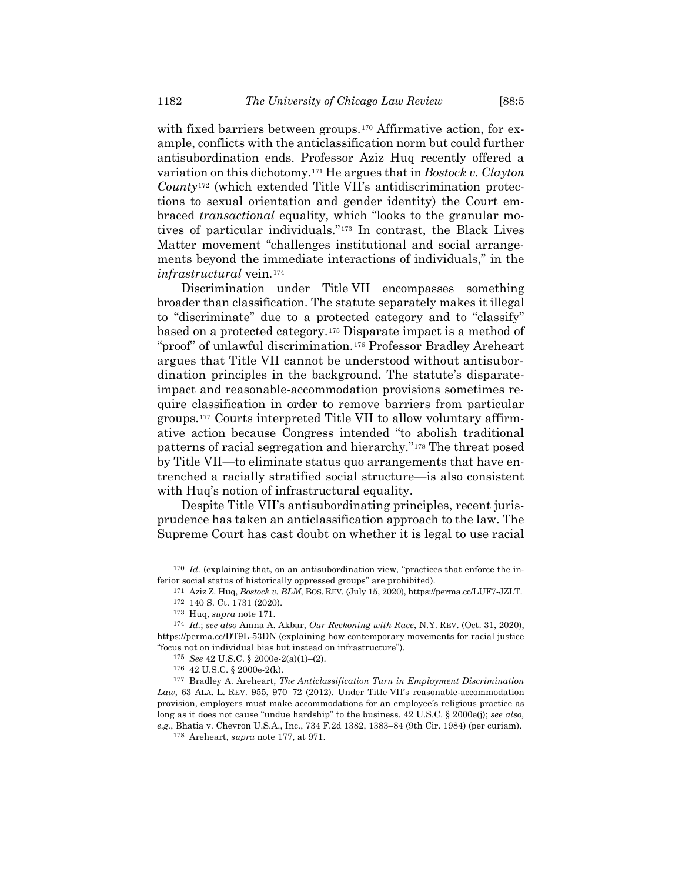with fixed barriers between groups.[170] Affirmative action, for example, conflicts with the anticlassification norm but could further antisubordination ends. Professor Aziz Huq recently offered a variation on this dichotomy.[171] He argues that in *Bostock v. Clayton County*[172] (which extended Title VII's antidiscrimination protections to sexual orientation and gender identity) the Court embraced *transactional* equality, which "looks to the granular motives of particular individuals."[173] In contrast, the Black Lives Matter movement "challenges institutional and social arrangements beyond the immediate interactions of individuals," in the *infrastructural* vein.[174]

Discrimination under Title VII encompasses something broader than classification. The statute separately makes it illegal to "discriminate" due to a protected category and to "classify" based on a protected category.[175] Disparate impact is a method of "proof" of unlawful discrimination.[176] Professor Bradley Areheart argues that Title VII cannot be understood without antisubordination principles in the background. The statute's disparate-impact and reasonable-accommodation provisions sometimes require classification in order to remove barriers from particular groups.[177] Courts interpreted Title VII to allow voluntary affirmative action because Congress intended "to abolish traditional patterns of racial segregation and hierarchy."[178] The threat posed by Title VII—to eliminate status quo arrangements that have entrenched a racially stratified social structure—is also consistent with Huq's notion of infrastructural equality.

Despite Title VII's antisubordinating principles, recent jurisprudence has taken an anticlassification approach to the law. The Supreme Court has cast doubt on whether it is legal to use racial

---

[170] *Id.* (explaining that, on an antisubordination view, "practices that enforce the inferior social status of historically oppressed groups" are prohibited).

[171] Aziz Z. Huq, *Bostock v. BLM*, BOS. REV. (July 15, 2020), https://perma.cc/LUF7-JZLT.

[172] 140 S. Ct. 1731 (2020).

[173] Huq, *supra* note 171.

[174] *Id.*; *see also* Amna A. Akbar, *Our Reckoning with Race*, N.Y. REV. (Oct. 31, 2020), https://perma.cc/DT9L-53DN (explaining how contemporary movements for racial justice "focus not on individual bias but instead on infrastructure").

[175] *See* 42 U.S.C. § 2000e-2(a)(1)–(2).

[176] 42 U.S.C. § 2000e-2(k).

[177] Bradley A. Areheart, *The Anticlassification Turn in Employment Discrimination Law*, 63 ALA. L. REV. 955, 970–72 (2012). Under Title VII's reasonable-accommodation provision, employers must make accommodations for an employee's religious practice as long as it does not cause "undue hardship" to the business. 42 U.S.C. § 2000e(j); *see also, e.g.*, Bhatia v. Chevron U.S.A., Inc., 734 F.2d 1382, 1383–84 (9th Cir. 1984) (per curiam).

[178] Areheart, *supra* note 177, at 971.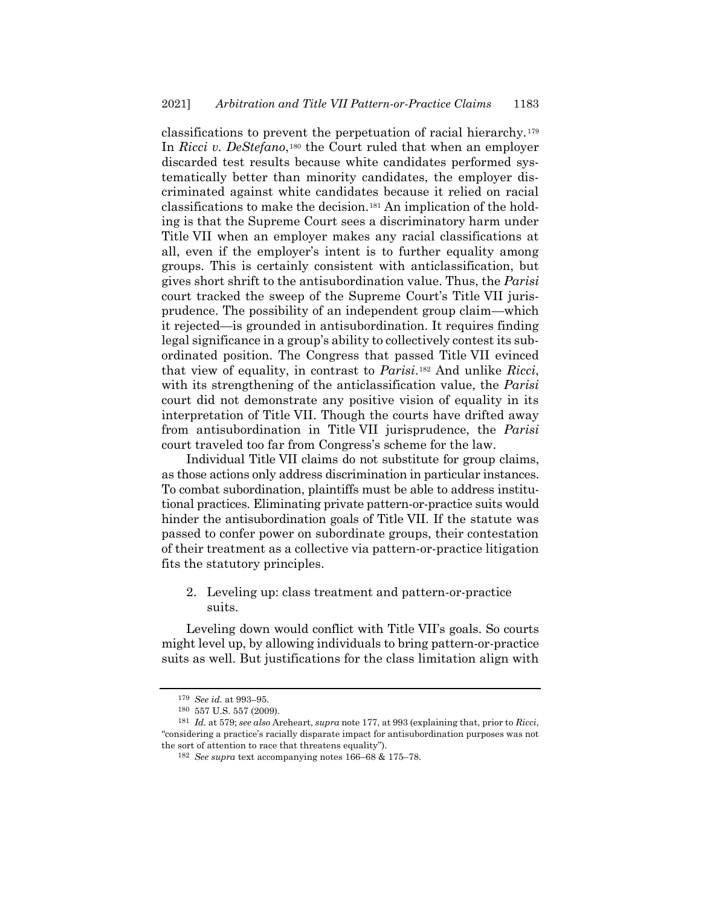classifications to prevent the perpetuation of racial hierarchy.[179] In *Ricci v. DeStefano*,[180] the Court ruled that when an employer discarded test results because white candidates performed systematically better than minority candidates, the employer discriminated against white candidates because it relied on racial classifications to make the decision.[181] An implication of the holding is that the Supreme Court sees a discriminatory harm under Title VII when an employer makes any racial classifications at all, even if the employer's intent is to further equality among groups. This is certainly consistent with anticlassification, but gives short shrift to the antisubordination value. Thus, the *Parisi* court tracked the sweep of the Supreme Court's Title VII jurisprudence. The possibility of an independent group claim—which it rejected—is grounded in antisubordination. It requires finding legal significance in a group's ability to collectively contest its subordinated position. The Congress that passed Title VII evinced that view of equality, in contrast to *Parisi*.[182] And unlike *Ricci*, with its strengthening of the anticlassification value, the *Parisi* court did not demonstrate any positive vision of equality in its interpretation of Title VII. Though the courts have drifted away from antisubordination in Title VII jurisprudence, the *Parisi* court traveled too far from Congress's scheme for the law.

Individual Title VII claims do not substitute for group claims, as those actions only address discrimination in particular instances. To combat subordination, plaintiffs must be able to address institutional practices. Eliminating private pattern-or-practice suits would hinder the antisubordination goals of Title VII. If the statute was passed to confer power on subordinate groups, their contestation of their treatment as a collective via pattern-or-practice litigation fits the statutory principles.

2. Leveling up: class treatment and pattern-or-practice suits.

Leveling down would conflict with Title VII's goals. So courts might level up, by allowing individuals to bring pattern-or-practice suits as well. But justifications for the class limitation align with

---

[179] *See id.* at 993–95.

[180] 557 U.S. 557 (2009).

[181] *Id.* at 579; *see also* Areheart, *supra* note 177, at 993 (explaining that, prior to *Ricci*, "considering a practice's racially disparate impact for antisubordination purposes was not the sort of attention to race that threatens equality").

[182] *See supra* text accompanying notes 166–68 & 175–78.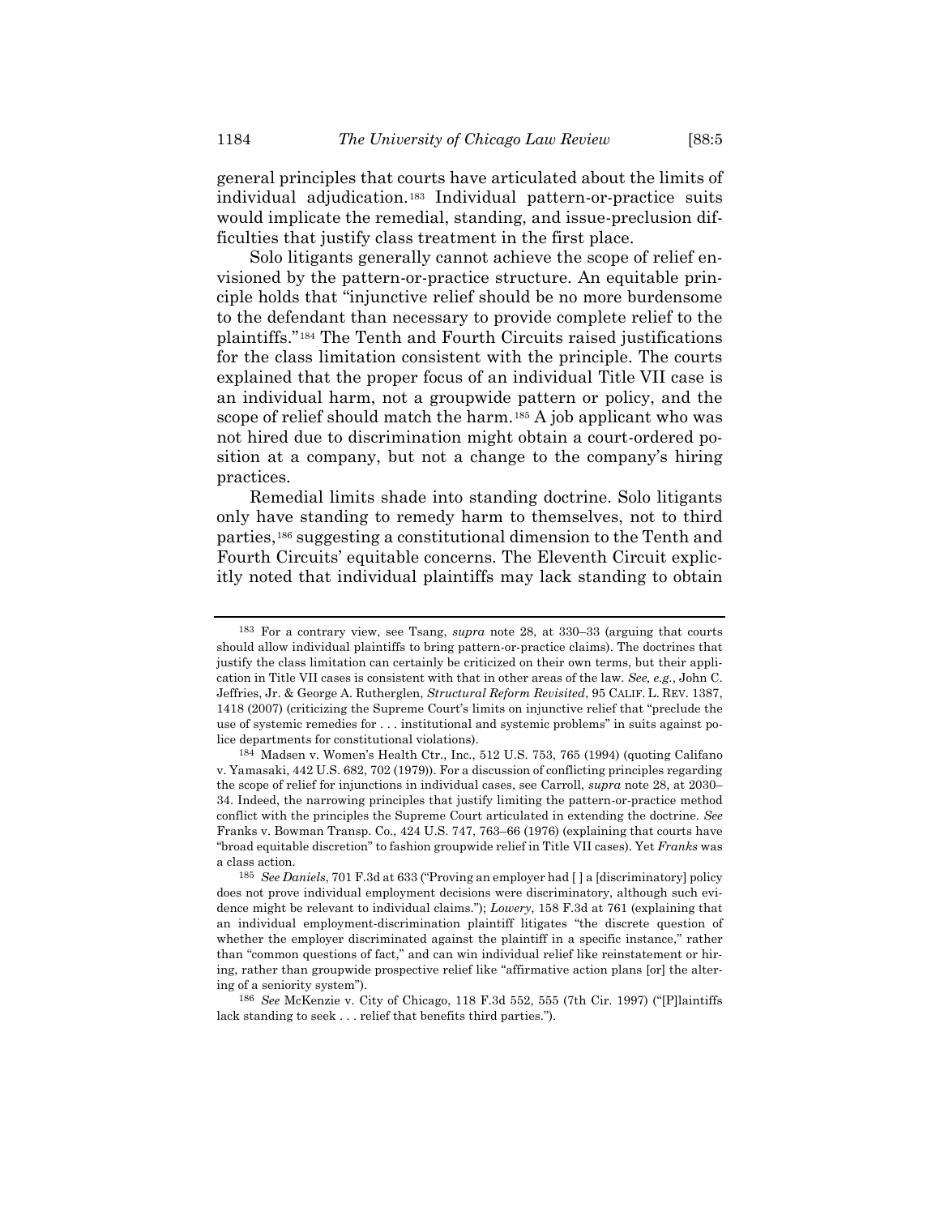general principles that courts have articulated about the limits of individual adjudication.[183] Individual pattern-or-practice suits would implicate the remedial, standing, and issue-preclusion difficulties that justify class treatment in the first place.

Solo litigants generally cannot achieve the scope of relief envisioned by the pattern-or-practice structure. An equitable principle holds that "injunctive relief should be no more burdensome to the defendant than necessary to provide complete relief to the plaintiffs."[184] The Tenth and Fourth Circuits raised justifications for the class limitation consistent with the principle. The courts explained that the proper focus of an individual Title VII case is an individual harm, not a groupwide pattern or policy, and the scope of relief should match the harm.[185] A job applicant who was not hired due to discrimination might obtain a court-ordered position at a company, but not a change to the company's hiring practices.

Remedial limits shade into standing doctrine. Solo litigants only have standing to remedy harm to themselves, not to third parties,[186] suggesting a constitutional dimension to the Tenth and Fourth Circuits' equitable concerns. The Eleventh Circuit explicitly noted that individual plaintiffs may lack standing to obtain

---

[183] For a contrary view, see Tsang, *supra* note 28, at 330–33 (arguing that courts should allow individual plaintiffs to bring pattern-or-practice claims). The doctrines that justify the class limitation can certainly be criticized on their own terms, but their application in Title VII cases is consistent with that in other areas of the law. *See, e.g.*, John C. Jeffries, Jr. & George A. Rutherglen, *Structural Reform Revisited*, 95 CALIF. L. REV. 1387, 1418 (2007) (criticizing the Supreme Court's limits on injunctive relief that "preclude the use of systemic remedies for . . . institutional and systemic problems" in suits against police departments for constitutional violations).

[184] Madsen v. Women's Health Ctr., Inc., 512 U.S. 753, 765 (1994) (quoting Califano v. Yamasaki, 442 U.S. 682, 702 (1979)). For a discussion of conflicting principles regarding the scope of relief for injunctions in individual cases, see Carroll, *supra* note 28, at 2030–34. Indeed, the narrowing principles that justify limiting the pattern-or-practice method conflict with the principles the Supreme Court articulated in extending the doctrine. *See* Franks v. Bowman Transp. Co., 424 U.S. 747, 763–66 (1976) (explaining that courts have "broad equitable discretion" to fashion groupwide relief in Title VII cases). Yet *Franks* was a class action.

[185] *See Daniels*, 701 F.3d at 633 ("Proving an employer had [ ] a [discriminatory] policy does not prove individual employment decisions were discriminatory, although such evidence might be relevant to individual claims."); *Lowery*, 158 F.3d at 761 (explaining that an individual employment-discrimination plaintiff litigates "the discrete question of whether the employer discriminated against the plaintiff in a specific instance," rather than "common questions of fact," and can win individual relief like reinstatement or hiring, rather than groupwide prospective relief like "affirmative action plans [or] the altering of a seniority system").

[186] *See* McKenzie v. City of Chicago, 118 F.3d 552, 555 (7th Cir. 1997) ("[P]laintiffs lack standing to seek . . . relief that benefits third parties.").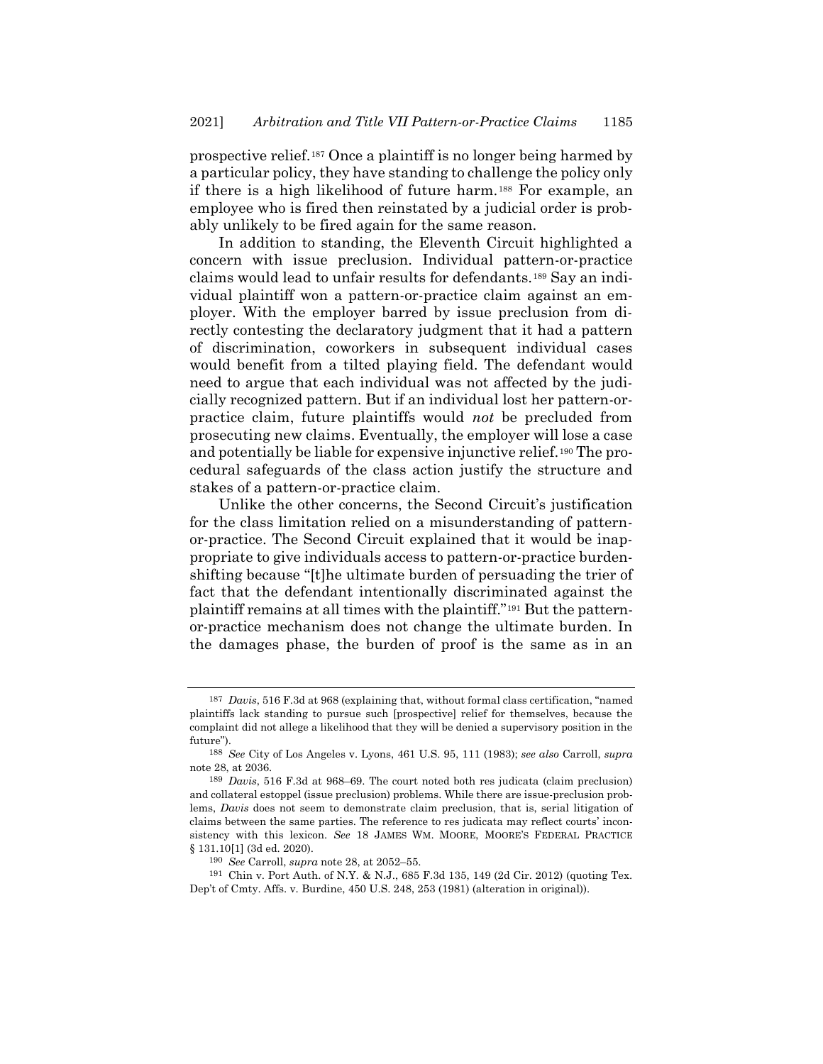prospective relief.[187] Once a plaintiff is no longer being harmed by a particular policy, they have standing to challenge the policy only if there is a high likelihood of future harm.[188] For example, an employee who is fired then reinstated by a judicial order is probably unlikely to be fired again for the same reason.

In addition to standing, the Eleventh Circuit highlighted a concern with issue preclusion. Individual pattern-or-practice claims would lead to unfair results for defendants.[189] Say an individual plaintiff won a pattern-or-practice claim against an employer. With the employer barred by issue preclusion from directly contesting the declaratory judgment that it had a pattern of discrimination, coworkers in subsequent individual cases would benefit from a tilted playing field. The defendant would need to argue that each individual was not affected by the judicially recognized pattern. But if an individual lost her pattern-or-practice claim, future plaintiffs would *not* be precluded from prosecuting new claims. Eventually, the employer will lose a case and potentially be liable for expensive injunctive relief.[190] The procedural safeguards of the class action justify the structure and stakes of a pattern-or-practice claim.

Unlike the other concerns, the Second Circuit's justification for the class limitation relied on a misunderstanding of pattern-or-practice. The Second Circuit explained that it would be inappropriate to give individuals access to pattern-or-practice burden-shifting because "[t]he ultimate burden of persuading the trier of fact that the defendant intentionally discriminated against the plaintiff remains at all times with the plaintiff."[191] But the pattern-or-practice mechanism does not change the ultimate burden. In the damages phase, the burden of proof is the same as in an

---

[187] *Davis*, 516 F.3d at 968 (explaining that, without formal class certification, "named plaintiffs lack standing to pursue such [prospective] relief for themselves, because the complaint did not allege a likelihood that they will be denied a supervisory position in the future").

[188] *See* City of Los Angeles v. Lyons, 461 U.S. 95, 111 (1983); *see also* Carroll, *supra* note 28, at 2036.

[189] *Davis*, 516 F.3d at 968–69. The court noted both res judicata (claim preclusion) and collateral estoppel (issue preclusion) problems. While there are issue-preclusion problems, *Davis* does not seem to demonstrate claim preclusion, that is, serial litigation of claims between the same parties. The reference to res judicata may reflect courts' inconsistency with this lexicon. *See* 18 JAMES WM. MOORE, MOORE'S FEDERAL PRACTICE § 131.10[1] (3d ed. 2020).

[190] *See* Carroll, *supra* note 28, at 2052–55.

[191] Chin v. Port Auth. of N.Y. & N.J., 685 F.3d 135, 149 (2d Cir. 2012) (quoting Tex. Dep't of Cmty. Affs. v. Burdine, 450 U.S. 248, 253 (1981) (alteration in original)).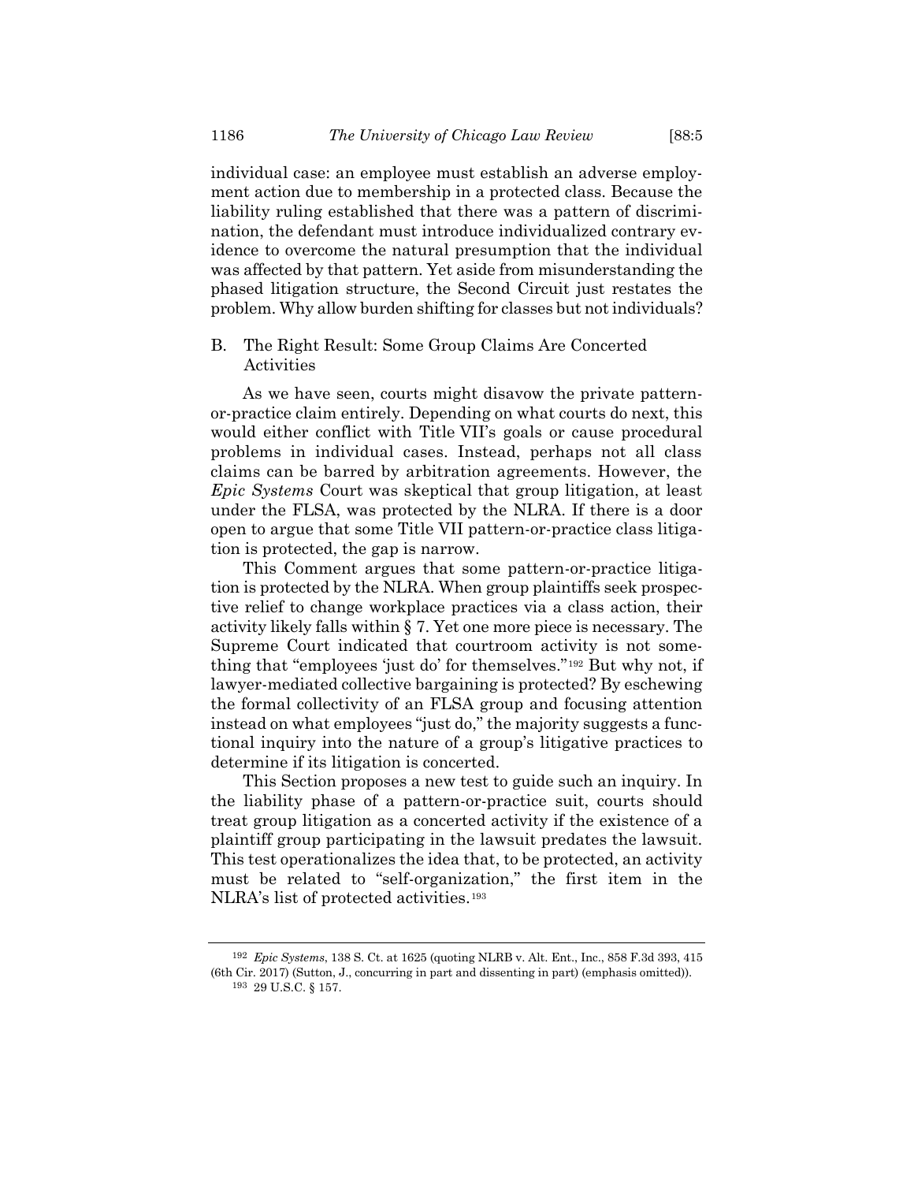individual case: an employee must establish an adverse employment action due to membership in a protected class. Because the liability ruling established that there was a pattern of discrimination, the defendant must introduce individualized contrary evidence to overcome the natural presumption that the individual was affected by that pattern. Yet aside from misunderstanding the phased litigation structure, the Second Circuit just restates the problem. Why allow burden shifting for classes but not individuals?

### B. The Right Result: Some Group Claims Are Concerted Activities

As we have seen, courts might disavow the private pattern-or-practice claim entirely. Depending on what courts do next, this would either conflict with Title VII's goals or cause procedural problems in individual cases. Instead, perhaps not all class claims can be barred by arbitration agreements. However, the *Epic Systems* Court was skeptical that group litigation, at least under the FLSA, was protected by the NLRA. If there is a door open to argue that some Title VII pattern-or-practice class litigation is protected, the gap is narrow.

This Comment argues that some pattern-or-practice litigation is protected by the NLRA. When group plaintiffs seek prospective relief to change workplace practices via a class action, their activity likely falls within § 7. Yet one more piece is necessary. The Supreme Court indicated that courtroom activity is not something that "employees 'just do' for themselves."[192] But why not, if lawyer-mediated collective bargaining is protected? By eschewing the formal collectivity of an FLSA group and focusing attention instead on what employees "just do," the majority suggests a functional inquiry into the nature of a group's litigative practices to determine if its litigation is concerted.

This Section proposes a new test to guide such an inquiry. In the liability phase of a pattern-or-practice suit, courts should treat group litigation as a concerted activity if the existence of a plaintiff group participating in the lawsuit predates the lawsuit. This test operationalizes the idea that, to be protected, an activity must be related to "self-organization," the first item in the NLRA's list of protected activities.[193]

---

[192] *Epic Systems*, 138 S. Ct. at 1625 (quoting NLRB v. Alt. Ent., Inc., 858 F.3d 393, 415 (6th Cir. 2017) (Sutton, J., concurring in part and dissenting in part) (emphasis omitted)).

[193] 29 U.S.C. § 157.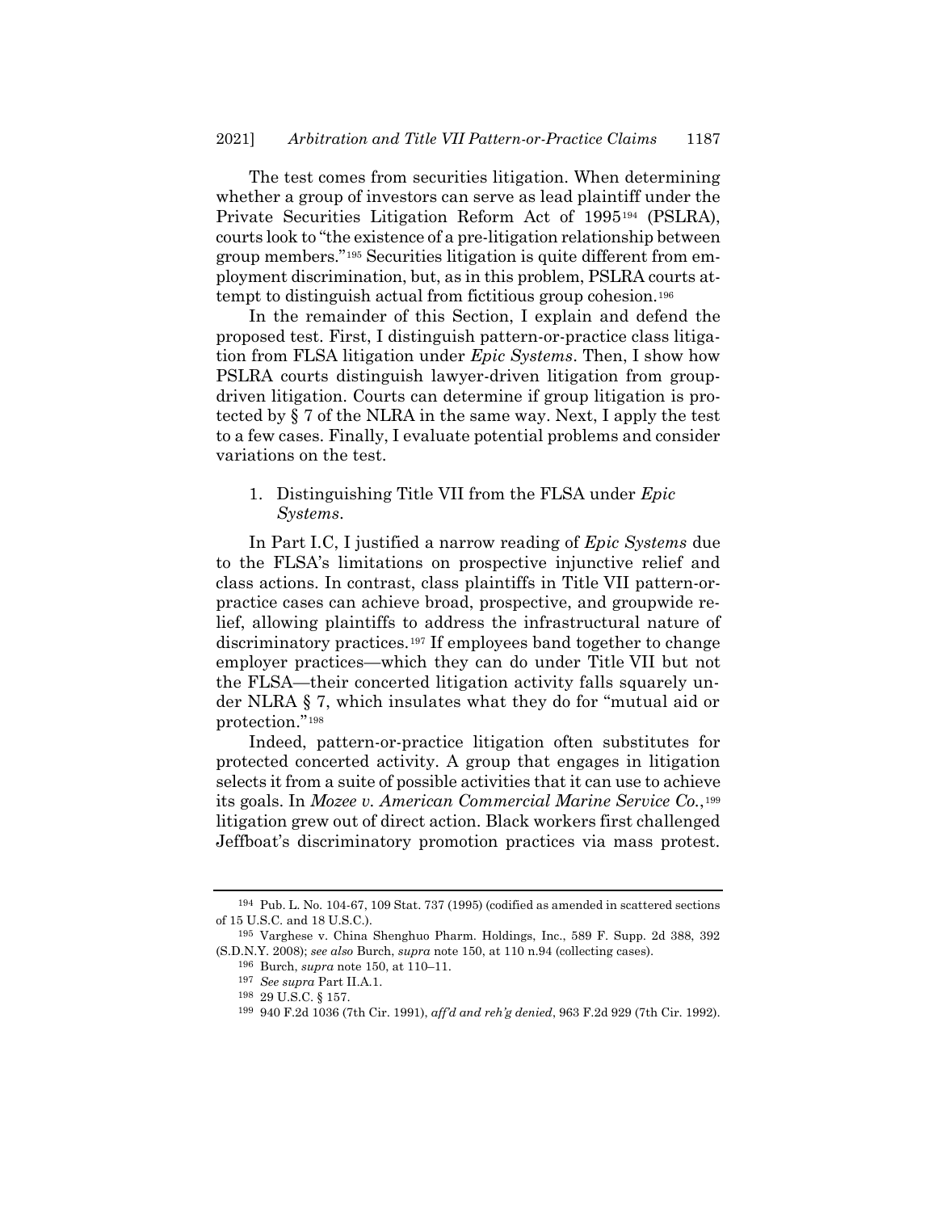The test comes from securities litigation. When determining whether a group of investors can serve as lead plaintiff under the Private Securities Litigation Reform Act of 1995[194] (PSLRA), courts look to "the existence of a pre-litigation relationship between group members."[195] Securities litigation is quite different from employment discrimination, but, as in this problem, PSLRA courts attempt to distinguish actual from fictitious group cohesion.[196]

In the remainder of this Section, I explain and defend the proposed test. First, I distinguish pattern-or-practice class litigation from FLSA litigation under *Epic Systems*. Then, I show how PSLRA courts distinguish lawyer-driven litigation from group-driven litigation. Courts can determine if group litigation is protected by § 7 of the NLRA in the same way. Next, I apply the test to a few cases. Finally, I evaluate potential problems and consider variations on the test.

1. Distinguishing Title VII from the FLSA under *Epic Systems*.

In Part I.C, I justified a narrow reading of *Epic Systems* due to the FLSA's limitations on prospective injunctive relief and class actions. In contrast, class plaintiffs in Title VII pattern-or-practice cases can achieve broad, prospective, and groupwide relief, allowing plaintiffs to address the infrastructural nature of discriminatory practices.[197] If employees band together to change employer practices—which they can do under Title VII but not the FLSA—their concerted litigation activity falls squarely under NLRA § 7, which insulates what they do for "mutual aid or protection."[198]

Indeed, pattern-or-practice litigation often substitutes for protected concerted activity. A group that engages in litigation selects it from a suite of possible activities that it can use to achieve its goals. In *Mozee v. American Commercial Marine Service Co.*,[199] litigation grew out of direct action. Black workers first challenged Jeffboat's discriminatory promotion practices via mass protest.

---

[194] Pub. L. No. 104-67, 109 Stat. 737 (1995) (codified as amended in scattered sections of 15 U.S.C. and 18 U.S.C.).

[195] Varghese v. China Shenghuo Pharm. Holdings, Inc., 589 F. Supp. 2d 388, 392 (S.D.N.Y. 2008); *see also* Burch, *supra* note 150, at 110 n.94 (collecting cases).

[196] Burch, *supra* note 150, at 110–11.

[197] *See supra* Part II.A.1.

[198] 29 U.S.C. § 157.

[199] 940 F.2d 1036 (7th Cir. 1991), *aff'd and reh'g denied*, 963 F.2d 929 (7th Cir. 1992).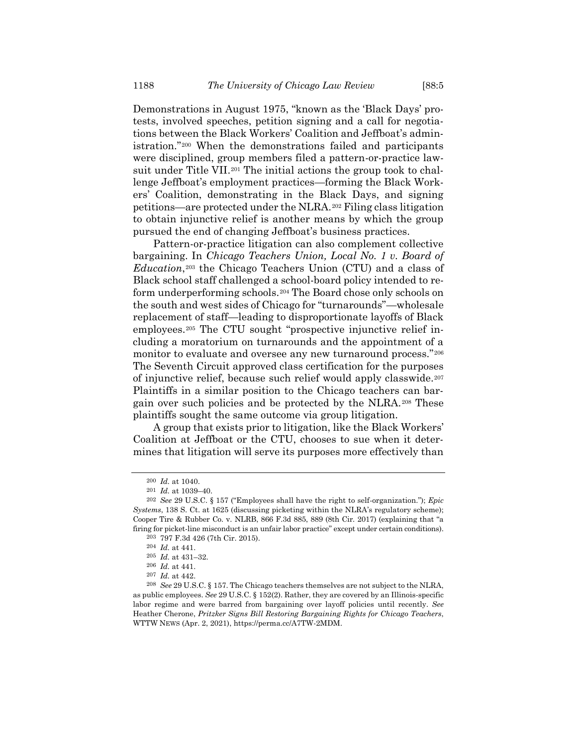Demonstrations in August 1975, "known as the 'Black Days' protests, involved speeches, petition signing and a call for negotiations between the Black Workers' Coalition and Jeffboat's administration."[200] When the demonstrations failed and participants were disciplined, group members filed a pattern-or-practice lawsuit under Title VII.[201] The initial actions the group took to challenge Jeffboat's employment practices—forming the Black Workers' Coalition, demonstrating in the Black Days, and signing petitions—are protected under the NLRA.[202] Filing class litigation to obtain injunctive relief is another means by which the group pursued the end of changing Jeffboat's business practices.

Pattern-or-practice litigation can also complement collective bargaining. In *Chicago Teachers Union, Local No. 1 v. Board of Education*,[203] the Chicago Teachers Union (CTU) and a class of Black school staff challenged a school-board policy intended to reform underperforming schools.[204] The Board chose only schools on the south and west sides of Chicago for "turnarounds"—wholesale replacement of staff—leading to disproportionate layoffs of Black employees.[205] The CTU sought "prospective injunctive relief including a moratorium on turnarounds and the appointment of a monitor to evaluate and oversee any new turnaround process."[206] The Seventh Circuit approved class certification for the purposes of injunctive relief, because such relief would apply classwide.[207] Plaintiffs in a similar position to the Chicago teachers can bargain over such policies and be protected by the NLRA.[208] These plaintiffs sought the same outcome via group litigation.

A group that exists prior to litigation, like the Black Workers' Coalition at Jeffboat or the CTU, chooses to sue when it determines that litigation will serve its purposes more effectively than

---

[200] *Id.* at 1040.

[201] *Id.* at 1039–40.

[202] *See* 29 U.S.C. § 157 ("Employees shall have the right to self-organization."); *Epic Systems*, 138 S. Ct. at 1625 (discussing picketing within the NLRA's regulatory scheme); Cooper Tire & Rubber Co. v. NLRB, 866 F.3d 885, 889 (8th Cir. 2017) (explaining that "a firing for picket-line misconduct is an unfair labor practice" except under certain conditions).

[203] 797 F.3d 426 (7th Cir. 2015).

[204] *Id.* at 441.

[205] *Id.* at 431–32.

[206] *Id.* at 441.

[207] *Id.* at 442.

[208] *See* 29 U.S.C. § 157. The Chicago teachers themselves are not subject to the NLRA, as public employees. *See* 29 U.S.C. § 152(2). Rather, they are covered by an Illinois-specific labor regime and were barred from bargaining over layoff policies until recently. *See* Heather Cherone, *Pritzker Signs Bill Restoring Bargaining Rights for Chicago Teachers*, WTTW NEWS (Apr. 2, 2021), https://perma.cc/A7TW-2MDM.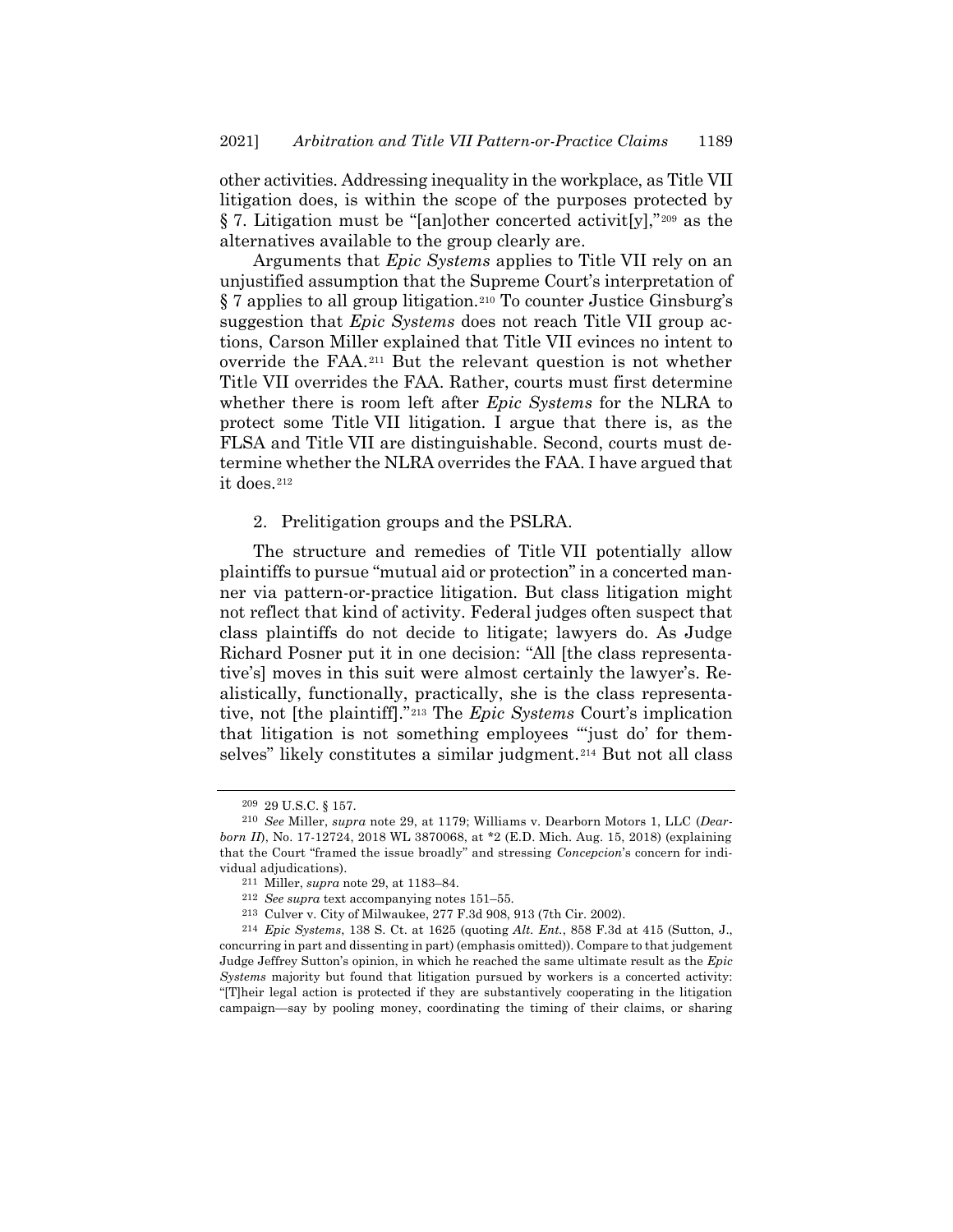other activities. Addressing inequality in the workplace, as Title VII litigation does, is within the scope of the purposes protected by § 7. Litigation must be "[an]other concerted activit[y],"[209] as the alternatives available to the group clearly are.

Arguments that *Epic Systems* applies to Title VII rely on an unjustified assumption that the Supreme Court's interpretation of § 7 applies to all group litigation.[210] To counter Justice Ginsburg's suggestion that *Epic Systems* does not reach Title VII group actions, Carson Miller explained that Title VII evinces no intent to override the FAA.[211] But the relevant question is not whether Title VII overrides the FAA. Rather, courts must first determine whether there is room left after *Epic Systems* for the NLRA to protect some Title VII litigation. I argue that there is, as the FLSA and Title VII are distinguishable. Second, courts must determine whether the NLRA overrides the FAA. I have argued that it does.[212]

2. Prelitigation groups and the PSLRA.

The structure and remedies of Title VII potentially allow plaintiffs to pursue "mutual aid or protection" in a concerted manner via pattern-or-practice litigation. But class litigation might not reflect that kind of activity. Federal judges often suspect that class plaintiffs do not decide to litigate; lawyers do. As Judge Richard Posner put it in one decision: "All [the class representative's] moves in this suit were almost certainly the lawyer's. Realistically, functionally, practically, she is the class representative, not [the plaintiff]."[213] The *Epic Systems* Court's implication that litigation is not something employees "'just do' for themselves" likely constitutes a similar judgment.[214] But not all class

---

[209] 29 U.S.C. § 157.

[210] *See* Miller, *supra* note 29, at 1179; Williams v. Dearborn Motors 1, LLC (*Dearborn II*), No. 17-12724, 2018 WL 3870068, at *2 (E.D. Mich. Aug. 15, 2018) (explaining that the Court "framed the issue broadly" and stressing *Concepcion*'s concern for individual adjudications).

[211] Miller, *supra* note 29, at 1183–84.

[212] *See supra* text accompanying notes 151–55.

[213] Culver v. City of Milwaukee, 277 F.3d 908, 913 (7th Cir. 2002).

[214] *Epic Systems*, 138 S. Ct. at 1625 (quoting *Alt. Ent.*, 858 F.3d at 415 (Sutton, J., concurring in part and dissenting in part) (emphasis omitted)). Compare to that judgement Judge Jeffrey Sutton's opinion, in which he reached the same ultimate result as the *Epic Systems* majority but found that litigation pursued by workers is a concerted activity: "[T]heir legal action is protected if they are substantively cooperating in the litigation campaign—say by pooling money, coordinating the timing of their claims, or sharing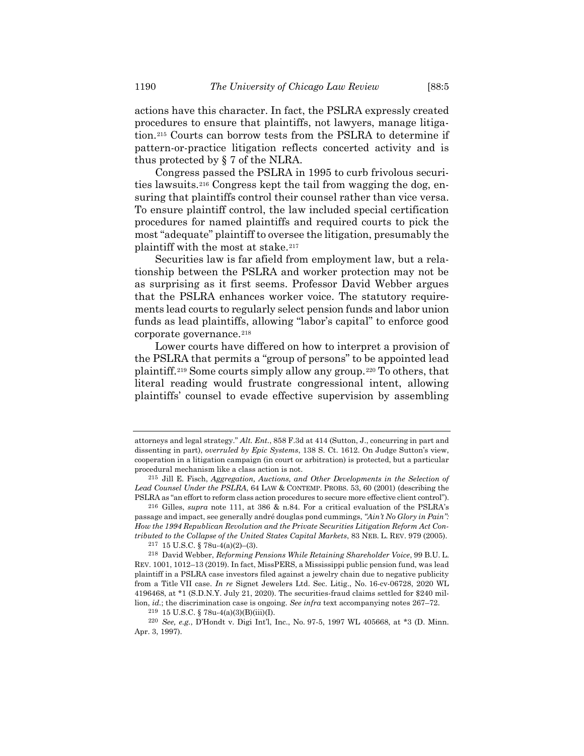actions have this character. In fact, the PSLRA expressly created procedures to ensure that plaintiffs, not lawyers, manage litigation.[215] Courts can borrow tests from the PSLRA to determine if pattern-or-practice litigation reflects concerted activity and is thus protected by § 7 of the NLRA.

Congress passed the PSLRA in 1995 to curb frivolous securities lawsuits.[216] Congress kept the tail from wagging the dog, ensuring that plaintiffs control their counsel rather than vice versa. To ensure plaintiff control, the law included special certification procedures for named plaintiffs and required courts to pick the most "adequate" plaintiff to oversee the litigation, presumably the plaintiff with the most at stake.[217]

Securities law is far afield from employment law, but a relationship between the PSLRA and worker protection may not be as surprising as it first seems. Professor David Webber argues that the PSLRA enhances worker voice. The statutory requirements lead courts to regularly select pension funds and labor union funds as lead plaintiffs, allowing "labor's capital" to enforce good corporate governance.[218]

Lower courts have differed on how to interpret a provision of the PSLRA that permits a "group of persons" to be appointed lead plaintiff.[219] Some courts simply allow any group.[220] To others, that literal reading would frustrate congressional intent, allowing plaintiffs' counsel to evade effective supervision by assembling

---

attorneys and legal strategy." *Alt. Ent.*, 858 F.3d at 414 (Sutton, J., concurring in part and dissenting in part), *overruled by Epic Systems*, 138 S. Ct. 1612. On Judge Sutton's view, cooperation in a litigation campaign (in court or arbitration) is protected, but a particular procedural mechanism like a class action is not.

[215] Jill E. Fisch, *Aggregation, Auctions, and Other Developments in the Selection of Lead Counsel Under the PSLRA*, 64 LAW & CONTEMP. PROBS. 53, 60 (2001) (describing the PSLRA as "an effort to reform class action procedures to secure more effective client control").

[216] Gilles, *supra* note 111, at 386 & n.84. For a critical evaluation of the PSLRA's passage and impact, see generally andré douglas pond cummings, *"Ain't No Glory in Pain": How the 1994 Republican Revolution and the Private Securities Litigation Reform Act Contributed to the Collapse of the United States Capital Markets*, 83 NEB. L. REV. 979 (2005).

[217] 15 U.S.C. § 78u-4(a)(2)–(3).

[218] David Webber, *Reforming Pensions While Retaining Shareholder Voice*, 99 B.U. L. REV. 1001, 1012–13 (2019). In fact, MissPERS, a Mississippi public pension fund, was lead plaintiff in a PSLRA case investors filed against a jewelry chain due to negative publicity from a Title VII case. *In re* Signet Jewelers Ltd. Sec. Litig., No. 16-cv-06728, 2020 WL 4196468, at *1 (S.D.N.Y. July 21, 2020). The securities-fraud claims settled for $240 million, *id.*; the discrimination case is ongoing. *See infra* text accompanying notes 267–72.

[219] 15 U.S.C. § 78u-4(a)(3)(B)(iii)(I).

[220] *See, e.g.*, D'Hondt v. Digi Int'l, Inc., No. 97-5, 1997 WL 405668, at *3 (D. Minn. Apr. 3, 1997).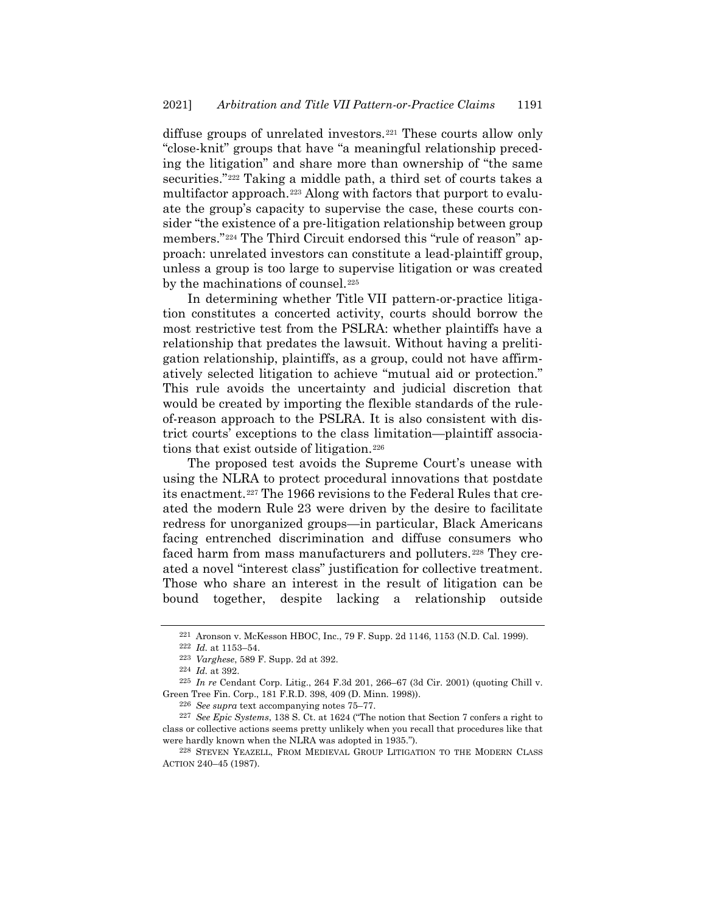diffuse groups of unrelated investors.[221] These courts allow only "close-knit" groups that have "a meaningful relationship preceding the litigation" and share more than ownership of "the same securities."[222] Taking a middle path, a third set of courts takes a multifactor approach.[223] Along with factors that purport to evaluate the group's capacity to supervise the case, these courts consider "the existence of a pre-litigation relationship between group members."[224] The Third Circuit endorsed this "rule of reason" approach: unrelated investors can constitute a lead-plaintiff group, unless a group is too large to supervise litigation or was created by the machinations of counsel.[225]

In determining whether Title VII pattern-or-practice litigation constitutes a concerted activity, courts should borrow the most restrictive test from the PSLRA: whether plaintiffs have a relationship that predates the lawsuit. Without having a prelitigation relationship, plaintiffs, as a group, could not have affirmatively selected litigation to achieve "mutual aid or protection." This rule avoids the uncertainty and judicial discretion that would be created by importing the flexible standards of the rule-of-reason approach to the PSLRA. It is also consistent with district courts' exceptions to the class limitation—plaintiff associations that exist outside of litigation.[226]

The proposed test avoids the Supreme Court's unease with using the NLRA to protect procedural innovations that postdate its enactment.[227] The 1966 revisions to the Federal Rules that created the modern Rule 23 were driven by the desire to facilitate redress for unorganized groups—in particular, Black Americans facing entrenched discrimination and diffuse consumers who faced harm from mass manufacturers and polluters.[228] They created a novel "interest class" justification for collective treatment. Those who share an interest in the result of litigation can be bound together, despite lacking a relationship outside

---

221 Aronson v. McKesson HBOC, Inc., 79 F. Supp. 2d 1146, 1153 (N.D. Cal. 1999).

222 *Id.* at 1153–54.

223 *Varghese*, 589 F. Supp. 2d at 392.

224 *Id.* at 392.

225 *In re* Cendant Corp. Litig., 264 F.3d 201, 266–67 (3d Cir. 2001) (quoting Chill v. Green Tree Fin. Corp., 181 F.R.D. 398, 409 (D. Minn. 1998)).

226 *See supra* text accompanying notes 75–77.

227 *See Epic Systems*, 138 S. Ct. at 1624 ("The notion that Section 7 confers a right to class or collective actions seems pretty unlikely when you recall that procedures like that were hardly known when the NLRA was adopted in 1935.").

228 STEVEN YEAZELL, FROM MEDIEVAL GROUP LITIGATION TO THE MODERN CLASS ACTION 240–45 (1987).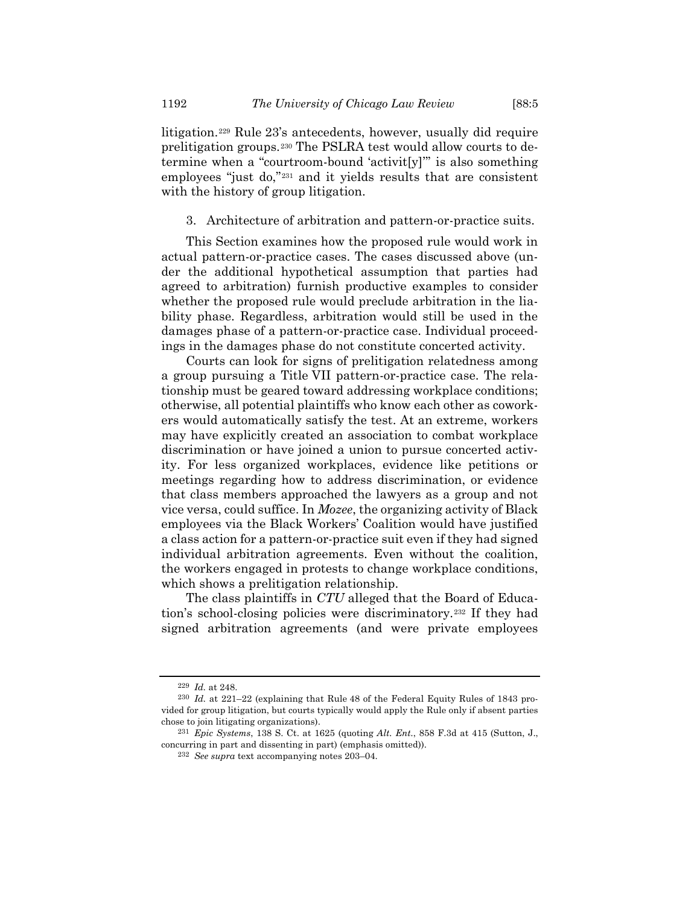litigation.[229] Rule 23's antecedents, however, usually did require prelitigation groups.[230] The PSLRA test would allow courts to determine when a "courtroom-bound 'activit[y]'" is also something employees "just do,"[231] and it yields results that are consistent with the history of group litigation.

3. Architecture of arbitration and pattern-or-practice suits.

This Section examines how the proposed rule would work in actual pattern-or-practice cases. The cases discussed above (under the additional hypothetical assumption that parties had agreed to arbitration) furnish productive examples to consider whether the proposed rule would preclude arbitration in the liability phase. Regardless, arbitration would still be used in the damages phase of a pattern-or-practice case. Individual proceedings in the damages phase do not constitute concerted activity.

Courts can look for signs of prelitigation relatedness among a group pursuing a Title VII pattern-or-practice case. The relationship must be geared toward addressing workplace conditions; otherwise, all potential plaintiffs who know each other as coworkers would automatically satisfy the test. At an extreme, workers may have explicitly created an association to combat workplace discrimination or have joined a union to pursue concerted activity. For less organized workplaces, evidence like petitions or meetings regarding how to address discrimination, or evidence that class members approached the lawyers as a group and not vice versa, could suffice. In *Mozee*, the organizing activity of Black employees via the Black Workers' Coalition would have justified a class action for a pattern-or-practice suit even if they had signed individual arbitration agreements. Even without the coalition, the workers engaged in protests to change workplace conditions, which shows a prelitigation relationship.

The class plaintiffs in *CTU* alleged that the Board of Education's school-closing policies were discriminatory.[232] If they had signed arbitration agreements (and were private employees

---

[229] *Id.* at 248.

[230] *Id.* at 221–22 (explaining that Rule 48 of the Federal Equity Rules of 1843 provided for group litigation, but courts typically would apply the Rule only if absent parties chose to join litigating organizations).

[231] *Epic Systems*, 138 S. Ct. at 1625 (quoting *Alt. Ent.*, 858 F.3d at 415 (Sutton, J., concurring in part and dissenting in part) (emphasis omitted)).

[232] *See supra* text accompanying notes 203–04.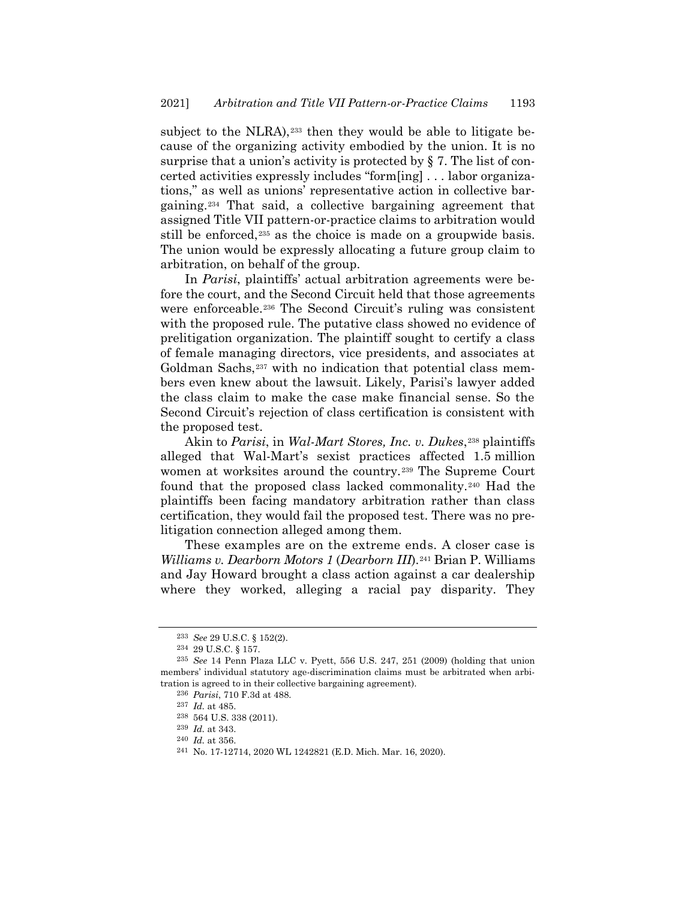subject to the NLRA),[233] then they would be able to litigate because of the organizing activity embodied by the union. It is no surprise that a union's activity is protected by § 7. The list of concerted activities expressly includes "form[ing] . . . labor organizations," as well as unions' representative action in collective bargaining.[234] That said, a collective bargaining agreement that assigned Title VII pattern-or-practice claims to arbitration would still be enforced,[235] as the choice is made on a groupwide basis. The union would be expressly allocating a future group claim to arbitration, on behalf of the group.

In *Parisi*, plaintiffs' actual arbitration agreements were before the court, and the Second Circuit held that those agreements were enforceable.[236] The Second Circuit's ruling was consistent with the proposed rule. The putative class showed no evidence of prelitigation organization. The plaintiff sought to certify a class of female managing directors, vice presidents, and associates at Goldman Sachs,[237] with no indication that potential class members even knew about the lawsuit. Likely, Parisi's lawyer added the class claim to make the case make financial sense. So the Second Circuit's rejection of class certification is consistent with the proposed test.

Akin to *Parisi*, in *Wal-Mart Stores, Inc. v. Dukes*,[238] plaintiffs alleged that Wal-Mart's sexist practices affected 1.5 million women at worksites around the country.[239] The Supreme Court found that the proposed class lacked commonality.[240] Had the plaintiffs been facing mandatory arbitration rather than class certification, they would fail the proposed test. There was no prelitigation connection alleged among them.

These examples are on the extreme ends. A closer case is *Williams v. Dearborn Motors 1* (*Dearborn III*).[241] Brian P. Williams and Jay Howard brought a class action against a car dealership where they worked, alleging a racial pay disparity. They

---

[233] *See* 29 U.S.C. § 152(2).

[234] 29 U.S.C. § 157.

[235] *See* 14 Penn Plaza LLC v. Pyett, 556 U.S. 247, 251 (2009) (holding that union members' individual statutory age-discrimination claims must be arbitrated when arbitration is agreed to in their collective bargaining agreement).

[236] *Parisi*, 710 F.3d at 488.

[237] *Id.* at 485.

[238] 564 U.S. 338 (2011).

[239] *Id.* at 343.

[240] *Id.* at 356.

[241] No. 17-12714, 2020 WL 1242821 (E.D. Mich. Mar. 16, 2020).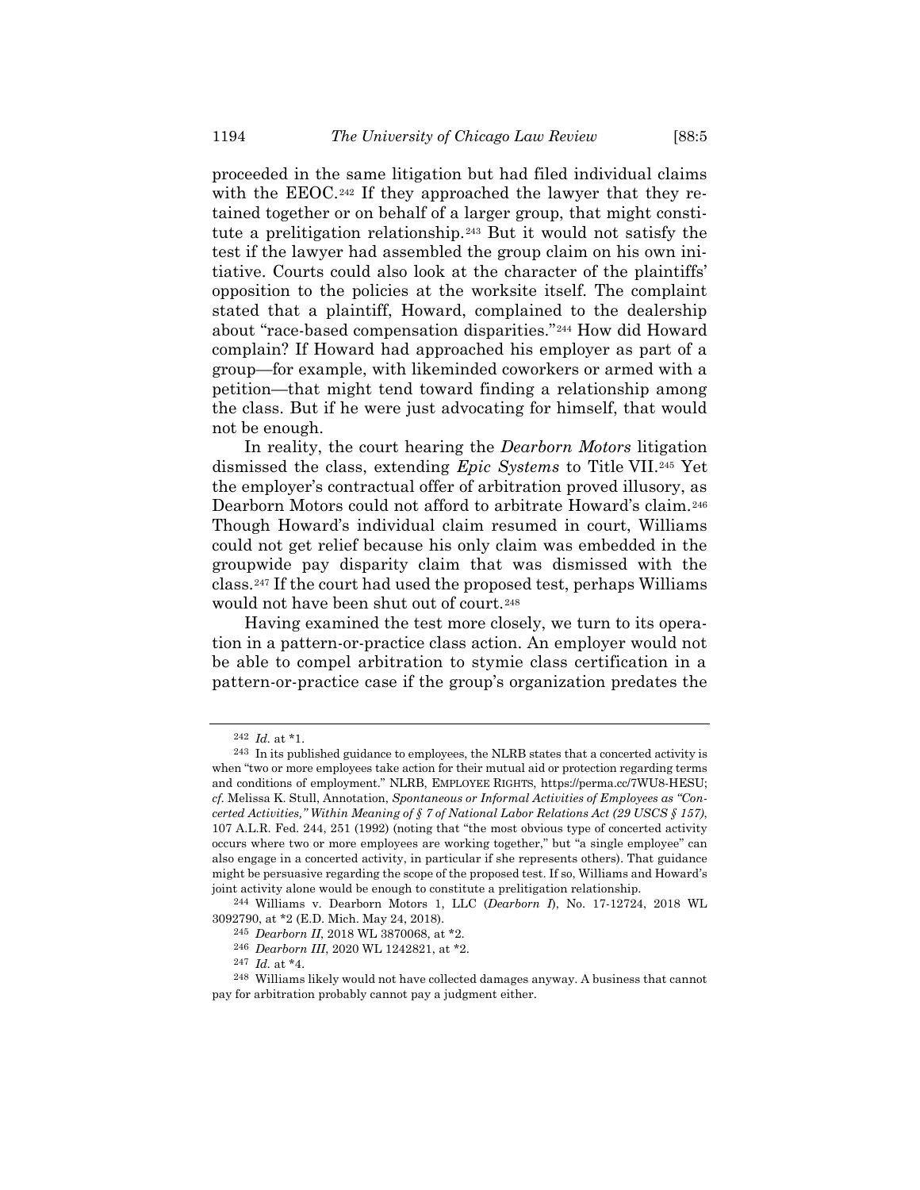proceeded in the same litigation but had filed individual claims with the EEOC.[242] If they approached the lawyer that they retained together or on behalf of a larger group, that might constitute a prelitigation relationship.[243] But it would not satisfy the test if the lawyer had assembled the group claim on his own initiative. Courts could also look at the character of the plaintiffs' opposition to the policies at the worksite itself. The complaint stated that a plaintiff, Howard, complained to the dealership about "race-based compensation disparities."[244] How did Howard complain? If Howard had approached his employer as part of a group—for example, with likeminded coworkers or armed with a petition—that might tend toward finding a relationship among the class. But if he were just advocating for himself, that would not be enough.

In reality, the court hearing the *Dearborn Motors* litigation dismissed the class, extending *Epic Systems* to Title VII.[245] Yet the employer's contractual offer of arbitration proved illusory, as Dearborn Motors could not afford to arbitrate Howard's claim.[246] Though Howard's individual claim resumed in court, Williams could not get relief because his only claim was embedded in the groupwide pay disparity claim that was dismissed with the class.[247] If the court had used the proposed test, perhaps Williams would not have been shut out of court.[248]

Having examined the test more closely, we turn to its operation in a pattern-or-practice class action. An employer would not be able to compel arbitration to stymie class certification in a pattern-or-practice case if the group's organization predates the

---

[242] *Id.* at *1.

[243] In its published guidance to employees, the NLRB states that a concerted activity is when "two or more employees take action for their mutual aid or protection regarding terms and conditions of employment." NLRB, EMPLOYEE RIGHTS, https://perma.cc/7WU8-HESU; *cf.* Melissa K. Stull, Annotation, *Spontaneous or Informal Activities of Employees as "Concerted Activities," Within Meaning of § 7 of National Labor Relations Act (29 USCS § 157)*, 107 A.L.R. Fed. 244, 251 (1992) (noting that "the most obvious type of concerted activity occurs where two or more employees are working together," but "a single employee" can also engage in a concerted activity, in particular if she represents others). That guidance might be persuasive regarding the scope of the proposed test. If so, Williams and Howard's joint activity alone would be enough to constitute a prelitigation relationship.

[244] Williams v. Dearborn Motors 1, LLC (*Dearborn I*), No. 17-12724, 2018 WL 3092790, at *2 (E.D. Mich. May 24, 2018).

[245] *Dearborn II*, 2018 WL 3870068, at *2.

[246] *Dearborn III*, 2020 WL 1242821, at *2.

[247] *Id.* at *4.

[248] Williams likely would not have collected damages anyway. A business that cannot pay for arbitration probably cannot pay a judgment either.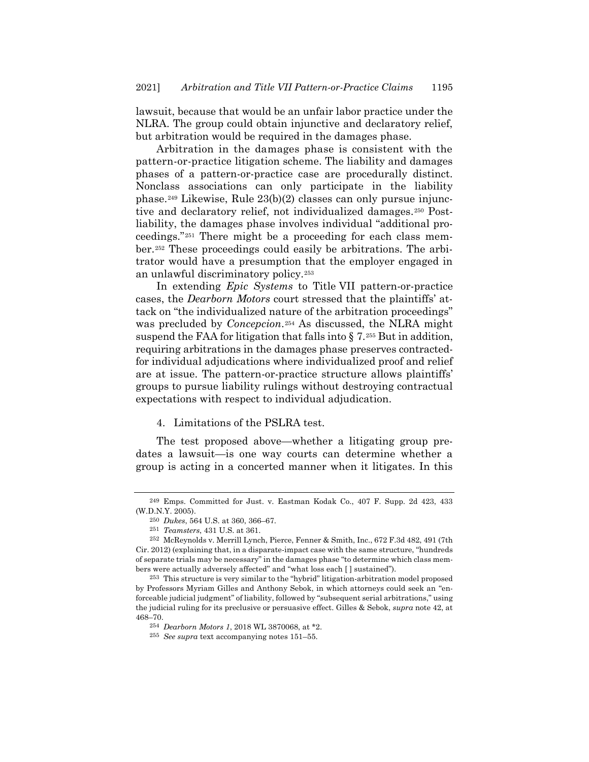lawsuit, because that would be an unfair labor practice under the NLRA. The group could obtain injunctive and declaratory relief, but arbitration would be required in the damages phase.

Arbitration in the damages phase is consistent with the pattern-or-practice litigation scheme. The liability and damages phases of a pattern-or-practice case are procedurally distinct. Nonclass associations can only participate in the liability phase.[249] Likewise, Rule 23(b)(2) classes can only pursue injunctive and declaratory relief, not individualized damages.[250] Post-liability, the damages phase involves individual "additional proceedings."[251] There might be a proceeding for each class member.[252] These proceedings could easily be arbitrations. The arbitrator would have a presumption that the employer engaged in an unlawful discriminatory policy.[253]

In extending *Epic Systems* to Title VII pattern-or-practice cases, the *Dearborn Motors* court stressed that the plaintiffs' attack on "the individualized nature of the arbitration proceedings" was precluded by *Concepcion*.[254] As discussed, the NLRA might suspend the FAA for litigation that falls into § 7.[255] But in addition, requiring arbitrations in the damages phase preserves contracted-for individual adjudications where individualized proof and relief are at issue. The pattern-or-practice structure allows plaintiffs' groups to pursue liability rulings without destroying contractual expectations with respect to individual adjudication.

4. Limitations of the PSLRA test.

The test proposed above—whether a litigating group predates a lawsuit—is one way courts can determine whether a group is acting in a concerted manner when it litigates. In this

---

[249] Emps. Committed for Just. v. Eastman Kodak Co., 407 F. Supp. 2d 423, 433 (W.D.N.Y. 2005).

[250] *Dukes*, 564 U.S. at 360, 366–67.

[251] *Teamsters*, 431 U.S. at 361.

[252] McReynolds v. Merrill Lynch, Pierce, Fenner & Smith, Inc., 672 F.3d 482, 491 (7th Cir. 2012) (explaining that, in a disparate-impact case with the same structure, "hundreds of separate trials may be necessary" in the damages phase "to determine which class members were actually adversely affected" and "what loss each [ ] sustained").

[253] This structure is very similar to the "hybrid" litigation-arbitration model proposed by Professors Myriam Gilles and Anthony Sebok, in which attorneys could seek an "enforceable judicial judgment" of liability, followed by "subsequent serial arbitrations," using the judicial ruling for its preclusive or persuasive effect. Gilles & Sebok, *supra* note 42, at 468–70.

[254] *Dearborn Motors 1*, 2018 WL 3870068, at *2.

[255] *See supra* text accompanying notes 151–55.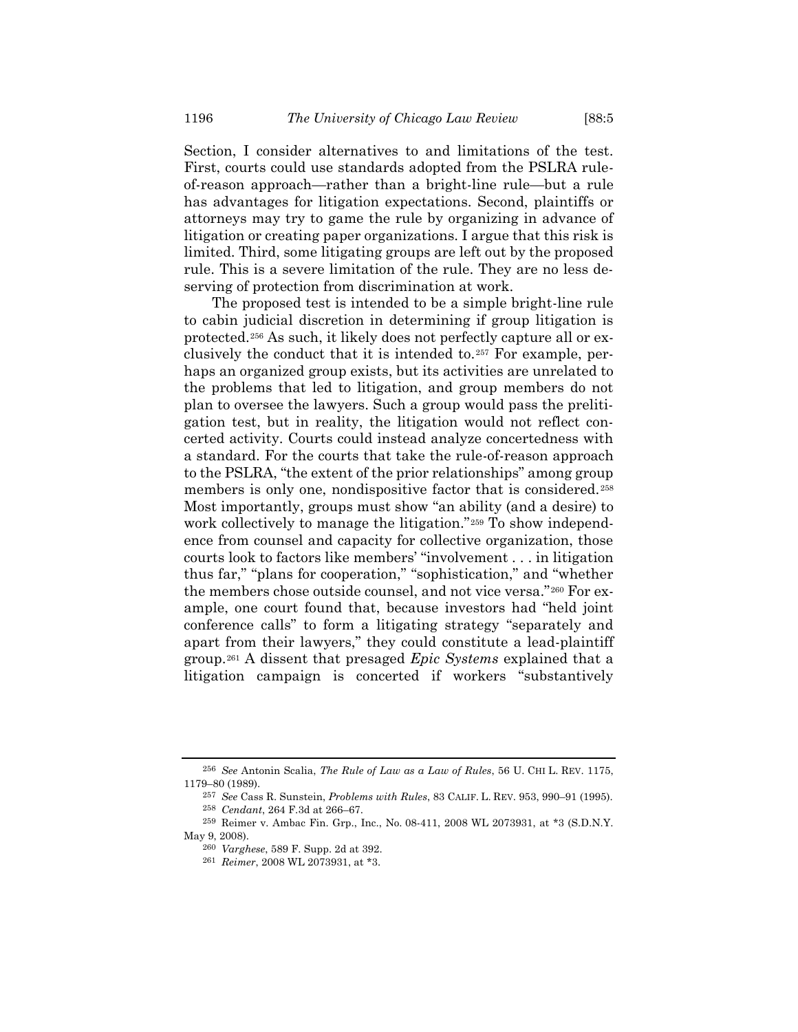Section, I consider alternatives to and limitations of the test. First, courts could use standards adopted from the PSLRA rule-of-reason approach—rather than a bright-line rule—but a rule has advantages for litigation expectations. Second, plaintiffs or attorneys may try to game the rule by organizing in advance of litigation or creating paper organizations. I argue that this risk is limited. Third, some litigating groups are left out by the proposed rule. This is a severe limitation of the rule. They are no less deserving of protection from discrimination at work.

The proposed test is intended to be a simple bright-line rule to cabin judicial discretion in determining if group litigation is protected.[256] As such, it likely does not perfectly capture all or exclusively the conduct that it is intended to.[257] For example, perhaps an organized group exists, but its activities are unrelated to the problems that led to litigation, and group members do not plan to oversee the lawyers. Such a group would pass the prelitigation test, but in reality, the litigation would not reflect concerted activity. Courts could instead analyze concertedness with a standard. For the courts that take the rule-of-reason approach to the PSLRA, "the extent of the prior relationships" among group members is only one, nondispositive factor that is considered.[258] Most importantly, groups must show "an ability (and a desire) to work collectively to manage the litigation."[259] To show independence from counsel and capacity for collective organization, those courts look to factors like members' "involvement . . . in litigation thus far," "plans for cooperation," "sophistication," and "whether the members chose outside counsel, and not vice versa."[260] For example, one court found that, because investors had "held joint conference calls" to form a litigating strategy "separately and apart from their lawyers," they could constitute a lead-plaintiff group.[261] A dissent that presaged *Epic Systems* explained that a litigation campaign is concerted if workers "substantively

---

[256] *See* Antonin Scalia, *The Rule of Law as a Law of Rules*, 56 U. CHI L. REV. 1175, 1179–80 (1989).

[257] *See* Cass R. Sunstein, *Problems with Rules*, 83 CALIF. L. REV. 953, 990–91 (1995).

[258] *Cendant*, 264 F.3d at 266–67.

[259] Reimer v. Ambac Fin. Grp., Inc., No. 08-411, 2008 WL 2073931, at *3 (S.D.N.Y. May 9, 2008).

[260] *Varghese*, 589 F. Supp. 2d at 392.

[261] *Reimer*, 2008 WL 2073931, at *3.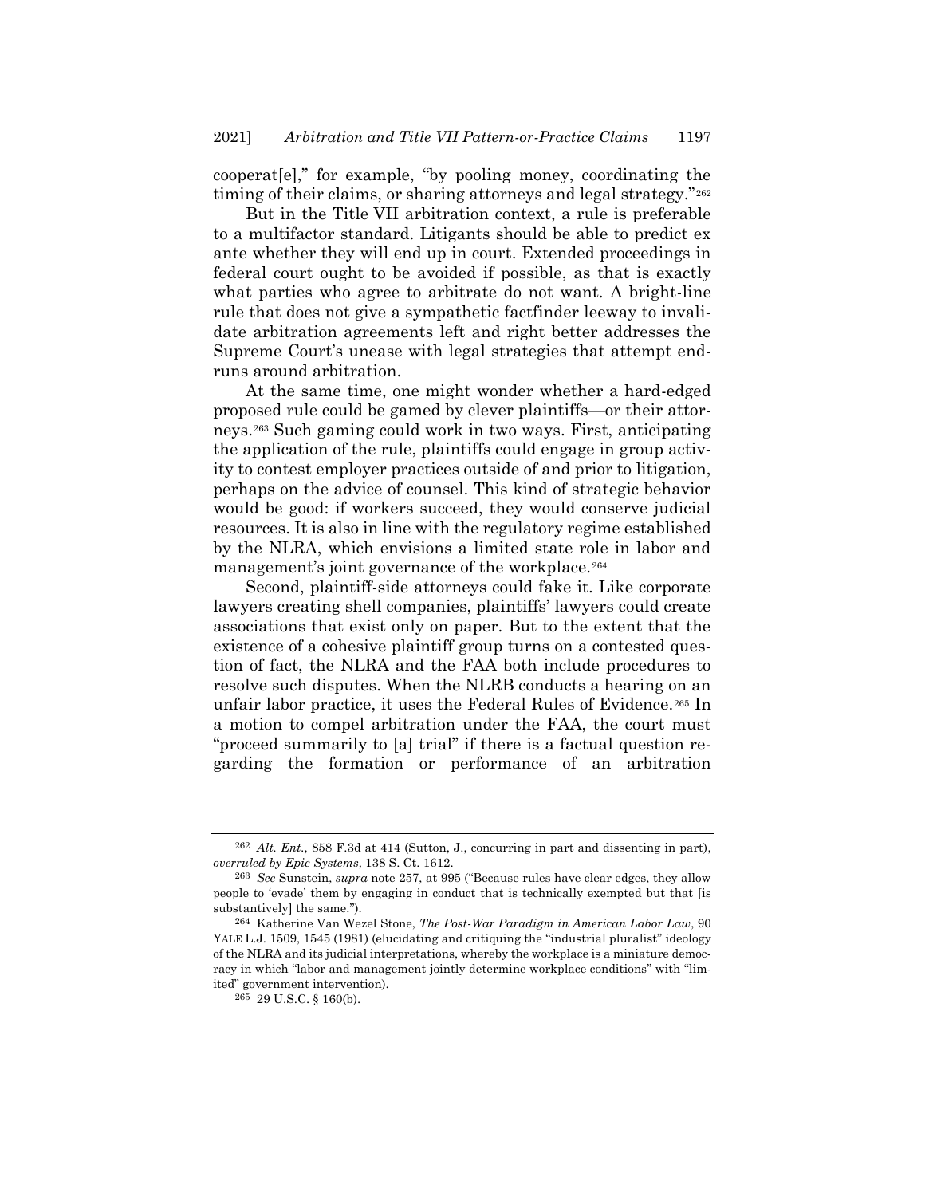cooperat[e]," for example, "by pooling money, coordinating the timing of their claims, or sharing attorneys and legal strategy."[262]

But in the Title VII arbitration context, a rule is preferable to a multifactor standard. Litigants should be able to predict ex ante whether they will end up in court. Extended proceedings in federal court ought to be avoided if possible, as that is exactly what parties who agree to arbitrate do not want. A bright-line rule that does not give a sympathetic factfinder leeway to invalidate arbitration agreements left and right better addresses the Supreme Court's unease with legal strategies that attempt end-runs around arbitration.

At the same time, one might wonder whether a hard-edged proposed rule could be gamed by clever plaintiffs—or their attorneys.[263] Such gaming could work in two ways. First, anticipating the application of the rule, plaintiffs could engage in group activity to contest employer practices outside of and prior to litigation, perhaps on the advice of counsel. This kind of strategic behavior would be good: if workers succeed, they would conserve judicial resources. It is also in line with the regulatory regime established by the NLRA, which envisions a limited state role in labor and management's joint governance of the workplace.[264]

Second, plaintiff-side attorneys could fake it. Like corporate lawyers creating shell companies, plaintiffs' lawyers could create associations that exist only on paper. But to the extent that the existence of a cohesive plaintiff group turns on a contested question of fact, the NLRA and the FAA both include procedures to resolve such disputes. When the NLRB conducts a hearing on an unfair labor practice, it uses the Federal Rules of Evidence.[265] In a motion to compel arbitration under the FAA, the court must "proceed summarily to [a] trial" if there is a factual question regarding the formation or performance of an arbitration

---

[262] *Alt. Ent.*, 858 F.3d at 414 (Sutton, J., concurring in part and dissenting in part), *overruled by Epic Systems*, 138 S. Ct. 1612.

[263] *See* Sunstein, *supra* note 257, at 995 ("Because rules have clear edges, they allow people to 'evade' them by engaging in conduct that is technically exempted but that [is substantively] the same.").

[264] Katherine Van Wezel Stone, *The Post-War Paradigm in American Labor Law*, 90 YALE L.J. 1509, 1545 (1981) (elucidating and critiquing the "industrial pluralist" ideology of the NLRA and its judicial interpretations, whereby the workplace is a miniature democracy in which "labor and management jointly determine workplace conditions" with "limited" government intervention).

[265] 29 U.S.C. § 160(b).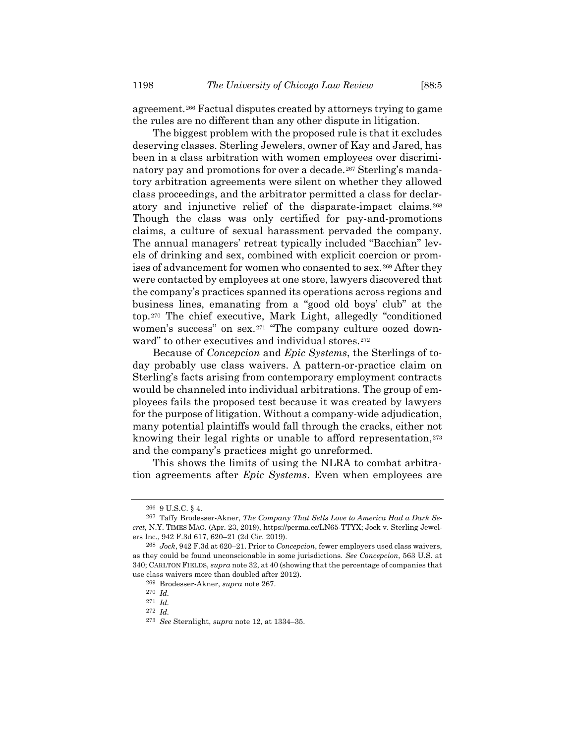agreement.[266] Factual disputes created by attorneys trying to game the rules are no different than any other dispute in litigation.

The biggest problem with the proposed rule is that it excludes deserving classes. Sterling Jewelers, owner of Kay and Jared, has been in a class arbitration with women employees over discriminatory pay and promotions for over a decade.[267] Sterling's mandatory arbitration agreements were silent on whether they allowed class proceedings, and the arbitrator permitted a class for declaratory and injunctive relief of the disparate-impact claims.[268] Though the class was only certified for pay-and-promotions claims, a culture of sexual harassment pervaded the company. The annual managers' retreat typically included "Bacchian" levels of drinking and sex, combined with explicit coercion or promises of advancement for women who consented to sex.[269] After they were contacted by employees at one store, lawyers discovered that the company's practices spanned its operations across regions and business lines, emanating from a "good old boys' club" at the top.[270] The chief executive, Mark Light, allegedly "conditioned women's success" on sex.[271] "The company culture oozed downward" to other executives and individual stores.[272]

Because of *Concepcion* and *Epic Systems*, the Sterlings of today probably use class waivers. A pattern-or-practice claim on Sterling's facts arising from contemporary employment contracts would be channeled into individual arbitrations. The group of employees fails the proposed test because it was created by lawyers for the purpose of litigation. Without a company-wide adjudication, many potential plaintiffs would fall through the cracks, either not knowing their legal rights or unable to afford representation,[273] and the company's practices might go unreformed.

This shows the limits of using the NLRA to combat arbitration agreements after *Epic Systems*. Even when employees are

---

[266] 9 U.S.C. § 4.

[267] Taffy Brodesser-Akner, *The Company That Sells Love to America Had a Dark Secret*, N.Y. TIMES MAG. (Apr. 23, 2019), https://perma.cc/LN65-TTYX; Jock v. Sterling Jewelers Inc., 942 F.3d 617, 620–21 (2d Cir. 2019).

[268] *Jock*, 942 F.3d at 620–21. Prior to *Concepcion*, fewer employers used class waivers, as they could be found unconscionable in some jurisdictions. *See Concepcion*, 563 U.S. at 340; CARLTON FIELDS, *supra* note 32, at 40 (showing that the percentage of companies that use class waivers more than doubled after 2012).

[269] Brodesser-Akner, *supra* note 267.

[270] *Id.*

[271] *Id.*

[272] *Id.*

[273] *See* Sternlight, *supra* note 12, at 1334–35.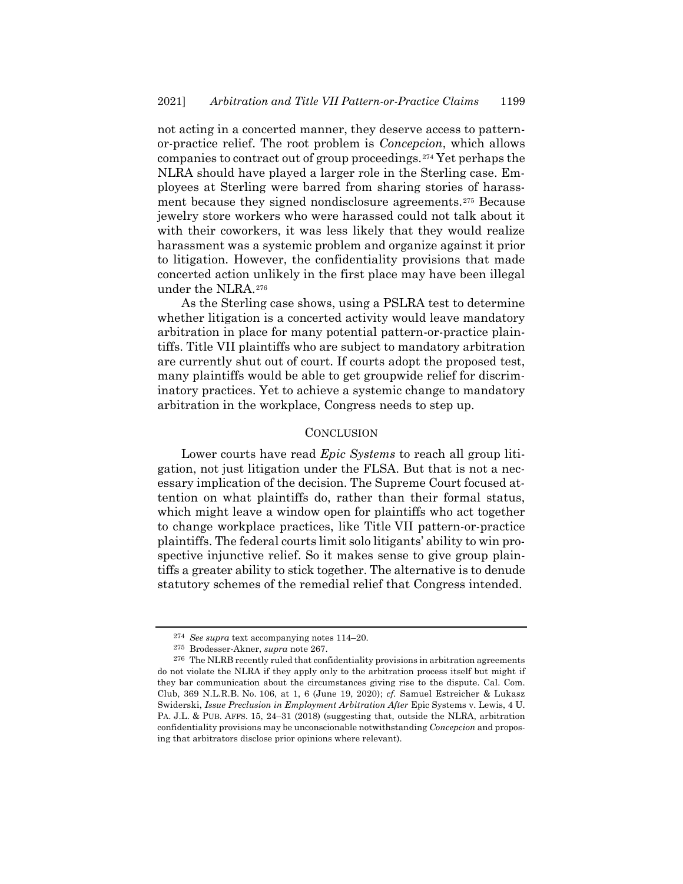not acting in a concerted manner, they deserve access to pattern-or-practice relief. The root problem is *Concepcion*, which allows companies to contract out of group proceedings.[274] Yet perhaps the NLRA should have played a larger role in the Sterling case. Employees at Sterling were barred from sharing stories of harassment because they signed nondisclosure agreements.[275] Because jewelry store workers who were harassed could not talk about it with their coworkers, it was less likely that they would realize harassment was a systemic problem and organize against it prior to litigation. However, the confidentiality provisions that made concerted action unlikely in the first place may have been illegal under the NLRA.[276]

As the Sterling case shows, using a PSLRA test to determine whether litigation is a concerted activity would leave mandatory arbitration in place for many potential pattern-or-practice plaintiffs. Title VII plaintiffs who are subject to mandatory arbitration are currently shut out of court. If courts adopt the proposed test, many plaintiffs would be able to get groupwide relief for discriminatory practices. Yet to achieve a systemic change to mandatory arbitration in the workplace, Congress needs to step up.

## CONCLUSION

Lower courts have read *Epic Systems* to reach all group litigation, not just litigation under the FLSA. But that is not a necessary implication of the decision. The Supreme Court focused attention on what plaintiffs do, rather than their formal status, which might leave a window open for plaintiffs who act together to change workplace practices, like Title VII pattern-or-practice plaintiffs. The federal courts limit solo litigants' ability to win prospective injunctive relief. So it makes sense to give group plaintiffs a greater ability to stick together. The alternative is to denude statutory schemes of the remedial relief that Congress intended.

---

[274] *See supra* text accompanying notes 114–20.

[275] Brodesser-Akner, *supra* note 267.

[276] The NLRB recently ruled that confidentiality provisions in arbitration agreements do not violate the NLRA if they apply only to the arbitration process itself but might if they bar communication about the circumstances giving rise to the dispute. Cal. Com. Club, 369 N.L.R.B. No. 106, at 1, 6 (June 19, 2020); *cf.* Samuel Estreicher & Lukasz Swiderski, *Issue Preclusion in Employment Arbitration After* Epic Systems v. Lewis, 4 U. PA. J.L. & PUB. AFFS. 15, 24–31 (2018) (suggesting that, outside the NLRA, arbitration confidentiality provisions may be unconscionable notwithstanding *Concepcion* and proposing that arbitrators disclose prior opinions where relevant).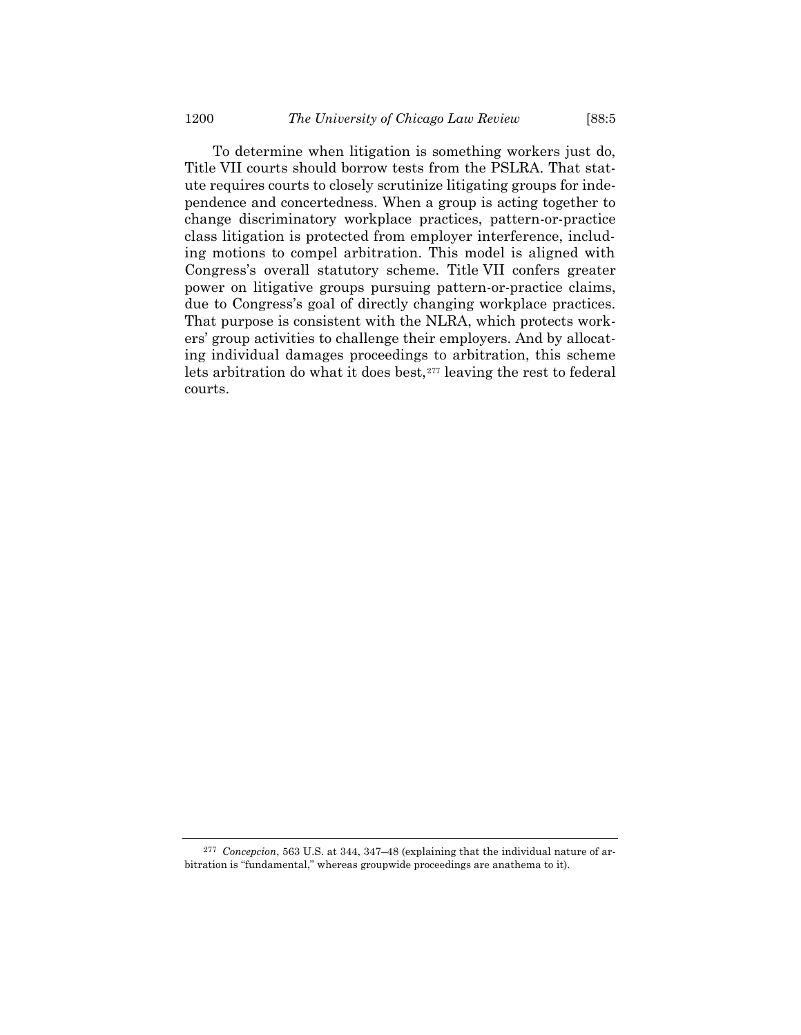To determine when litigation is something workers just do, Title VII courts should borrow tests from the PSLRA. That statute requires courts to closely scrutinize litigating groups for independence and concertedness. When a group is acting together to change discriminatory workplace practices, pattern-or-practice class litigation is protected from employer interference, including motions to compel arbitration. This model is aligned with Congress's overall statutory scheme. Title VII confers greater power on litigative groups pursuing pattern-or-practice claims, due to Congress's goal of directly changing workplace practices. That purpose is consistent with the NLRA, which protects workers' group activities to challenge their employers. And by allocating individual damages proceedings to arbitration, this scheme lets arbitration do what it does best,[277] leaving the rest to federal courts.

[277] *Concepcion*, 563 U.S. at 344, 347–48 (explaining that the individual nature of arbitration is "fundamental," whereas groupwide proceedings are anathema to it).